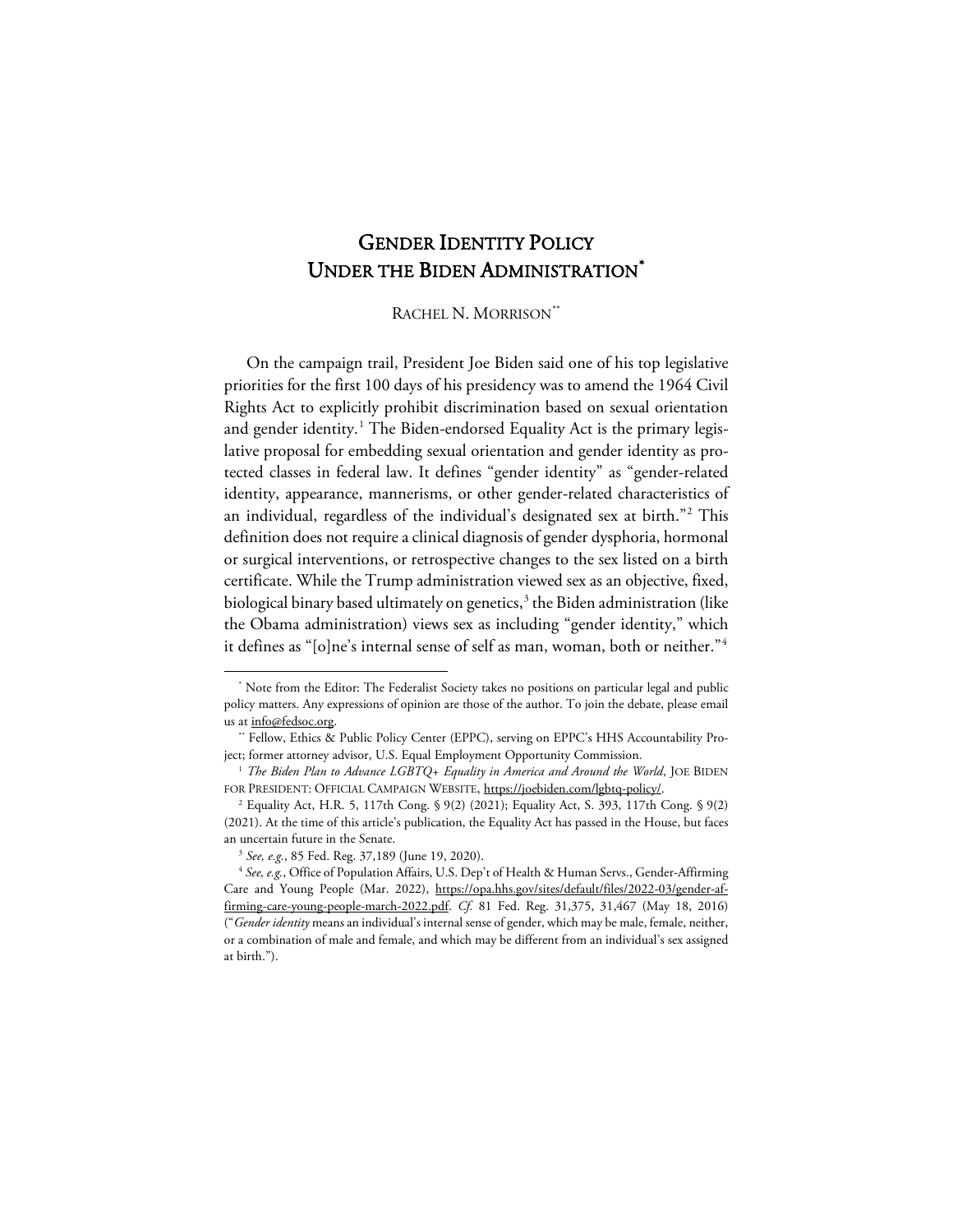# GENDER IDENTITY POLICY UNDER THE BIDEN ADMINISTRATION*

RACHEL N. MORRISON**

On the campaign trail, President Joe Biden said one of his top legislative priorities for the first 100 days of his presidency was to amend the 1964 Civil Rights Act to explicitly prohibit discrimination based on sexual orientation and gender identity.[1] The Biden-endorsed Equality Act is the primary legislative proposal for embedding sexual orientation and gender identity as protected classes in federal law. It defines "gender identity" as "gender-related identity, appearance, mannerisms, or other gender-related characteristics of an individual, regardless of the individual's designated sex at birth."[2] This definition does not require a clinical diagnosis of gender dysphoria, hormonal or surgical interventions, or retrospective changes to the sex listed on a birth certificate. While the Trump administration viewed sex as an objective, fixed, biological binary based ultimately on genetics,[3] the Biden administration (like the Obama administration) views sex as including "gender identity," which it defines as "[o]ne's internal sense of self as man, woman, both or neither."[4]

---

\* Note from the Editor: The Federalist Society takes no positions on particular legal and public policy matters. Any expressions of opinion are those of the author. To join the debate, please email us at info@fedsoc.org.

\*\* Fellow, Ethics & Public Policy Center (EPPC), serving on EPPC's HHS Accountability Project; former attorney advisor, U.S. Equal Employment Opportunity Commission.

[1] *The Biden Plan to Advance LGBTQ+ Equality in America and Around the World*, JOE BIDEN FOR PRESIDENT: OFFICIAL CAMPAIGN WEBSITE, https://joebiden.com/lgbtq-policy/.

[2] Equality Act, H.R. 5, 117th Cong. § 9(2) (2021); Equality Act, S. 393, 117th Cong. § 9(2) (2021). At the time of this article's publication, the Equality Act has passed in the House, but faces an uncertain future in the Senate.

[3] *See, e.g.*, 85 Fed. Reg. 37,189 (June 19, 2020).

[4] *See, e.g.*, Office of Population Affairs, U.S. Dep't of Health & Human Servs., Gender-Affirming Care and Young People (Mar. 2022), https://opa.hhs.gov/sites/default/files/2022-03/gender-affirming-care-young-people-march-2022.pdf. *Cf.* 81 Fed. Reg. 31,375, 31,467 (May 18, 2016) ("*Gender identity* means an individual's internal sense of gender, which may be male, female, neither, or a combination of male and female, and which may be different from an individual's sex assigned at birth.").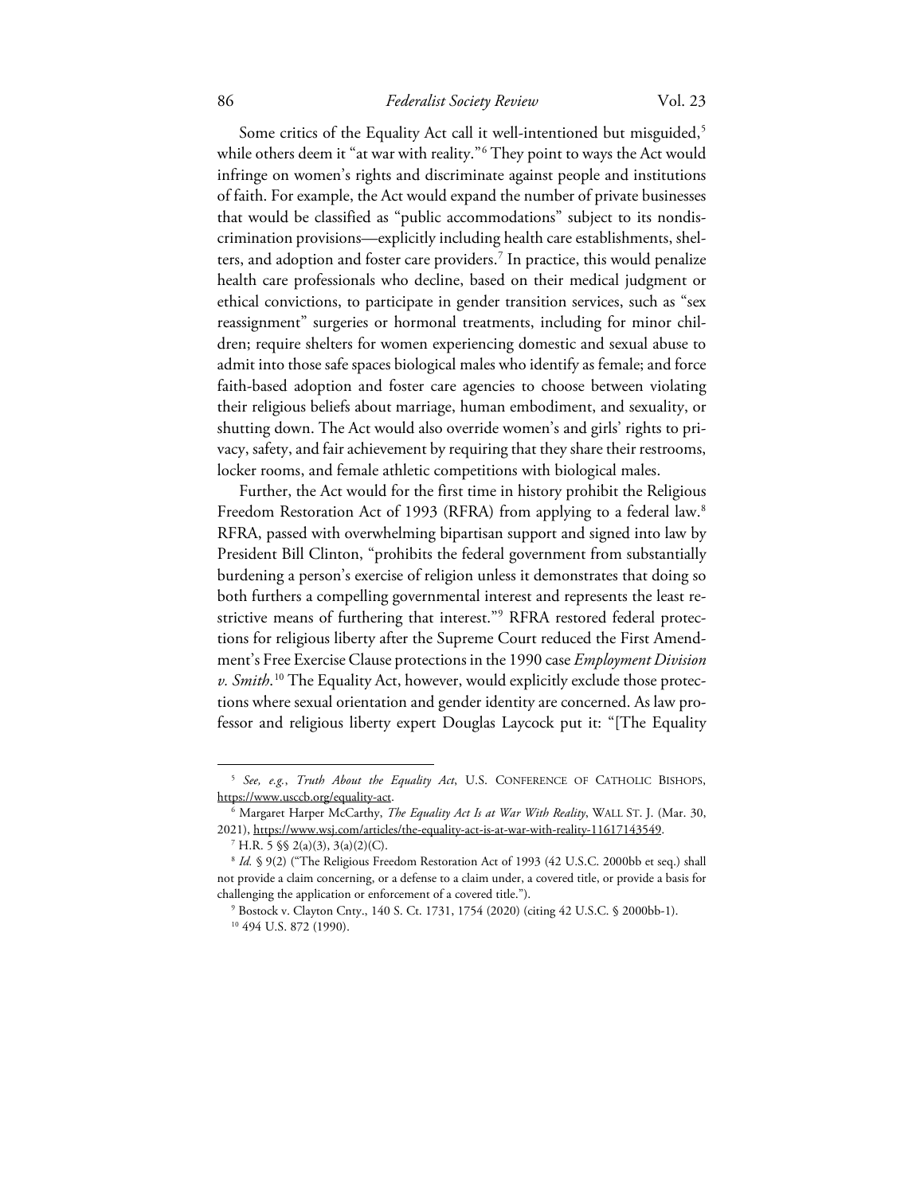Some critics of the Equality Act call it well-intentioned but misguided,[5] while others deem it "at war with reality."[6] They point to ways the Act would infringe on women's rights and discriminate against people and institutions of faith. For example, the Act would expand the number of private businesses that would be classified as "public accommodations" subject to its nondiscrimination provisions—explicitly including health care establishments, shelters, and adoption and foster care providers.[7] In practice, this would penalize health care professionals who decline, based on their medical judgment or ethical convictions, to participate in gender transition services, such as "sex reassignment" surgeries or hormonal treatments, including for minor children; require shelters for women experiencing domestic and sexual abuse to admit into those safe spaces biological males who identify as female; and force faith-based adoption and foster care agencies to choose between violating their religious beliefs about marriage, human embodiment, and sexuality, or shutting down. The Act would also override women's and girls' rights to privacy, safety, and fair achievement by requiring that they share their restrooms, locker rooms, and female athletic competitions with biological males.

Further, the Act would for the first time in history prohibit the Religious Freedom Restoration Act of 1993 (RFRA) from applying to a federal law.[8] RFRA, passed with overwhelming bipartisan support and signed into law by President Bill Clinton, "prohibits the federal government from substantially burdening a person's exercise of religion unless it demonstrates that doing so both furthers a compelling governmental interest and represents the least restrictive means of furthering that interest."[9] RFRA restored federal protections for religious liberty after the Supreme Court reduced the First Amendment's Free Exercise Clause protections in the 1990 case *Employment Division v. Smith*.[10] The Equality Act, however, would explicitly exclude those protections where sexual orientation and gender identity are concerned. As law professor and religious liberty expert Douglas Laycock put it: "[The Equality

---

[5] *See, e.g.*, *Truth About the Equality Act*, U.S. CONFERENCE OF CATHOLIC BISHOPS, https://www.usccb.org/equality-act.

[6] Margaret Harper McCarthy, *The Equality Act Is at War With Reality*, WALL ST. J. (Mar. 30, 2021), https://www.wsj.com/articles/the-equality-act-is-at-war-with-reality-11617143549.

[7] H.R. 5 §§ 2(a)(3), 3(a)(2)(C).

[8] *Id.* § 9(2) ("The Religious Freedom Restoration Act of 1993 (42 U.S.C. 2000bb et seq.) shall not provide a claim concerning, or a defense to a claim under, a covered title, or provide a basis for challenging the application or enforcement of a covered title.").

[9] Bostock v. Clayton Cnty., 140 S. Ct. 1731, 1754 (2020) (citing 42 U.S.C. § 2000bb-1).

[10] 494 U.S. 872 (1990).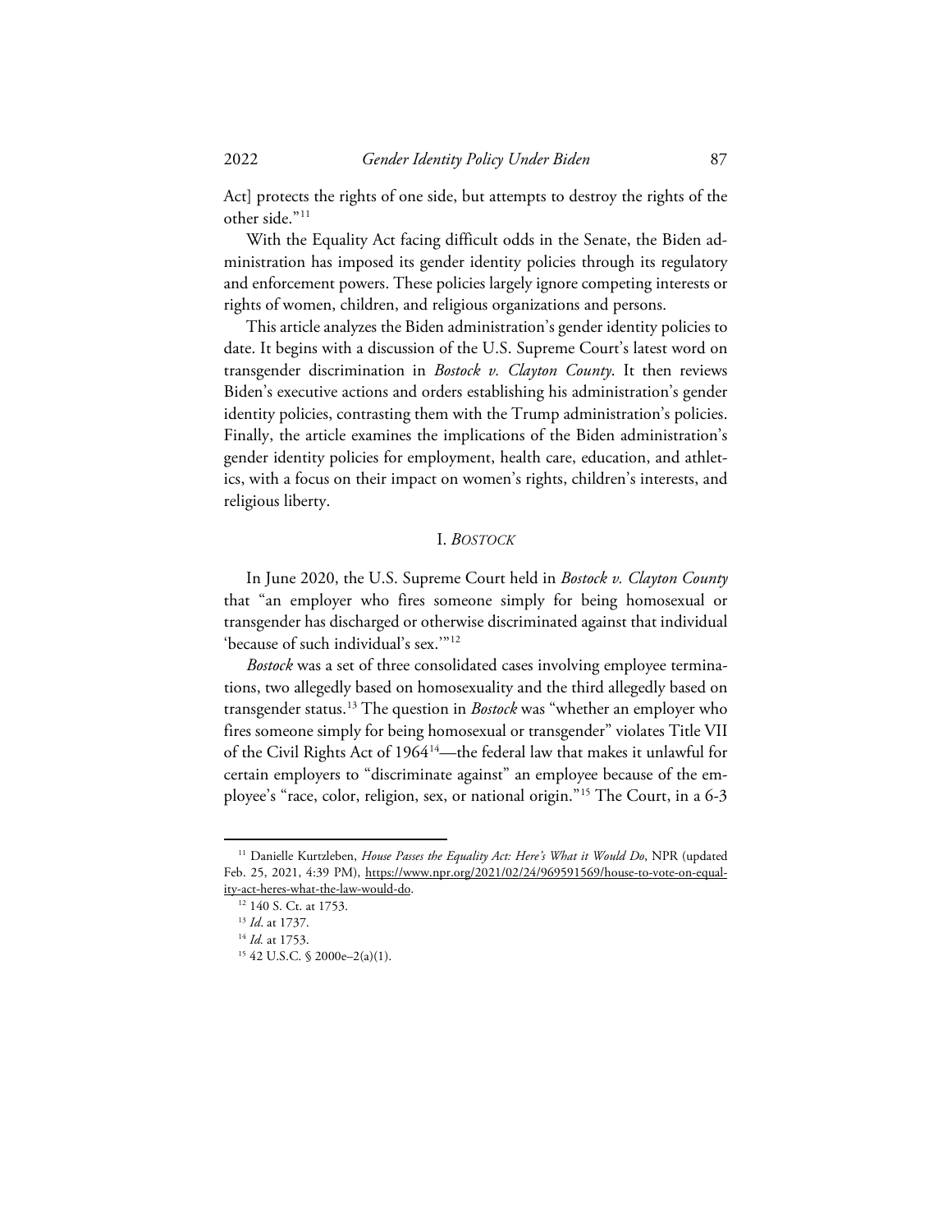Act] protects the rights of one side, but attempts to destroy the rights of the other side."[11]

With the Equality Act facing difficult odds in the Senate, the Biden administration has imposed its gender identity policies through its regulatory and enforcement powers. These policies largely ignore competing interests or rights of women, children, and religious organizations and persons.

This article analyzes the Biden administration's gender identity policies to date. It begins with a discussion of the U.S. Supreme Court's latest word on transgender discrimination in *Bostock v. Clayton County*. It then reviews Biden's executive actions and orders establishing his administration's gender identity policies, contrasting them with the Trump administration's policies. Finally, the article examines the implications of the Biden administration's gender identity policies for employment, health care, education, and athletics, with a focus on their impact on women's rights, children's interests, and religious liberty.

## I. *BOSTOCK*

In June 2020, the U.S. Supreme Court held in *Bostock v. Clayton County* that "an employer who fires someone simply for being homosexual or transgender has discharged or otherwise discriminated against that individual 'because of such individual's sex.'"[12]

*Bostock* was a set of three consolidated cases involving employee terminations, two allegedly based on homosexuality and the third allegedly based on transgender status.[13] The question in *Bostock* was "whether an employer who fires someone simply for being homosexual or transgender" violates Title VII of the Civil Rights Act of 1964[14]—the federal law that makes it unlawful for certain employers to "discriminate against" an employee because of the employee's "race, color, religion, sex, or national origin."[15] The Court, in a 6-3

---

[11] Danielle Kurtzleben, *House Passes the Equality Act: Here's What it Would Do*, NPR (updated Feb. 25, 2021, 4:39 PM), https://www.npr.org/2021/02/24/969591569/house-to-vote-on-equality-act-heres-what-the-law-would-do.

[12] 140 S. Ct. at 1753.

[13] *Id*. at 1737.

[14] *Id.* at 1753.

[15] 42 U.S.C. § 2000e–2(a)(1).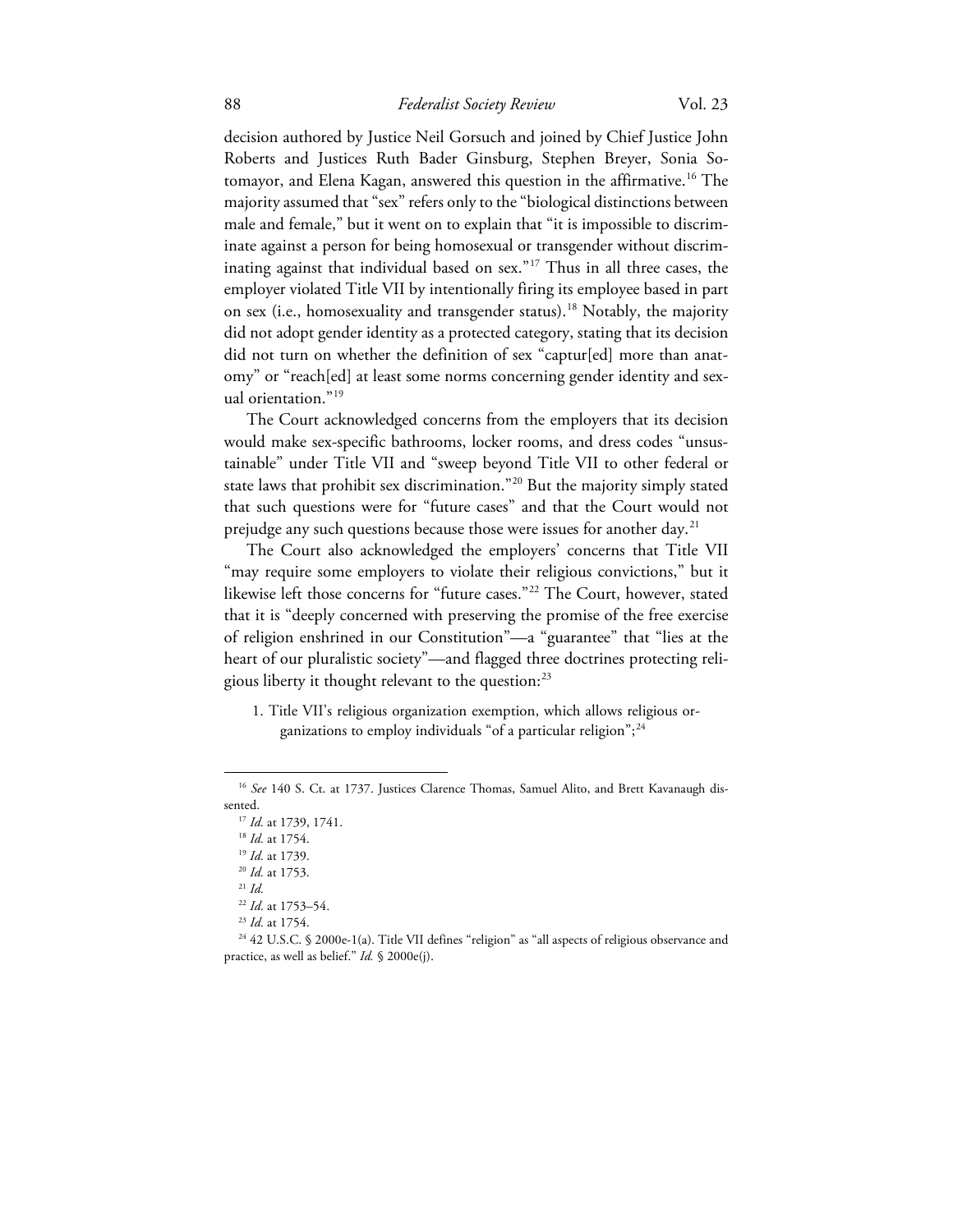decision authored by Justice Neil Gorsuch and joined by Chief Justice John Roberts and Justices Ruth Bader Ginsburg, Stephen Breyer, Sonia Sotomayor, and Elena Kagan, answered this question in the affirmative.[16] The majority assumed that "sex" refers only to the "biological distinctions between male and female," but it went on to explain that "it is impossible to discriminate against a person for being homosexual or transgender without discriminating against that individual based on sex."[17] Thus in all three cases, the employer violated Title VII by intentionally firing its employee based in part on sex (i.e., homosexuality and transgender status).[18] Notably, the majority did not adopt gender identity as a protected category, stating that its decision did not turn on whether the definition of sex "captur[ed] more than anatomy" or "reach[ed] at least some norms concerning gender identity and sexual orientation."[19]

The Court acknowledged concerns from the employers that its decision would make sex-specific bathrooms, locker rooms, and dress codes "unsustainable" under Title VII and "sweep beyond Title VII to other federal or state laws that prohibit sex discrimination."[20] But the majority simply stated that such questions were for "future cases" and that the Court would not prejudge any such questions because those were issues for another day.[21]

The Court also acknowledged the employers' concerns that Title VII "may require some employers to violate their religious convictions," but it likewise left those concerns for "future cases."[22] The Court, however, stated that it is "deeply concerned with preserving the promise of the free exercise of religion enshrined in our Constitution"—a "guarantee" that "lies at the heart of our pluralistic society"—and flagged three doctrines protecting religious liberty it thought relevant to the question:[23]

1. Title VII's religious organization exemption, which allows religious organizations to employ individuals "of a particular religion";[24]

---

[16] *See* 140 S. Ct. at 1737. Justices Clarence Thomas, Samuel Alito, and Brett Kavanaugh dissented.

[17] *Id.* at 1739, 1741.

[18] *Id.* at 1754.

[19] *Id.* at 1739.

[20] *Id.* at 1753.

[21] *Id.*

[22] *Id.* at 1753–54.

[23] *Id.* at 1754.

[24] 42 U.S.C. § 2000e-1(a). Title VII defines "religion" as "all aspects of religious observance and practice, as well as belief." *Id.* § 2000e(j).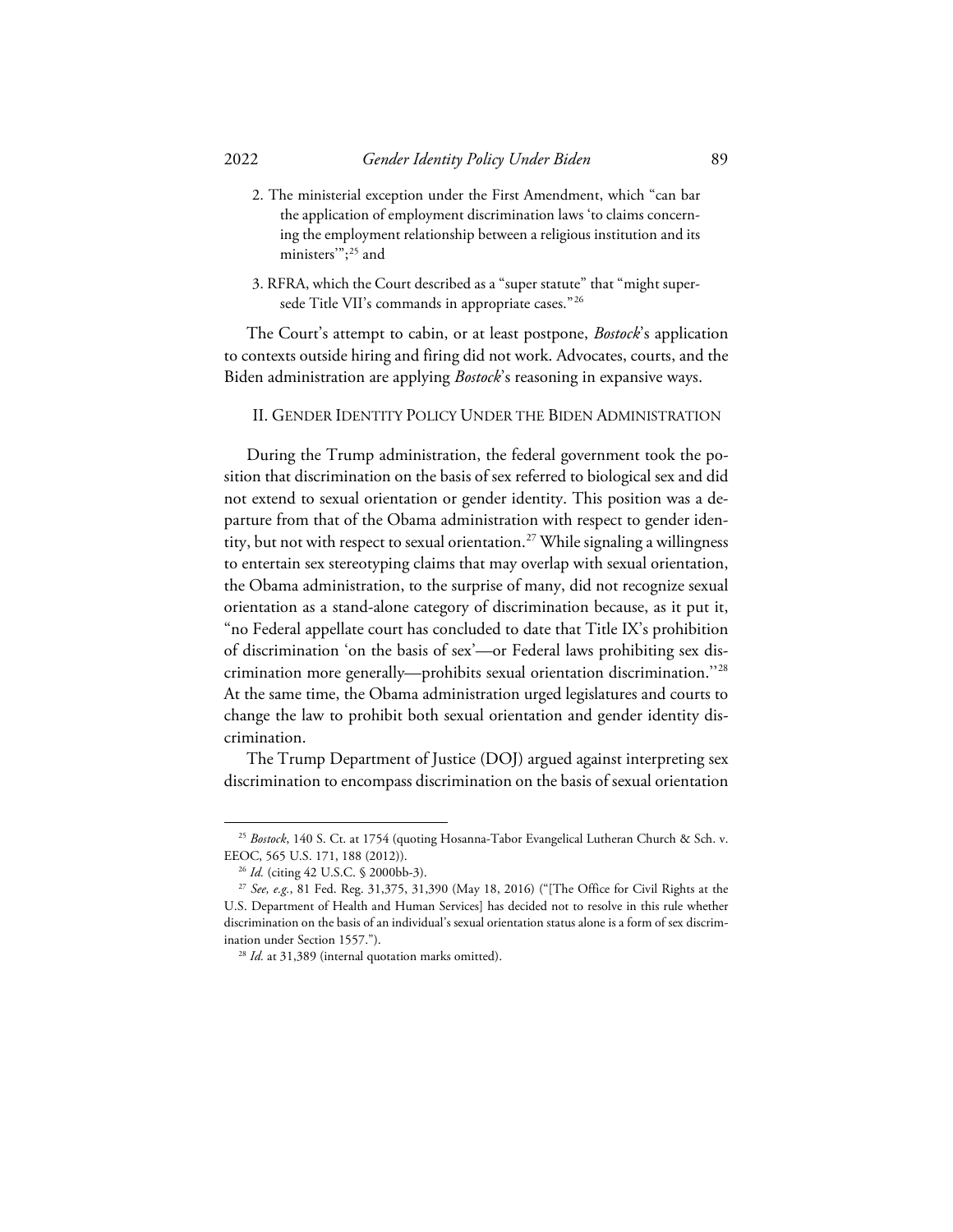2. The ministerial exception under the First Amendment, which "can bar the application of employment discrimination laws 'to claims concerning the employment relationship between a religious institution and its ministers'";[25] and

3. RFRA, which the Court described as a "super statute" that "might supersede Title VII's commands in appropriate cases."[26]

The Court's attempt to cabin, or at least postpone, *Bostock*'s application to contexts outside hiring and firing did not work. Advocates, courts, and the Biden administration are applying *Bostock*'s reasoning in expansive ways.

## II. Gender Identity Policy Under the Biden Administration

During the Trump administration, the federal government took the position that discrimination on the basis of sex referred to biological sex and did not extend to sexual orientation or gender identity. This position was a departure from that of the Obama administration with respect to gender identity, but not with respect to sexual orientation.[27] While signaling a willingness to entertain sex stereotyping claims that may overlap with sexual orientation, the Obama administration, to the surprise of many, did not recognize sexual orientation as a stand-alone category of discrimination because, as it put it, "no Federal appellate court has concluded to date that Title IX's prohibition of discrimination 'on the basis of sex'—or Federal laws prohibiting sex discrimination more generally—prohibits sexual orientation discrimination."[28] At the same time, the Obama administration urged legislatures and courts to change the law to prohibit both sexual orientation and gender identity discrimination.

The Trump Department of Justice (DOJ) argued against interpreting sex discrimination to encompass discrimination on the basis of sexual orientation

---

[25] *Bostock*, 140 S. Ct. at 1754 (quoting Hosanna-Tabor Evangelical Lutheran Church & Sch. v. EEOC, 565 U.S. 171, 188 (2012)).

[26] *Id.* (citing 42 U.S.C. § 2000bb-3).

[27] *See, e.g.*, 81 Fed. Reg. 31,375, 31,390 (May 18, 2016) ("[The Office for Civil Rights at the U.S. Department of Health and Human Services] has decided not to resolve in this rule whether discrimination on the basis of an individual's sexual orientation status alone is a form of sex discrimination under Section 1557.").

[28] *Id.* at 31,389 (internal quotation marks omitted).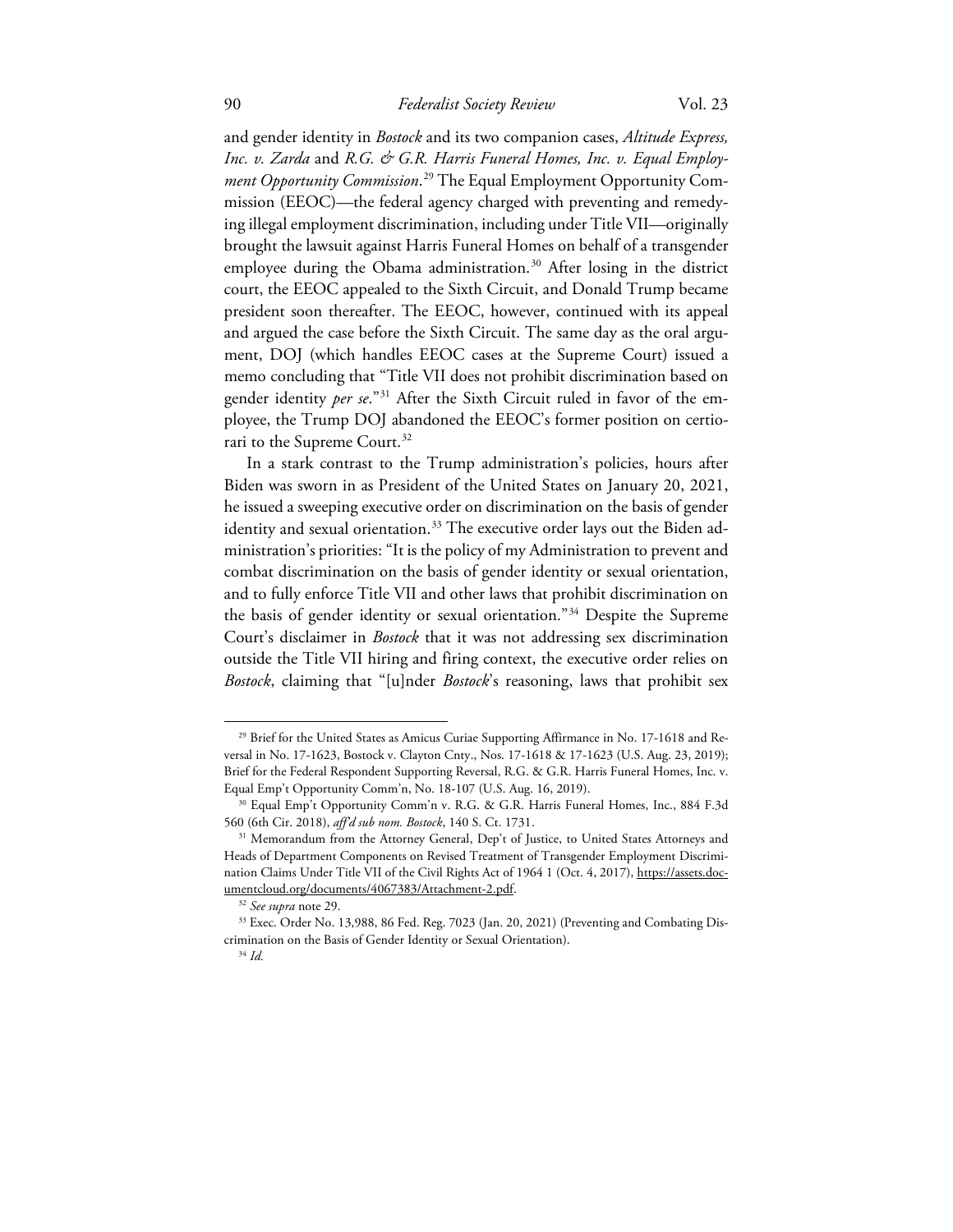and gender identity in *Bostock* and its two companion cases, *Altitude Express, Inc. v. Zarda* and *R.G. & G.R. Harris Funeral Homes, Inc. v. Equal Employment Opportunity Commission*.[29] The Equal Employment Opportunity Commission (EEOC)—the federal agency charged with preventing and remedying illegal employment discrimination, including under Title VII—originally brought the lawsuit against Harris Funeral Homes on behalf of a transgender employee during the Obama administration.[30] After losing in the district court, the EEOC appealed to the Sixth Circuit, and Donald Trump became president soon thereafter. The EEOC, however, continued with its appeal and argued the case before the Sixth Circuit. The same day as the oral argument, DOJ (which handles EEOC cases at the Supreme Court) issued a memo concluding that "Title VII does not prohibit discrimination based on gender identity *per se*."[31] After the Sixth Circuit ruled in favor of the employee, the Trump DOJ abandoned the EEOC's former position on certiorari to the Supreme Court.[32]

In a stark contrast to the Trump administration's policies, hours after Biden was sworn in as President of the United States on January 20, 2021, he issued a sweeping executive order on discrimination on the basis of gender identity and sexual orientation.[33] The executive order lays out the Biden administration's priorities: "It is the policy of my Administration to prevent and combat discrimination on the basis of gender identity or sexual orientation, and to fully enforce Title VII and other laws that prohibit discrimination on the basis of gender identity or sexual orientation."[34] Despite the Supreme Court's disclaimer in *Bostock* that it was not addressing sex discrimination outside the Title VII hiring and firing context, the executive order relies on *Bostock*, claiming that "[u]nder *Bostock*'s reasoning, laws that prohibit sex

---

[29] Brief for the United States as Amicus Curiae Supporting Affirmance in No. 17-1618 and Reversal in No. 17-1623, Bostock v. Clayton Cnty., Nos. 17-1618 & 17-1623 (U.S. Aug. 23, 2019); Brief for the Federal Respondent Supporting Reversal, R.G. & G.R. Harris Funeral Homes, Inc. v. Equal Emp't Opportunity Comm'n, No. 18-107 (U.S. Aug. 16, 2019).

[30] Equal Emp't Opportunity Comm'n v. R.G. & G.R. Harris Funeral Homes, Inc., 884 F.3d 560 (6th Cir. 2018), *aff'd sub nom. Bostock*, 140 S. Ct. 1731.

[31] Memorandum from the Attorney General, Dep't of Justice, to United States Attorneys and Heads of Department Components on Revised Treatment of Transgender Employment Discrimination Claims Under Title VII of the Civil Rights Act of 1964 1 (Oct. 4, 2017), https://assets.documentcloud.org/documents/4067383/Attachment-2.pdf.

[32] *See supra* note 29.

[33] Exec. Order No. 13,988, 86 Fed. Reg. 7023 (Jan. 20, 2021) (Preventing and Combating Discrimination on the Basis of Gender Identity or Sexual Orientation).

[34] *Id.*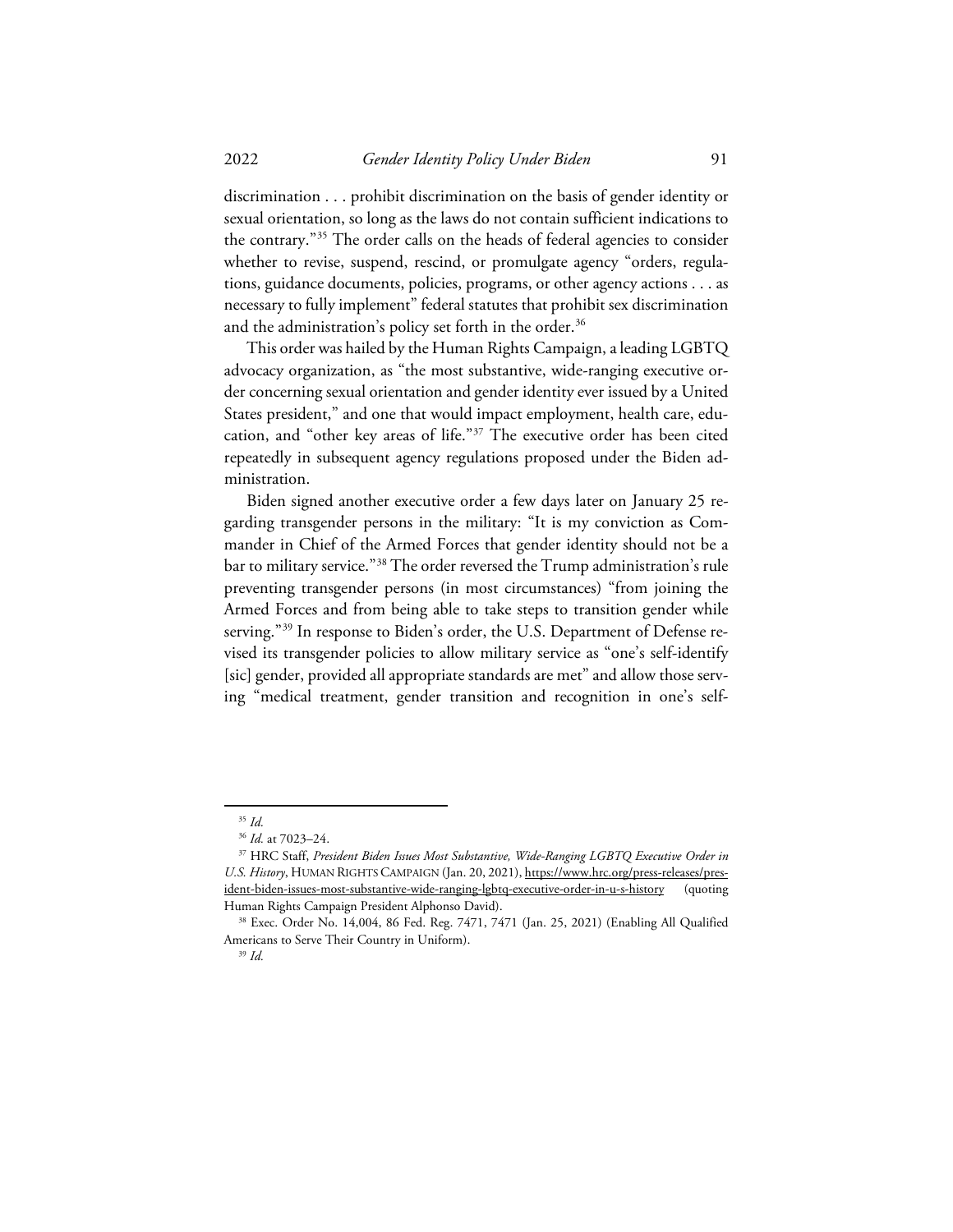discrimination . . . prohibit discrimination on the basis of gender identity or sexual orientation, so long as the laws do not contain sufficient indications to the contrary."[35] The order calls on the heads of federal agencies to consider whether to revise, suspend, rescind, or promulgate agency "orders, regulations, guidance documents, policies, programs, or other agency actions . . . as necessary to fully implement" federal statutes that prohibit sex discrimination and the administration's policy set forth in the order.[36]

This order was hailed by the Human Rights Campaign, a leading LGBTQ advocacy organization, as "the most substantive, wide-ranging executive order concerning sexual orientation and gender identity ever issued by a United States president," and one that would impact employment, health care, education, and "other key areas of life."[37] The executive order has been cited repeatedly in subsequent agency regulations proposed under the Biden administration.

Biden signed another executive order a few days later on January 25 regarding transgender persons in the military: "It is my conviction as Commander in Chief of the Armed Forces that gender identity should not be a bar to military service."[38] The order reversed the Trump administration's rule preventing transgender persons (in most circumstances) "from joining the Armed Forces and from being able to take steps to transition gender while serving."[39] In response to Biden's order, the U.S. Department of Defense revised its transgender policies to allow military service as "one's self-identify [sic] gender, provided all appropriate standards are met" and allow those serving "medical treatment, gender transition and recognition in one's self-

---

[35] *Id.*

[36] *Id.* at 7023–24.

[37] HRC Staff, *President Biden Issues Most Substantive, Wide-Ranging LGBTQ Executive Order in U.S. History*, HUMAN RIGHTS CAMPAIGN (Jan. 20, 2021), https://www.hrc.org/press-releases/president-biden-issues-most-substantive-wide-ranging-lgbtq-executive-order-in-u-s-history (quoting Human Rights Campaign President Alphonso David).

[38] Exec. Order No. 14,004, 86 Fed. Reg. 7471, 7471 (Jan. 25, 2021) (Enabling All Qualified Americans to Serve Their Country in Uniform).

[39] *Id.*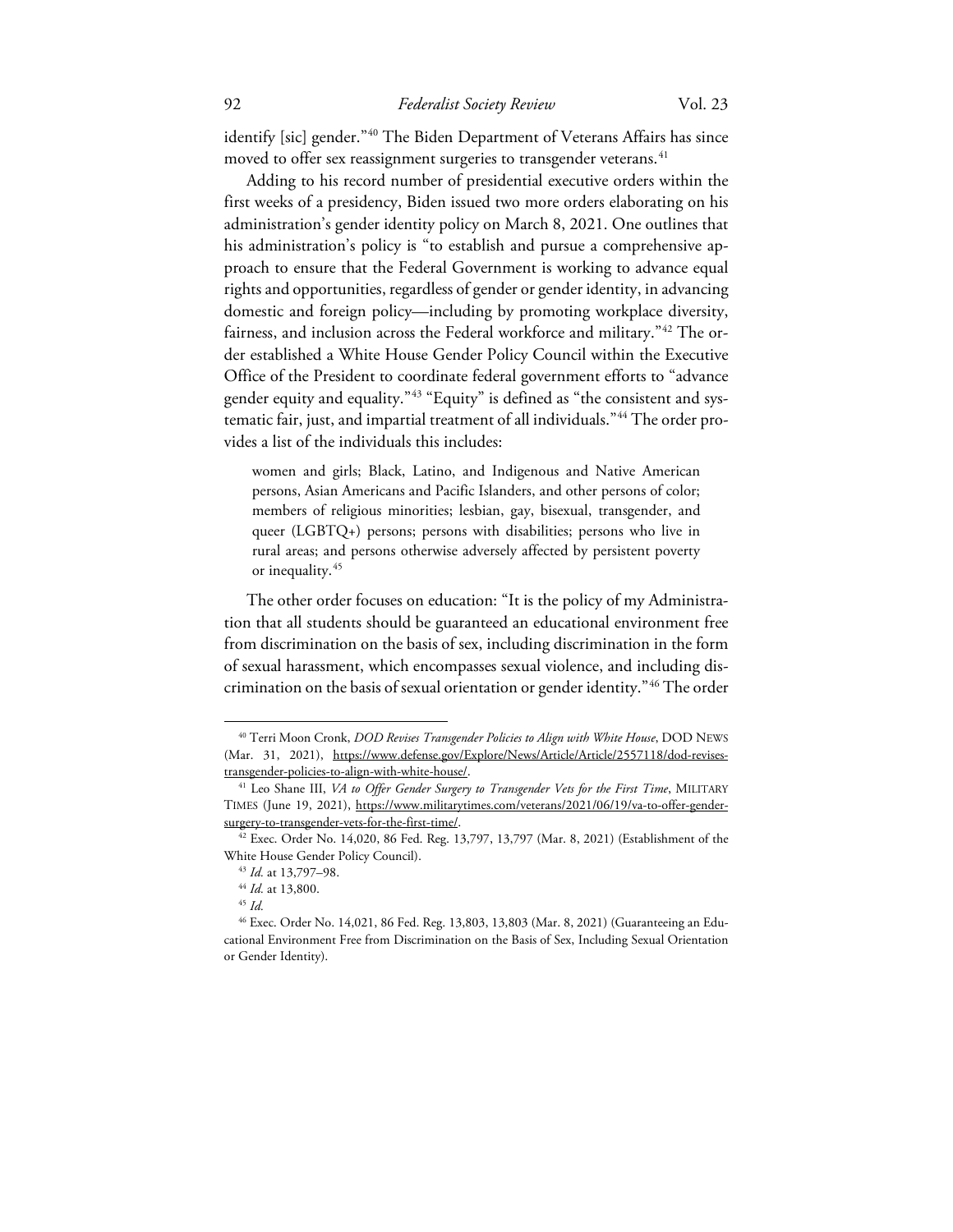identify [sic] gender."[40] The Biden Department of Veterans Affairs has since moved to offer sex reassignment surgeries to transgender veterans.[41]

Adding to his record number of presidential executive orders within the first weeks of a presidency, Biden issued two more orders elaborating on his administration's gender identity policy on March 8, 2021. One outlines that his administration's policy is "to establish and pursue a comprehensive approach to ensure that the Federal Government is working to advance equal rights and opportunities, regardless of gender or gender identity, in advancing domestic and foreign policy—including by promoting workplace diversity, fairness, and inclusion across the Federal workforce and military."[42] The order established a White House Gender Policy Council within the Executive Office of the President to coordinate federal government efforts to "advance gender equity and equality."[43] "Equity" is defined as "the consistent and systematic fair, just, and impartial treatment of all individuals."[44] The order provides a list of the individuals this includes:

> women and girls; Black, Latino, and Indigenous and Native American persons, Asian Americans and Pacific Islanders, and other persons of color; members of religious minorities; lesbian, gay, bisexual, transgender, and queer (LGBTQ+) persons; persons with disabilities; persons who live in rural areas; and persons otherwise adversely affected by persistent poverty or inequality.[45]

The other order focuses on education: "It is the policy of my Administration that all students should be guaranteed an educational environment free from discrimination on the basis of sex, including discrimination in the form of sexual harassment, which encompasses sexual violence, and including discrimination on the basis of sexual orientation or gender identity."[46] The order

---

[40] Terri Moon Cronk, *DOD Revises Transgender Policies to Align with White House*, DOD NEWS (Mar. 31, 2021), https://www.defense.gov/Explore/News/Article/Article/2557118/dod-revises-transgender-policies-to-align-with-white-house/.

[41] Leo Shane III, *VA to Offer Gender Surgery to Transgender Vets for the First Time*, MILITARY TIMES (June 19, 2021), https://www.militarytimes.com/veterans/2021/06/19/va-to-offer-gender-surgery-to-transgender-vets-for-the-first-time/.

[42] Exec. Order No. 14,020, 86 Fed. Reg. 13,797, 13,797 (Mar. 8, 2021) (Establishment of the White House Gender Policy Council).

[43] *Id.* at 13,797–98.

[44] *Id.* at 13,800.

[45] *Id.*

[46] Exec. Order No. 14,021, 86 Fed. Reg. 13,803, 13,803 (Mar. 8, 2021) (Guaranteeing an Educational Environment Free from Discrimination on the Basis of Sex, Including Sexual Orientation or Gender Identity).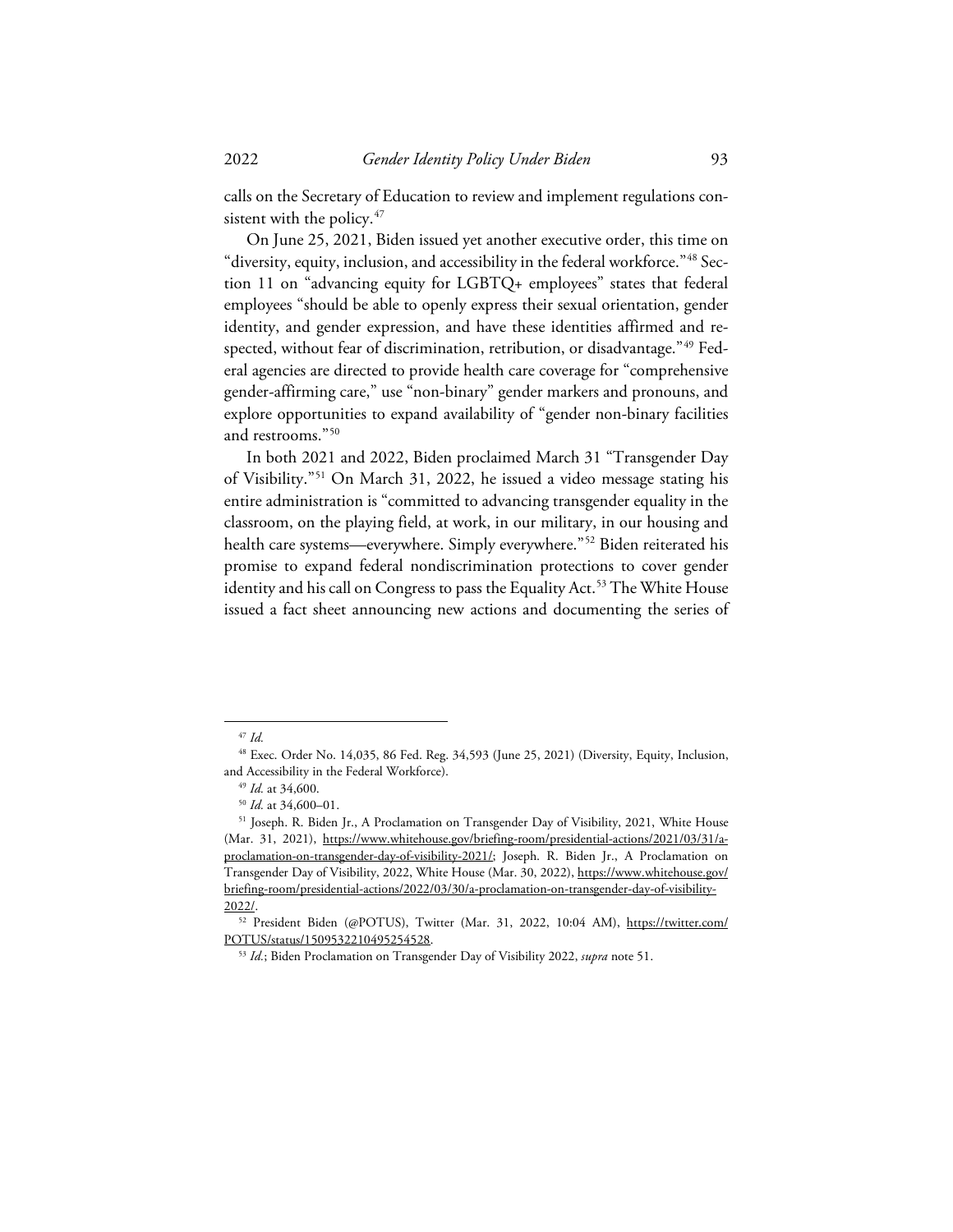calls on the Secretary of Education to review and implement regulations consistent with the policy.[47]

On June 25, 2021, Biden issued yet another executive order, this time on "diversity, equity, inclusion, and accessibility in the federal workforce."[48] Section 11 on "advancing equity for LGBTQ+ employees" states that federal employees "should be able to openly express their sexual orientation, gender identity, and gender expression, and have these identities affirmed and respected, without fear of discrimination, retribution, or disadvantage."[49] Federal agencies are directed to provide health care coverage for "comprehensive gender-affirming care," use "non-binary" gender markers and pronouns, and explore opportunities to expand availability of "gender non-binary facilities and restrooms."[50]

In both 2021 and 2022, Biden proclaimed March 31 "Transgender Day of Visibility."[51] On March 31, 2022, he issued a video message stating his entire administration is "committed to advancing transgender equality in the classroom, on the playing field, at work, in our military, in our housing and health care systems—everywhere. Simply everywhere."[52] Biden reiterated his promise to expand federal nondiscrimination protections to cover gender identity and his call on Congress to pass the Equality Act.[53] The White House issued a fact sheet announcing new actions and documenting the series of

---

[47] *Id.*

[48] Exec. Order No. 14,035, 86 Fed. Reg. 34,593 (June 25, 2021) (Diversity, Equity, Inclusion, and Accessibility in the Federal Workforce).

[49] *Id.* at 34,600.

[50] *Id.* at 34,600–01.

[51] Joseph. R. Biden Jr., A Proclamation on Transgender Day of Visibility, 2021, White House (Mar. 31, 2021), https://www.whitehouse.gov/briefing-room/presidential-actions/2021/03/31/a-proclamation-on-transgender-day-of-visibility-2021/; Joseph. R. Biden Jr., A Proclamation on Transgender Day of Visibility, 2022, White House (Mar. 30, 2022), https://www.whitehouse.gov/briefing-room/presidential-actions/2022/03/30/a-proclamation-on-transgender-day-of-visibility-2022/.

[52] President Biden (@POTUS), Twitter (Mar. 31, 2022, 10:04 AM), https://twitter.com/POTUS/status/1509532210495254528.

[53] *Id.*; Biden Proclamation on Transgender Day of Visibility 2022, *supra* note 51.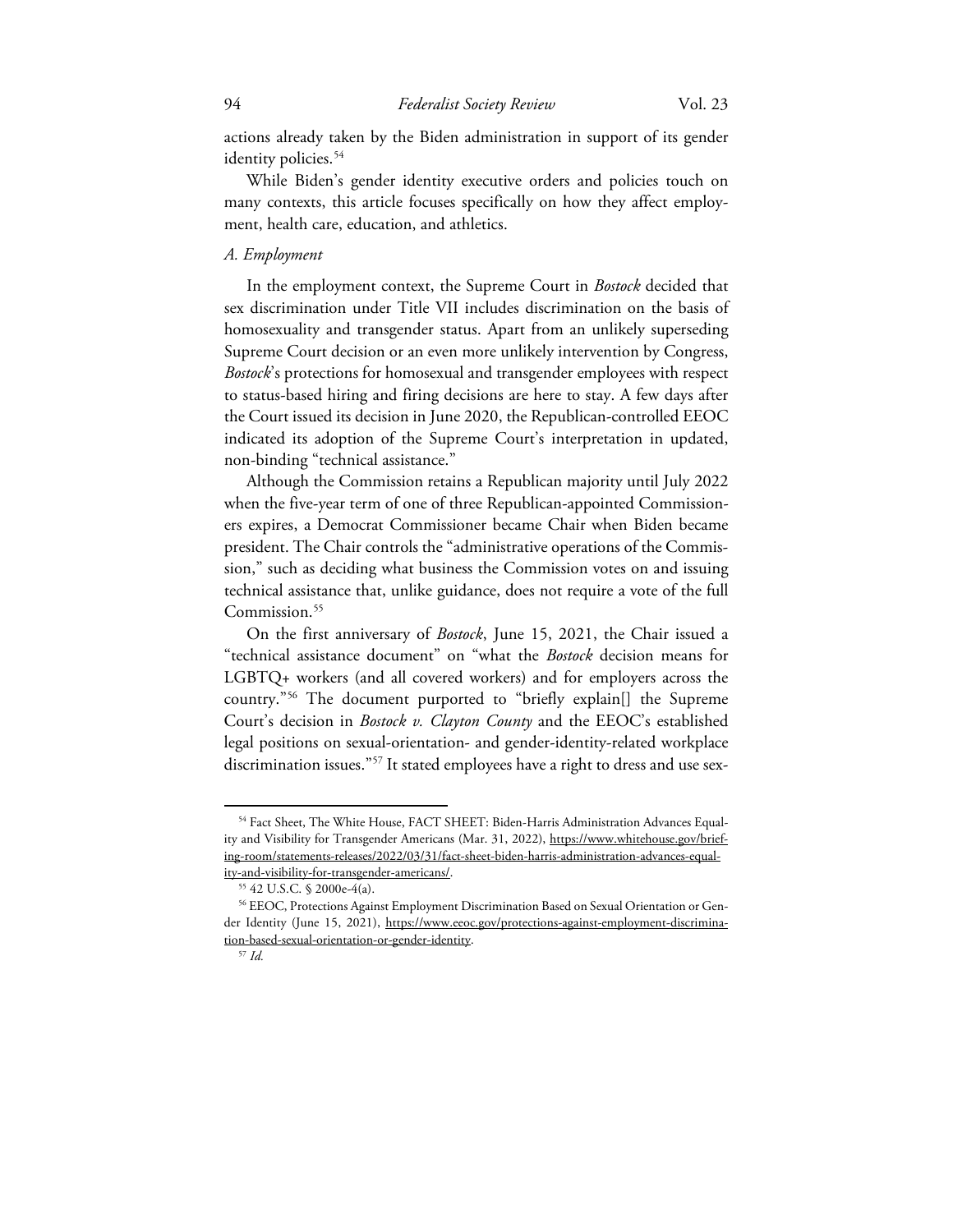actions already taken by the Biden administration in support of its gender identity policies.[54]

While Biden's gender identity executive orders and policies touch on many contexts, this article focuses specifically on how they affect employment, health care, education, and athletics.

*A. Employment*

In the employment context, the Supreme Court in *Bostock* decided that sex discrimination under Title VII includes discrimination on the basis of homosexuality and transgender status. Apart from an unlikely superseding Supreme Court decision or an even more unlikely intervention by Congress, *Bostock*'s protections for homosexual and transgender employees with respect to status-based hiring and firing decisions are here to stay. A few days after the Court issued its decision in June 2020, the Republican-controlled EEOC indicated its adoption of the Supreme Court's interpretation in updated, non-binding "technical assistance."

Although the Commission retains a Republican majority until July 2022 when the five-year term of one of three Republican-appointed Commissioners expires, a Democrat Commissioner became Chair when Biden became president. The Chair controls the "administrative operations of the Commission," such as deciding what business the Commission votes on and issuing technical assistance that, unlike guidance, does not require a vote of the full Commission.[55]

On the first anniversary of *Bostock*, June 15, 2021, the Chair issued a "technical assistance document" on "what the *Bostock* decision means for LGBTQ+ workers (and all covered workers) and for employers across the country."[56] The document purported to "briefly explain[] the Supreme Court's decision in *Bostock v. Clayton County* and the EEOC's established legal positions on sexual-orientation- and gender-identity-related workplace discrimination issues."[57] It stated employees have a right to dress and use sex-

---

[54] Fact Sheet, The White House, FACT SHEET: Biden-Harris Administration Advances Equality and Visibility for Transgender Americans (Mar. 31, 2022), https://www.whitehouse.gov/briefing-room/statements-releases/2022/03/31/fact-sheet-biden-harris-administration-advances-equality-and-visibility-for-transgender-americans/.

[55] 42 U.S.C. § 2000e-4(a).

[56] EEOC, Protections Against Employment Discrimination Based on Sexual Orientation or Gender Identity (June 15, 2021), https://www.eeoc.gov/protections-against-employment-discrimination-based-sexual-orientation-or-gender-identity.

[57] *Id.*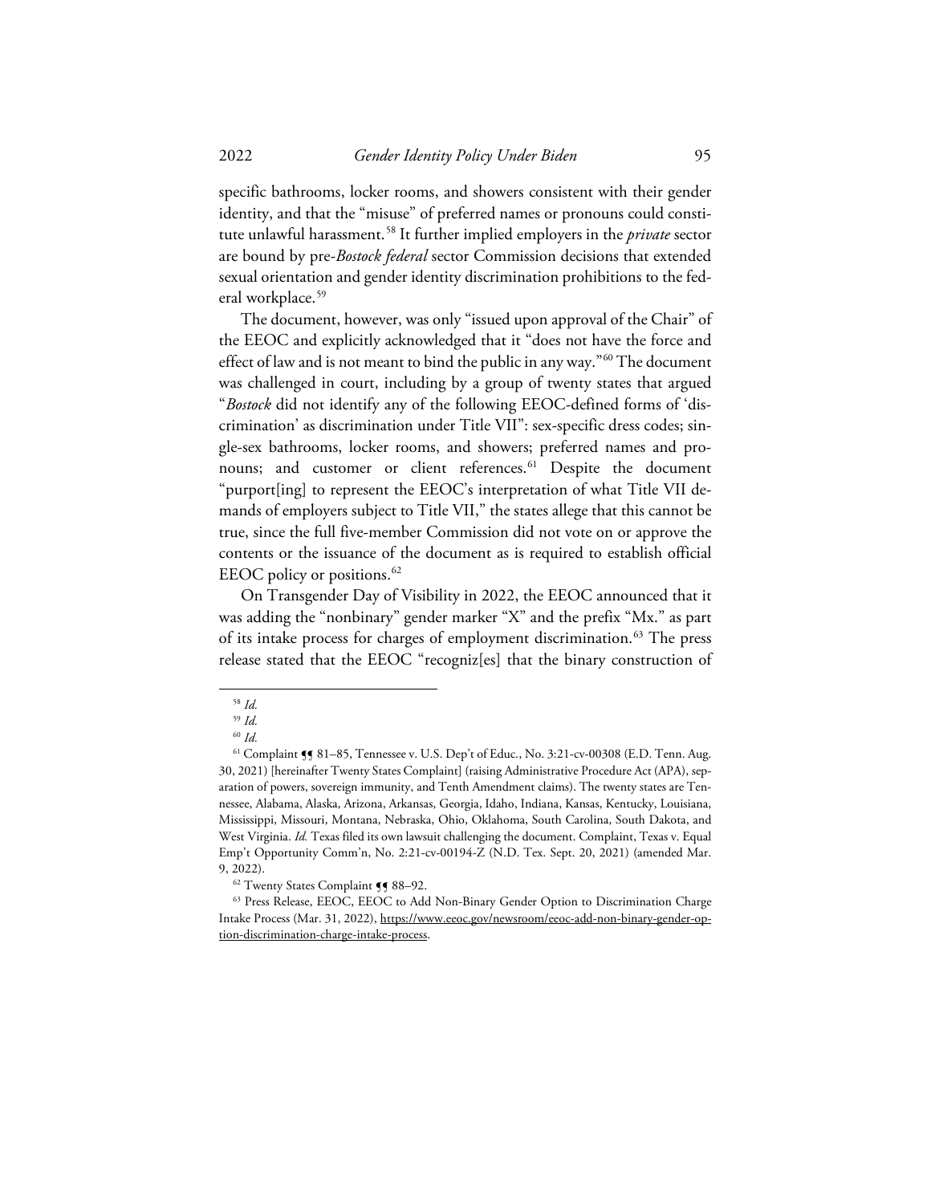specific bathrooms, locker rooms, and showers consistent with their gender identity, and that the "misuse" of preferred names or pronouns could constitute unlawful harassment.[58] It further implied employers in the *private* sector are bound by pre-*Bostock federal* sector Commission decisions that extended sexual orientation and gender identity discrimination prohibitions to the federal workplace.[59]

The document, however, was only "issued upon approval of the Chair" of the EEOC and explicitly acknowledged that it "does not have the force and effect of law and is not meant to bind the public in any way."[60] The document was challenged in court, including by a group of twenty states that argued "*Bostock* did not identify any of the following EEOC-defined forms of 'discrimination' as discrimination under Title VII": sex-specific dress codes; single-sex bathrooms, locker rooms, and showers; preferred names and pronouns; and customer or client references.[61] Despite the document "purport[ing] to represent the EEOC's interpretation of what Title VII demands of employers subject to Title VII," the states allege that this cannot be true, since the full five-member Commission did not vote on or approve the contents or the issuance of the document as is required to establish official EEOC policy or positions.[62]

On Transgender Day of Visibility in 2022, the EEOC announced that it was adding the "nonbinary" gender marker "X" and the prefix "Mx." as part of its intake process for charges of employment discrimination.[63] The press release stated that the EEOC "recogniz[es] that the binary construction of

---

[58] *Id.*

[59] *Id.*

[60] *Id.*

[61] Complaint ¶¶ 81–85, Tennessee v. U.S. Dep't of Educ., No. 3:21-cv-00308 (E.D. Tenn. Aug. 30, 2021) [hereinafter Twenty States Complaint] (raising Administrative Procedure Act (APA), separation of powers, sovereign immunity, and Tenth Amendment claims). The twenty states are Tennessee, Alabama, Alaska, Arizona, Arkansas, Georgia, Idaho, Indiana, Kansas, Kentucky, Louisiana, Mississippi, Missouri, Montana, Nebraska, Ohio, Oklahoma, South Carolina, South Dakota, and West Virginia. *Id.* Texas filed its own lawsuit challenging the document. Complaint, Texas v. Equal Emp't Opportunity Comm'n, No. 2:21-cv-00194-Z (N.D. Tex. Sept. 20, 2021) (amended Mar. 9, 2022).

[62] Twenty States Complaint ¶¶ 88–92.

[63] Press Release, EEOC, EEOC to Add Non-Binary Gender Option to Discrimination Charge Intake Process (Mar. 31, 2022), https://www.eeoc.gov/newsroom/eeoc-add-non-binary-gender-option-discrimination-charge-intake-process.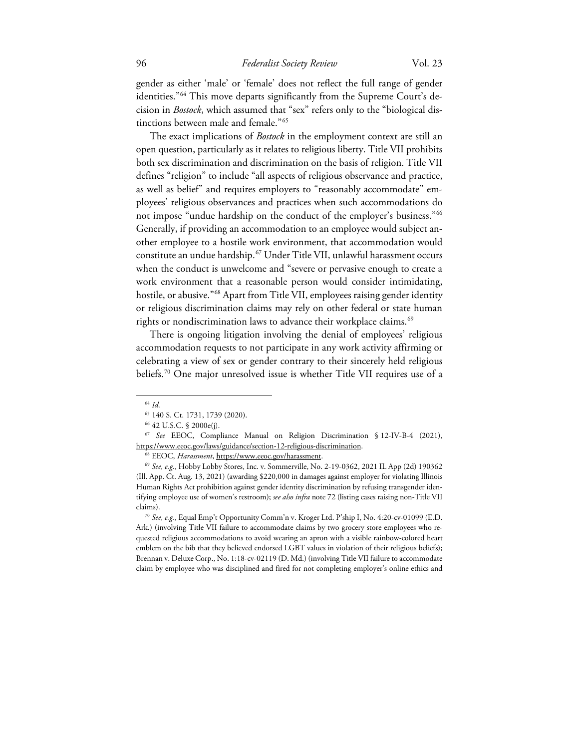gender as either 'male' or 'female' does not reflect the full range of gender identities."[64] This move departs significantly from the Supreme Court's decision in *Bostock*, which assumed that "sex" refers only to the "biological distinctions between male and female."[65]

The exact implications of *Bostock* in the employment context are still an open question, particularly as it relates to religious liberty. Title VII prohibits both sex discrimination and discrimination on the basis of religion. Title VII defines "religion" to include "all aspects of religious observance and practice, as well as belief" and requires employers to "reasonably accommodate" employees' religious observances and practices when such accommodations do not impose "undue hardship on the conduct of the employer's business."[66] Generally, if providing an accommodation to an employee would subject another employee to a hostile work environment, that accommodation would constitute an undue hardship.[67] Under Title VII, unlawful harassment occurs when the conduct is unwelcome and "severe or pervasive enough to create a work environment that a reasonable person would consider intimidating, hostile, or abusive."[68] Apart from Title VII, employees raising gender identity or religious discrimination claims may rely on other federal or state human rights or nondiscrimination laws to advance their workplace claims.[69]

There is ongoing litigation involving the denial of employees' religious accommodation requests to not participate in any work activity affirming or celebrating a view of sex or gender contrary to their sincerely held religious beliefs.[70] One major unresolved issue is whether Title VII requires use of a

---

[64] *Id.*

[65] 140 S. Ct. 1731, 1739 (2020).

[66] 42 U.S.C. § 2000e(j).

[67] *See* EEOC, Compliance Manual on Religion Discrimination § 12-IV-B-4 (2021), https://www.eeoc.gov/laws/guidance/section-12-religious-discrimination.

[68] EEOC, *Harassment*, https://www.eeoc.gov/harassment.

[69] *See, e.g.*, Hobby Lobby Stores, Inc. v. Sommerville, No. 2-19-0362, 2021 IL App (2d) 190362 (Ill. App. Ct. Aug. 13, 2021) (awarding $220,000 in damages against employer for violating Illinois Human Rights Act prohibition against gender identity discrimination by refusing transgender identifying employee use of women's restroom); *see also infra* note 72 (listing cases raising non-Title VII claims).

[70] *See, e.g.*, Equal Emp't Opportunity Comm'n v. Kroger Ltd. P'ship I, No. 4:20-cv-01099 (E.D. Ark.) (involving Title VII failure to accommodate claims by two grocery store employees who requested religious accommodations to avoid wearing an apron with a visible rainbow-colored heart emblem on the bib that they believed endorsed LGBT values in violation of their religious beliefs); Brennan v. Deluxe Corp., No. 1:18-cv-02119 (D. Md.) (involving Title VII failure to accommodate claim by employee who was disciplined and fired for not completing employer's online ethics and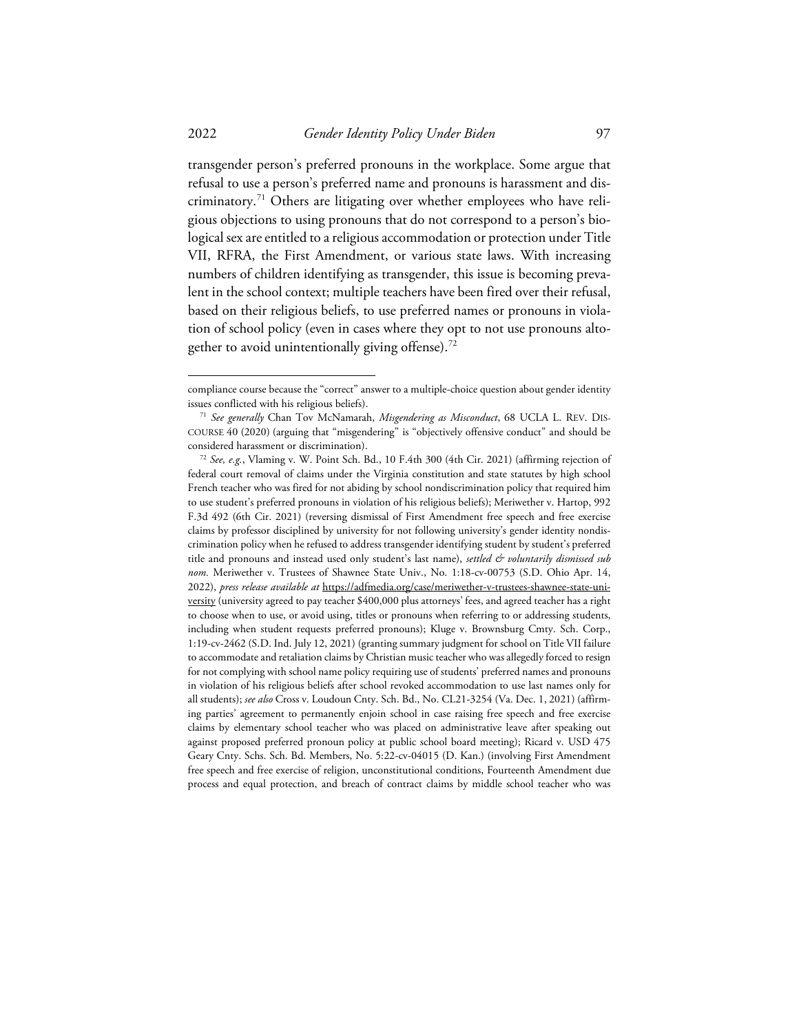transgender person's preferred pronouns in the workplace. Some argue that refusal to use a person's preferred name and pronouns is harassment and discriminatory.[71] Others are litigating over whether employees who have religious objections to using pronouns that do not correspond to a person's biological sex are entitled to a religious accommodation or protection under Title VII, RFRA, the First Amendment, or various state laws. With increasing numbers of children identifying as transgender, this issue is becoming prevalent in the school context; multiple teachers have been fired over their refusal, based on their religious beliefs, to use preferred names or pronouns in violation of school policy (even in cases where they opt to not use pronouns altogether to avoid unintentionally giving offense).[72]

---

compliance course because the "correct" answer to a multiple-choice question about gender identity issues conflicted with his religious beliefs).

[71] *See generally* Chan Tov McNamarah, *Misgendering as Misconduct*, 68 UCLA L. REV. DISCOURSE 40 (2020) (arguing that "misgendering" is "objectively offensive conduct" and should be considered harassment or discrimination).

[72] *See, e.g.*, Vlaming v. W. Point Sch. Bd., 10 F.4th 300 (4th Cir. 2021) (affirming rejection of federal court removal of claims under the Virginia constitution and state statutes by high school French teacher who was fired for not abiding by school nondiscrimination policy that required him to use student's preferred pronouns in violation of his religious beliefs); Meriwether v. Hartop, 992 F.3d 492 (6th Cir. 2021) (reversing dismissal of First Amendment free speech and free exercise claims by professor disciplined by university for not following university's gender identity nondiscrimination policy when he refused to address transgender identifying student by student's preferred title and pronouns and instead used only student's last name), *settled & voluntarily dismissed sub nom.* Meriwether v. Trustees of Shawnee State Univ., No. 1:18-cv-00753 (S.D. Ohio Apr. 14, 2022), *press release available at* https://adfmedia.org/case/meriwether-v-trustees-shawnee-state-university (university agreed to pay teacher $400,000 plus attorneys' fees, and agreed teacher has a right to choose when to use, or avoid using, titles or pronouns when referring to or addressing students, including when student requests preferred pronouns); Kluge v. Brownsburg Cmty. Sch. Corp., 1:19-cv-2462 (S.D. Ind. July 12, 2021) (granting summary judgment for school on Title VII failure to accommodate and retaliation claims by Christian music teacher who was allegedly forced to resign for not complying with school name policy requiring use of students' preferred names and pronouns in violation of his religious beliefs after school revoked accommodation to use last names only for all students); *see also* Cross v. Loudoun Cnty. Sch. Bd., No. CL21-3254 (Va. Dec. 1, 2021) (affirming parties' agreement to permanently enjoin school in case raising free speech and free exercise claims by elementary school teacher who was placed on administrative leave after speaking out against proposed preferred pronoun policy at public school board meeting); Ricard v. USD 475 Geary Cnty. Schs. Sch. Bd. Members, No. 5:22-cv-04015 (D. Kan.) (involving First Amendment free speech and free exercise of religion, unconstitutional conditions, Fourteenth Amendment due process and equal protection, and breach of contract claims by middle school teacher who was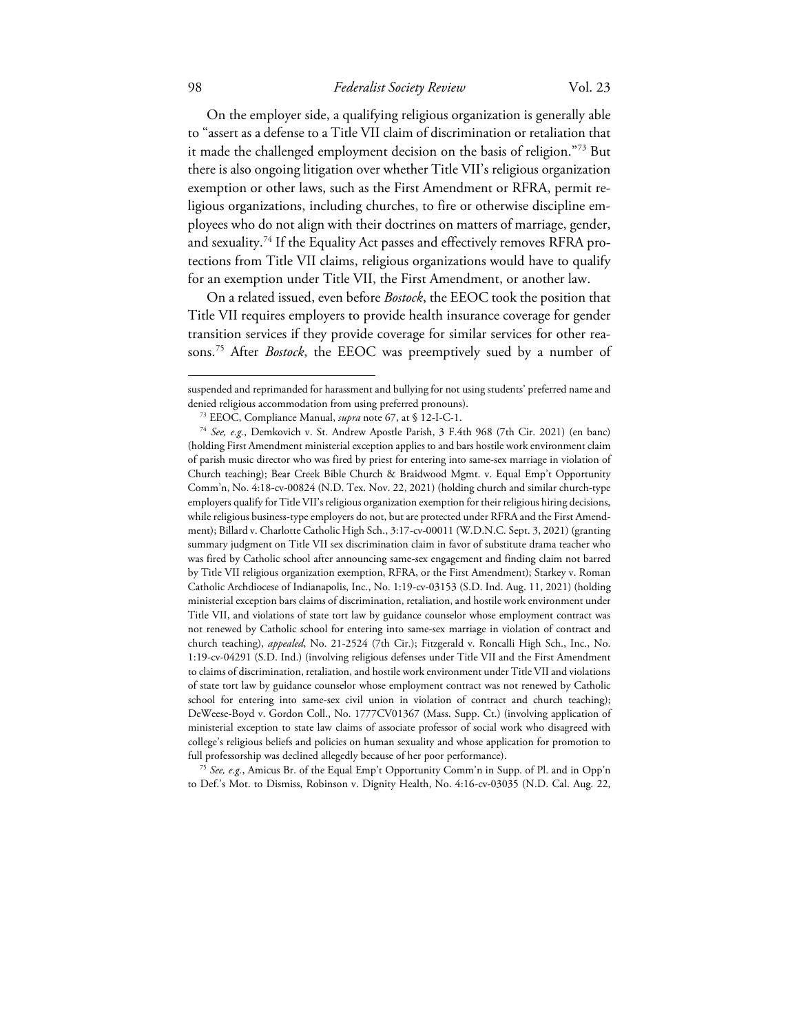On the employer side, a qualifying religious organization is generally able to "assert as a defense to a Title VII claim of discrimination or retaliation that it made the challenged employment decision on the basis of religion."[73] But there is also ongoing litigation over whether Title VII's religious organization exemption or other laws, such as the First Amendment or RFRA, permit religious organizations, including churches, to fire or otherwise discipline employees who do not align with their doctrines on matters of marriage, gender, and sexuality.[74] If the Equality Act passes and effectively removes RFRA protections from Title VII claims, religious organizations would have to qualify for an exemption under Title VII, the First Amendment, or another law.

On a related issued, even before *Bostock*, the EEOC took the position that Title VII requires employers to provide health insurance coverage for gender transition services if they provide coverage for similar services for other reasons.[75] After *Bostock*, the EEOC was preemptively sued by a number of

---

suspended and reprimanded for harassment and bullying for not using students' preferred name and denied religious accommodation from using preferred pronouns).

[73] EEOC, Compliance Manual, *supra* note 67, at § 12-I-C-1.

[74] *See, e.g.*, Demkovich v. St. Andrew Apostle Parish, 3 F.4th 968 (7th Cir. 2021) (en banc) (holding First Amendment ministerial exception applies to and bars hostile work environment claim of parish music director who was fired by priest for entering into same-sex marriage in violation of Church teaching); Bear Creek Bible Church & Braidwood Mgmt. v. Equal Emp't Opportunity Comm'n, No. 4:18-cv-00824 (N.D. Tex. Nov. 22, 2021) (holding church and similar church-type employers qualify for Title VII's religious organization exemption for their religious hiring decisions, while religious business-type employers do not, but are protected under RFRA and the First Amendment); Billard v. Charlotte Catholic High Sch., 3:17-cv-00011 (W.D.N.C. Sept. 3, 2021) (granting summary judgment on Title VII sex discrimination claim in favor of substitute drama teacher who was fired by Catholic school after announcing same-sex engagement and finding claim not barred by Title VII religious organization exemption, RFRA, or the First Amendment); Starkey v. Roman Catholic Archdiocese of Indianapolis, Inc., No. 1:19-cv-03153 (S.D. Ind. Aug. 11, 2021) (holding ministerial exception bars claims of discrimination, retaliation, and hostile work environment under Title VII, and violations of state tort law by guidance counselor whose employment contract was not renewed by Catholic school for entering into same-sex marriage in violation of contract and church teaching), *appealed*, No. 21-2524 (7th Cir.); Fitzgerald v. Roncalli High Sch., Inc., No. 1:19-cv-04291 (S.D. Ind.) (involving religious defenses under Title VII and the First Amendment to claims of discrimination, retaliation, and hostile work environment under Title VII and violations of state tort law by guidance counselor whose employment contract was not renewed by Catholic school for entering into same-sex civil union in violation of contract and church teaching); DeWeese-Boyd v. Gordon Coll., No. 1777CV01367 (Mass. Supp. Ct.) (involving application of ministerial exception to state law claims of associate professor of social work who disagreed with college's religious beliefs and policies on human sexuality and whose application for promotion to full professorship was declined allegedly because of her poor performance).

[75] *See, e.g.*, Amicus Br. of the Equal Emp't Opportunity Comm'n in Supp. of Pl. and in Opp'n to Def.'s Mot. to Dismiss, Robinson v. Dignity Health, No. 4:16-cv-03035 (N.D. Cal. Aug. 22,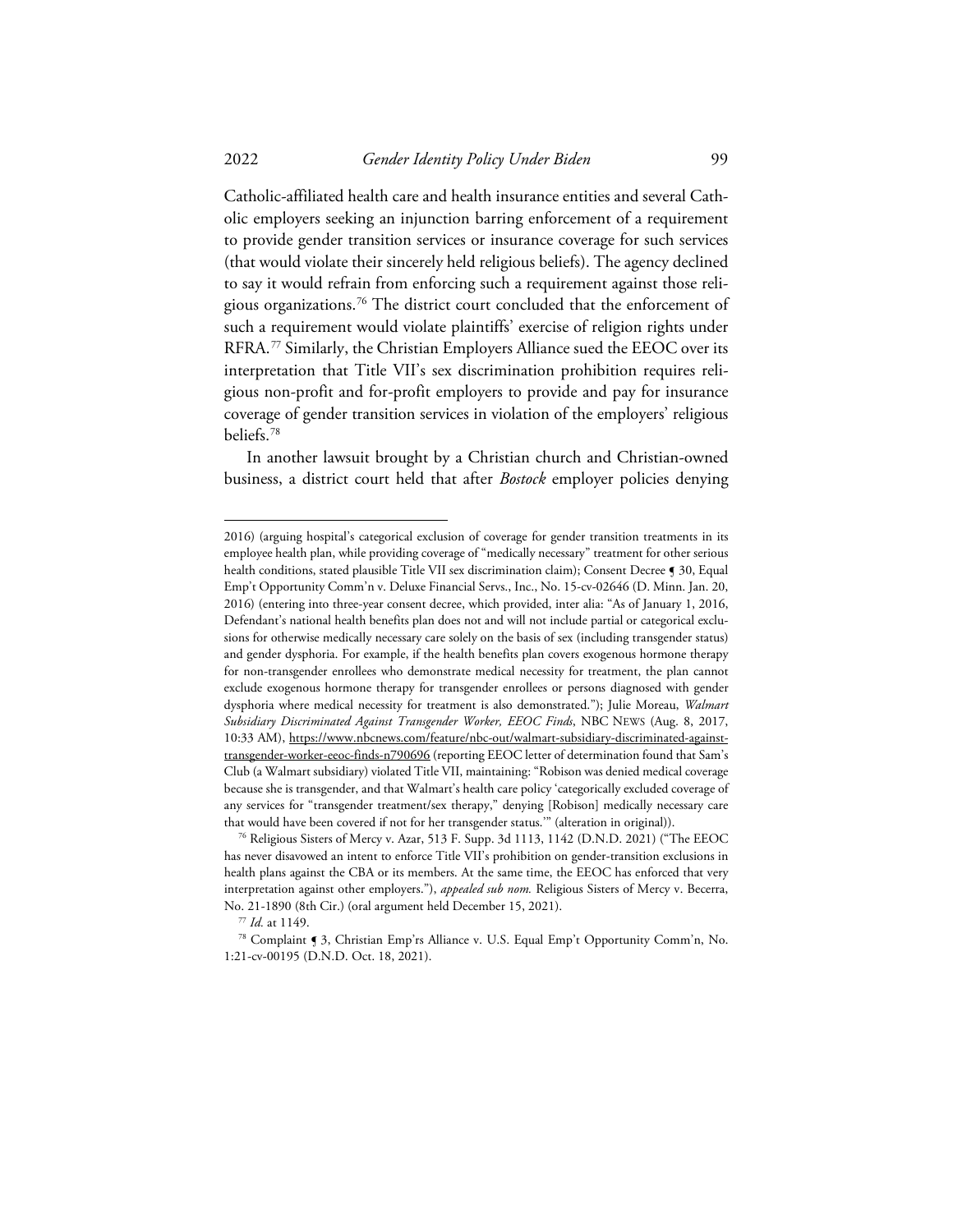Catholic-affiliated health care and health insurance entities and several Catholic employers seeking an injunction barring enforcement of a requirement to provide gender transition services or insurance coverage for such services (that would violate their sincerely held religious beliefs). The agency declined to say it would refrain from enforcing such a requirement against those religious organizations.[76] The district court concluded that the enforcement of such a requirement would violate plaintiffs' exercise of religion rights under RFRA.[77] Similarly, the Christian Employers Alliance sued the EEOC over its interpretation that Title VII's sex discrimination prohibition requires religious non-profit and for-profit employers to provide and pay for insurance coverage of gender transition services in violation of the employers' religious beliefs.[78]

In another lawsuit brought by a Christian church and Christian-owned business, a district court held that after *Bostock* employer policies denying

---

2016) (arguing hospital's categorical exclusion of coverage for gender transition treatments in its employee health plan, while providing coverage of "medically necessary" treatment for other serious health conditions, stated plausible Title VII sex discrimination claim); Consent Decree ¶ 30, Equal Emp't Opportunity Comm'n v. Deluxe Financial Servs., Inc., No. 15-cv-02646 (D. Minn. Jan. 20, 2016) (entering into three-year consent decree, which provided, inter alia: "As of January 1, 2016, Defendant's national health benefits plan does not and will not include partial or categorical exclusions for otherwise medically necessary care solely on the basis of sex (including transgender status) and gender dysphoria. For example, if the health benefits plan covers exogenous hormone therapy for non-transgender enrollees who demonstrate medical necessity for treatment, the plan cannot exclude exogenous hormone therapy for transgender enrollees or persons diagnosed with gender dysphoria where medical necessity for treatment is also demonstrated."); Julie Moreau, *Walmart Subsidiary Discriminated Against Transgender Worker, EEOC Finds*, NBC NEWS (Aug. 8, 2017, 10:33 AM), https://www.nbcnews.com/feature/nbc-out/walmart-subsidiary-discriminated-against-transgender-worker-eeoc-finds-n790696 (reporting EEOC letter of determination found that Sam's Club (a Walmart subsidiary) violated Title VII, maintaining: "Robison was denied medical coverage because she is transgender, and that Walmart's health care policy 'categorically excluded coverage of any services for "transgender treatment/sex therapy," denying [Robison] medically necessary care that would have been covered if not for her transgender status.'" (alteration in original)).

[76] Religious Sisters of Mercy v. Azar, 513 F. Supp. 3d 1113, 1142 (D.N.D. 2021) ("The EEOC has never disavowed an intent to enforce Title VII's prohibition on gender-transition exclusions in health plans against the CBA or its members. At the same time, the EEOC has enforced that very interpretation against other employers."), *appealed sub nom.* Religious Sisters of Mercy v. Becerra, No. 21-1890 (8th Cir.) (oral argument held December 15, 2021).

[77] *Id.* at 1149.

[78] Complaint ¶ 3, Christian Emp'rs Alliance v. U.S. Equal Emp't Opportunity Comm'n, No. 1:21-cv-00195 (D.N.D. Oct. 18, 2021).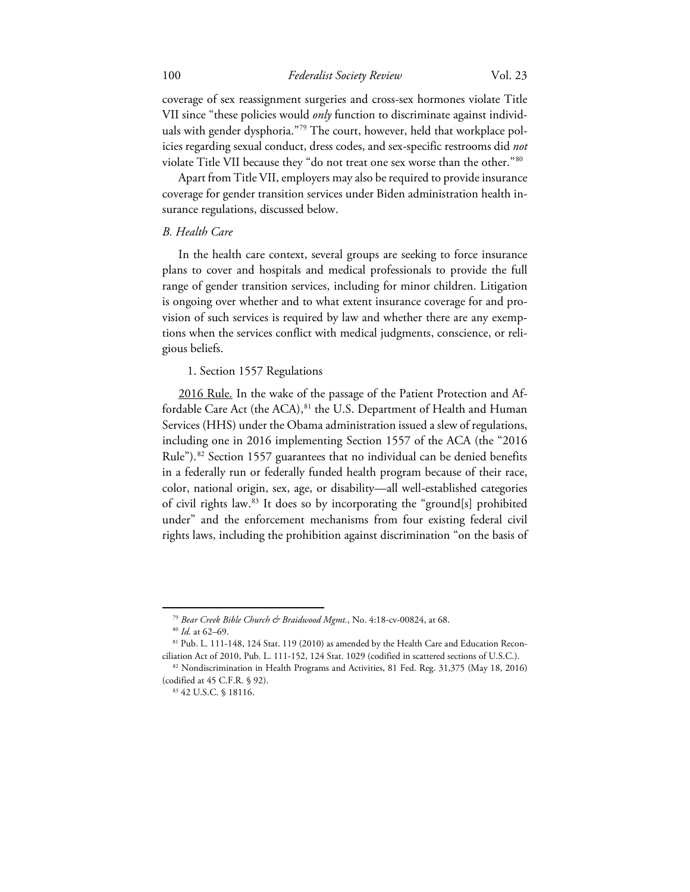coverage of sex reassignment surgeries and cross-sex hormones violate Title VII since "these policies would *only* function to discriminate against individuals with gender dysphoria."[79] The court, however, held that workplace policies regarding sexual conduct, dress codes, and sex-specific restrooms did *not* violate Title VII because they "do not treat one sex worse than the other."[80]

Apart from Title VII, employers may also be required to provide insurance coverage for gender transition services under Biden administration health insurance regulations, discussed below.

### *B. Health Care*

In the health care context, several groups are seeking to force insurance plans to cover and hospitals and medical professionals to provide the full range of gender transition services, including for minor children. Litigation is ongoing over whether and to what extent insurance coverage for and provision of such services is required by law and whether there are any exemptions when the services conflict with medical judgments, conscience, or religious beliefs.

#### 1. Section 1557 Regulations

<u>2016 Rule.</u> In the wake of the passage of the Patient Protection and Affordable Care Act (the ACA),[81] the U.S. Department of Health and Human Services (HHS) under the Obama administration issued a slew of regulations, including one in 2016 implementing Section 1557 of the ACA (the "2016 Rule").[82] Section 1557 guarantees that no individual can be denied benefits in a federally run or federally funded health program because of their race, color, national origin, sex, age, or disability—all well-established categories of civil rights law.[83] It does so by incorporating the "ground[s] prohibited under" and the enforcement mechanisms from four existing federal civil rights laws, including the prohibition against discrimination "on the basis of

---

[79] *Bear Creek Bible Church & Braidwood Mgmt.*, No. 4:18-cv-00824, at 68.

[80] *Id.* at 62–69.

[81] Pub. L. 111-148, 124 Stat. 119 (2010) as amended by the Health Care and Education Reconciliation Act of 2010, Pub. L. 111-152, 124 Stat. 1029 (codified in scattered sections of U.S.C.).

[82] Nondiscrimination in Health Programs and Activities, 81 Fed. Reg. 31,375 (May 18, 2016) (codified at 45 C.F.R. § 92).

[83] 42 U.S.C. § 18116.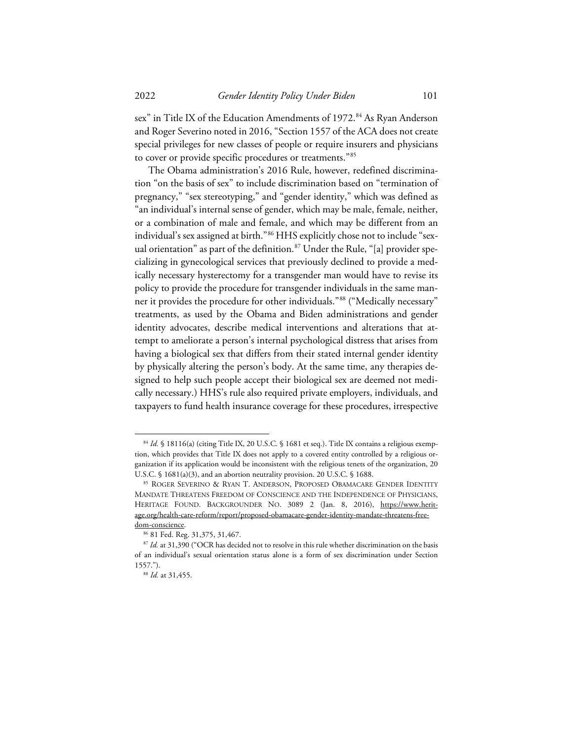sex" in Title IX of the Education Amendments of 1972.[84] As Ryan Anderson and Roger Severino noted in 2016, "Section 1557 of the ACA does not create special privileges for new classes of people or require insurers and physicians to cover or provide specific procedures or treatments."[85]

The Obama administration's 2016 Rule, however, redefined discrimination "on the basis of sex" to include discrimination based on "termination of pregnancy," "sex stereotyping," and "gender identity," which was defined as "an individual's internal sense of gender, which may be male, female, neither, or a combination of male and female, and which may be different from an individual's sex assigned at birth."[86] HHS explicitly chose not to include "sexual orientation" as part of the definition.[87] Under the Rule, "[a] provider specializing in gynecological services that previously declined to provide a medically necessary hysterectomy for a transgender man would have to revise its policy to provide the procedure for transgender individuals in the same manner it provides the procedure for other individuals."[88] ("Medically necessary" treatments, as used by the Obama and Biden administrations and gender identity advocates, describe medical interventions and alterations that attempt to ameliorate a person's internal psychological distress that arises from having a biological sex that differs from their stated internal gender identity by physically altering the person's body. At the same time, any therapies designed to help such people accept their biological sex are deemed not medically necessary.) HHS's rule also required private employers, individuals, and taxpayers to fund health insurance coverage for these procedures, irrespective

---

[84] *Id.* § 18116(a) (citing Title IX, 20 U.S.C. § 1681 et seq.). Title IX contains a religious exemption, which provides that Title IX does not apply to a covered entity controlled by a religious organization if its application would be inconsistent with the religious tenets of the organization, 20 U.S.C. § 1681(a)(3), and an abortion neutrality provision. 20 U.S.C. § 1688.

[85] Roger Severino & Ryan T. Anderson, Proposed Obamacare Gender Identity Mandate Threatens Freedom of Conscience and the Independence of Physicians, Heritage Found. Backgrounder No. 3089 2 (Jan. 8, 2016), https://www.heritage.org/health-care-reform/report/proposed-obamacare-gender-identity-mandate-threatens-freedom-conscience.

[86] 81 Fed. Reg. 31,375, 31,467.

[87] *Id.* at 31,390 ("OCR has decided not to resolve in this rule whether discrimination on the basis of an individual's sexual orientation status alone is a form of sex discrimination under Section 1557.").

[88] *Id.* at 31,455.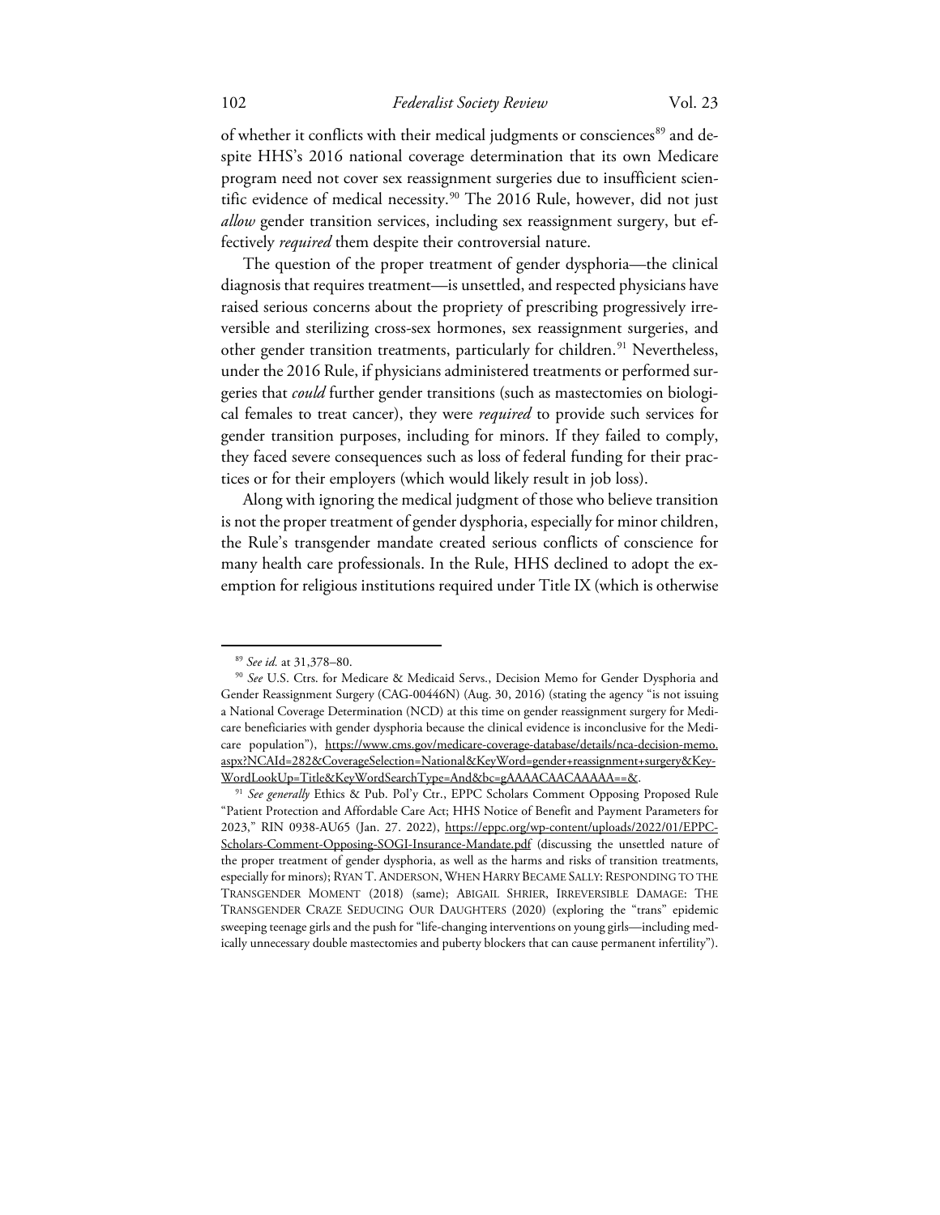of whether it conflicts with their medical judgments or consciences[89] and despite HHS's 2016 national coverage determination that its own Medicare program need not cover sex reassignment surgeries due to insufficient scientific evidence of medical necessity.[90] The 2016 Rule, however, did not just *allow* gender transition services, including sex reassignment surgery, but effectively *required* them despite their controversial nature.

The question of the proper treatment of gender dysphoria—the clinical diagnosis that requires treatment—is unsettled, and respected physicians have raised serious concerns about the propriety of prescribing progressively irreversible and sterilizing cross-sex hormones, sex reassignment surgeries, and other gender transition treatments, particularly for children.[91] Nevertheless, under the 2016 Rule, if physicians administered treatments or performed surgeries that *could* further gender transitions (such as mastectomies on biological females to treat cancer), they were *required* to provide such services for gender transition purposes, including for minors. If they failed to comply, they faced severe consequences such as loss of federal funding for their practices or for their employers (which would likely result in job loss).

Along with ignoring the medical judgment of those who believe transition is not the proper treatment of gender dysphoria, especially for minor children, the Rule's transgender mandate created serious conflicts of conscience for many health care professionals. In the Rule, HHS declined to adopt the exemption for religious institutions required under Title IX (which is otherwise

---

[89] *See id.* at 31,378–80.

[90] *See* U.S. Ctrs. for Medicare & Medicaid Servs., Decision Memo for Gender Dysphoria and Gender Reassignment Surgery (CAG-00446N) (Aug. 30, 2016) (stating the agency "is not issuing a National Coverage Determination (NCD) at this time on gender reassignment surgery for Medicare beneficiaries with gender dysphoria because the clinical evidence is inconclusive for the Medicare population"), https://www.cms.gov/medicare-coverage-database/details/nca-decision-memo.aspx?NCAId=282&CoverageSelection=National&KeyWord=gender+reassignment+surgery&KeyWordLookUp=Title&KeyWordSearchType=And&bc=gAAAACAACAAAAA==&.

[91] *See generally* Ethics & Pub. Pol'y Ctr., EPPC Scholars Comment Opposing Proposed Rule "Patient Protection and Affordable Care Act; HHS Notice of Benefit and Payment Parameters for 2023," RIN 0938-AU65 (Jan. 27. 2022), https://eppc.org/wp-content/uploads/2022/01/EPPC-Scholars-Comment-Opposing-SOGI-Insurance-Mandate.pdf (discussing the unsettled nature of the proper treatment of gender dysphoria, as well as the harms and risks of transition treatments, especially for minors); Ryan T. Anderson, When Harry Became Sally: Responding to the Transgender Moment (2018) (same); Abigail Shrier, Irreversible Damage: The Transgender Craze Seducing Our Daughters (2020) (exploring the "trans" epidemic sweeping teenage girls and the push for "life-changing interventions on young girls—including medically unnecessary double mastectomies and puberty blockers that can cause permanent infertility").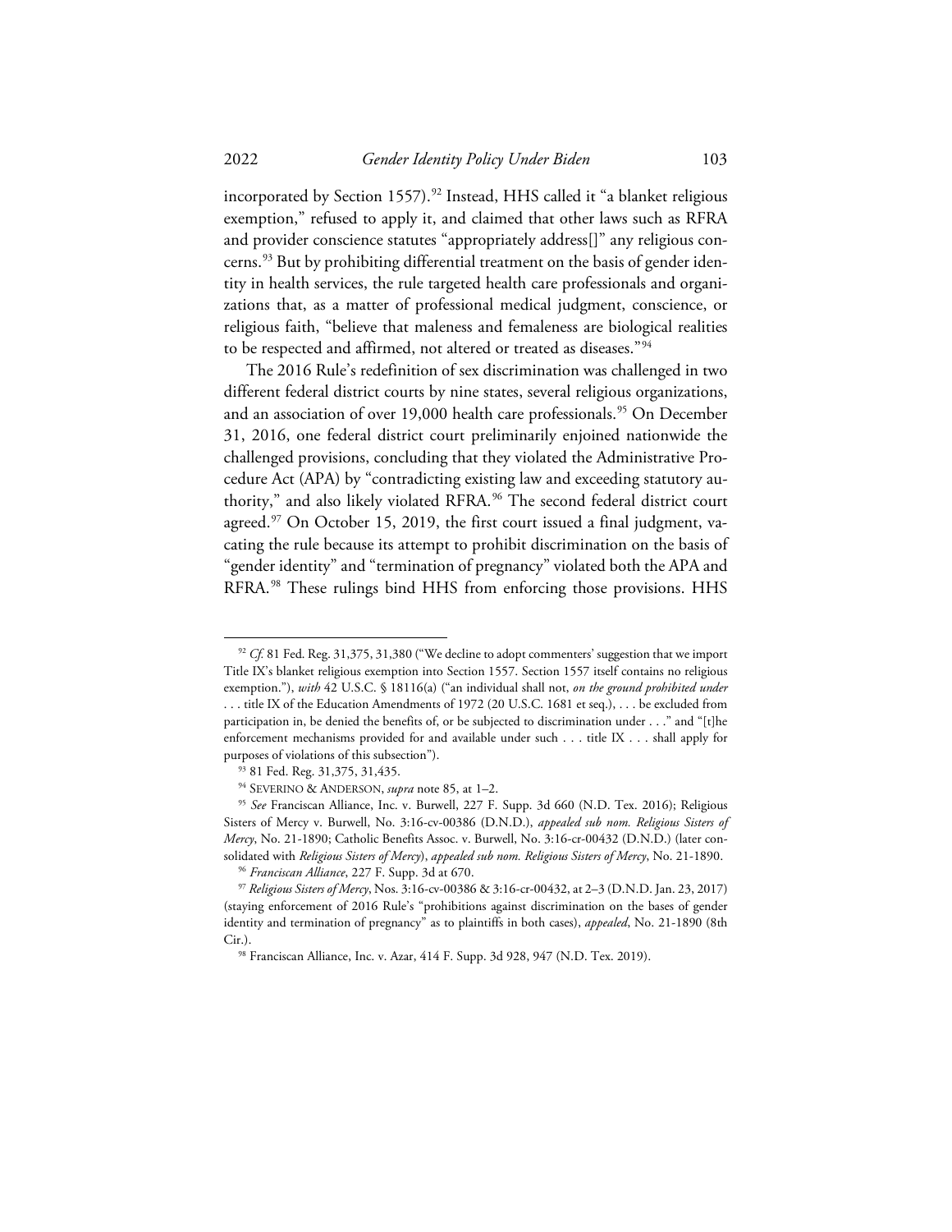incorporated by Section 1557).[92] Instead, HHS called it "a blanket religious exemption," refused to apply it, and claimed that other laws such as RFRA and provider conscience statutes "appropriately address[]" any religious concerns.[93] But by prohibiting differential treatment on the basis of gender identity in health services, the rule targeted health care professionals and organizations that, as a matter of professional medical judgment, conscience, or religious faith, "believe that maleness and femaleness are biological realities to be respected and affirmed, not altered or treated as diseases."[94]

The 2016 Rule's redefinition of sex discrimination was challenged in two different federal district courts by nine states, several religious organizations, and an association of over 19,000 health care professionals.[95] On December 31, 2016, one federal district court preliminarily enjoined nationwide the challenged provisions, concluding that they violated the Administrative Procedure Act (APA) by "contradicting existing law and exceeding statutory authority," and also likely violated RFRA.[96] The second federal district court agreed.[97] On October 15, 2019, the first court issued a final judgment, vacating the rule because its attempt to prohibit discrimination on the basis of "gender identity" and "termination of pregnancy" violated both the APA and RFRA.[98] These rulings bind HHS from enforcing those provisions. HHS

---

[92] *Cf.* 81 Fed. Reg. 31,375, 31,380 ("We decline to adopt commenters' suggestion that we import Title IX's blanket religious exemption into Section 1557. Section 1557 itself contains no religious exemption."), *with* 42 U.S.C. § 18116(a) ("an individual shall not, *on the ground prohibited under* . . . title IX of the Education Amendments of 1972 (20 U.S.C. 1681 et seq.), . . . be excluded from participation in, be denied the benefits of, or be subjected to discrimination under . . ." and "[t]he enforcement mechanisms provided for and available under such . . . title IX . . . shall apply for purposes of violations of this subsection").

[93] 81 Fed. Reg. 31,375, 31,435.

[94] SEVERINO & ANDERSON, *supra* note 85, at 1–2.

[95] *See* Franciscan Alliance, Inc. v. Burwell, 227 F. Supp. 3d 660 (N.D. Tex. 2016); Religious Sisters of Mercy v. Burwell, No. 3:16-cv-00386 (D.N.D.), *appeal sub nom. Religious Sisters of Mercy*, No. 21-1890; Catholic Benefits Assoc. v. Burwell, No. 3:16-cr-00432 (D.N.D.) (later consolidated with *Religious Sisters of Mercy*), *appeal sub nom. Religious Sisters of Mercy*, No. 21-1890.

[96] *Franciscan Alliance*, 227 F. Supp. 3d at 670.

[97] *Religious Sisters of Mercy*, Nos. 3:16-cv-00386 & 3:16-cr-00432, at 2–3 (D.N.D. Jan. 23, 2017) (staying enforcement of 2016 Rule's "prohibitions against discrimination on the bases of gender identity and termination of pregnancy" as to plaintiffs in both cases), *appealed*, No. 21-1890 (8th Cir.).

[98] Franciscan Alliance, Inc. v. Azar, 414 F. Supp. 3d 928, 947 (N.D. Tex. 2019).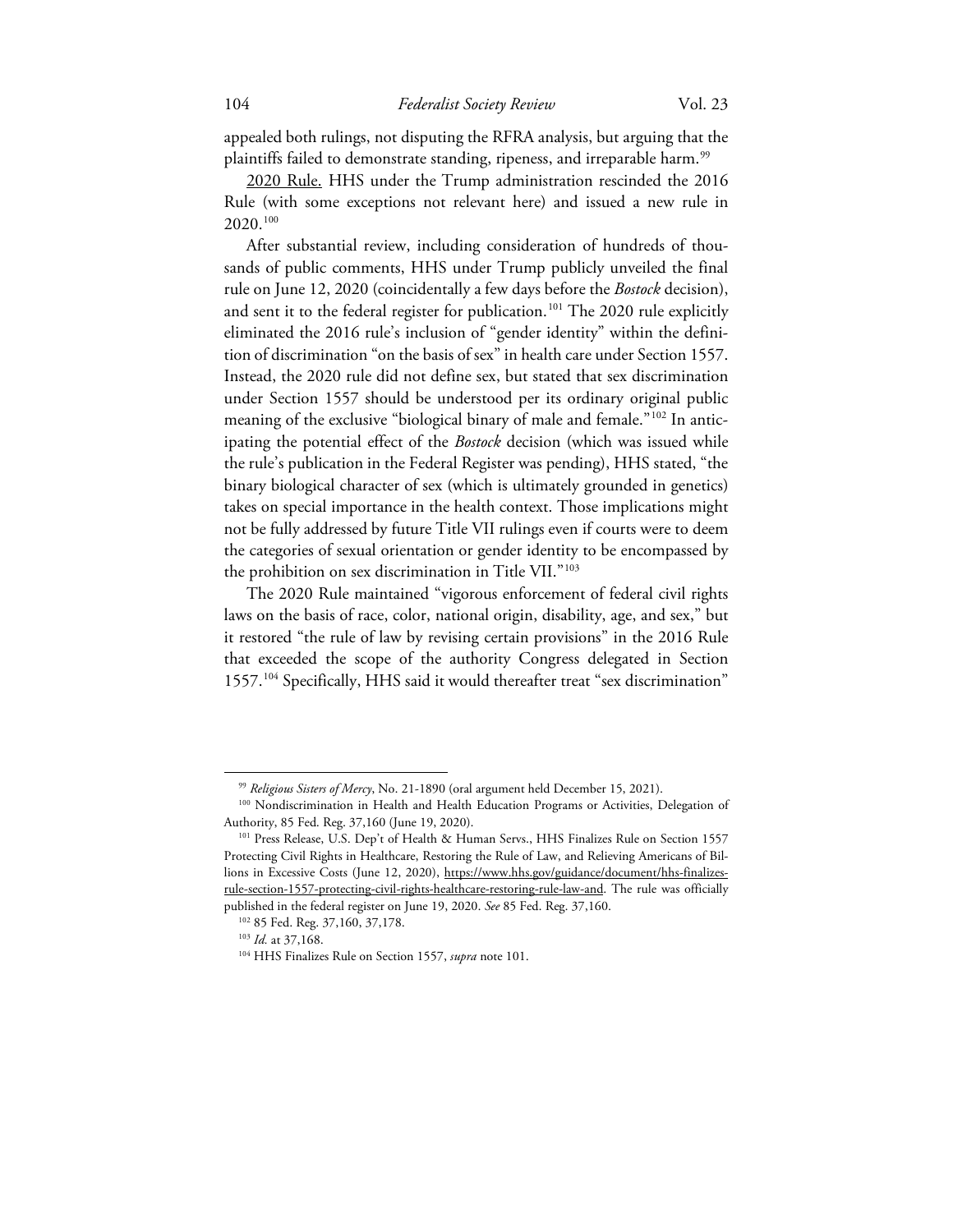appealed both rulings, not disputing the RFRA analysis, but arguing that the plaintiffs failed to demonstrate standing, ripeness, and irreparable harm.[99]

2020 Rule. HHS under the Trump administration rescinded the 2016 Rule (with some exceptions not relevant here) and issued a new rule in 2020.[100]

After substantial review, including consideration of hundreds of thousands of public comments, HHS under Trump publicly unveiled the final rule on June 12, 2020 (coincidentally a few days before the *Bostock* decision), and sent it to the federal register for publication.[101] The 2020 rule explicitly eliminated the 2016 rule's inclusion of "gender identity" within the definition of discrimination "on the basis of sex" in health care under Section 1557. Instead, the 2020 rule did not define sex, but stated that sex discrimination under Section 1557 should be understood per its ordinary original public meaning of the exclusive "biological binary of male and female."[102] In anticipating the potential effect of the *Bostock* decision (which was issued while the rule's publication in the Federal Register was pending), HHS stated, "the binary biological character of sex (which is ultimately grounded in genetics) takes on special importance in the health context. Those implications might not be fully addressed by future Title VII rulings even if courts were to deem the categories of sexual orientation or gender identity to be encompassed by the prohibition on sex discrimination in Title VII."[103]

The 2020 Rule maintained "vigorous enforcement of federal civil rights laws on the basis of race, color, national origin, disability, age, and sex," but it restored "the rule of law by revising certain provisions" in the 2016 Rule that exceeded the scope of the authority Congress delegated in Section 1557.[104] Specifically, HHS said it would thereafter treat "sex discrimination"

---

[99] *Religious Sisters of Mercy*, No. 21-1890 (oral argument held December 15, 2021).

[100] Nondiscrimination in Health and Health Education Programs or Activities, Delegation of Authority, 85 Fed. Reg. 37,160 (June 19, 2020).

[101] Press Release, U.S. Dep't of Health & Human Servs., HHS Finalizes Rule on Section 1557 Protecting Civil Rights in Healthcare, Restoring the Rule of Law, and Relieving Americans of Billions in Excessive Costs (June 12, 2020), https://www.hhs.gov/guidance/document/hhs-finalizes-rule-section-1557-protecting-civil-rights-healthcare-restoring-rule-law-and. The rule was officially published in the federal register on June 19, 2020. *See* 85 Fed. Reg. 37,160.

[102] 85 Fed. Reg. 37,160, 37,178.

[103] *Id.* at 37,168.

[104] HHS Finalizes Rule on Section 1557, *supra* note 101.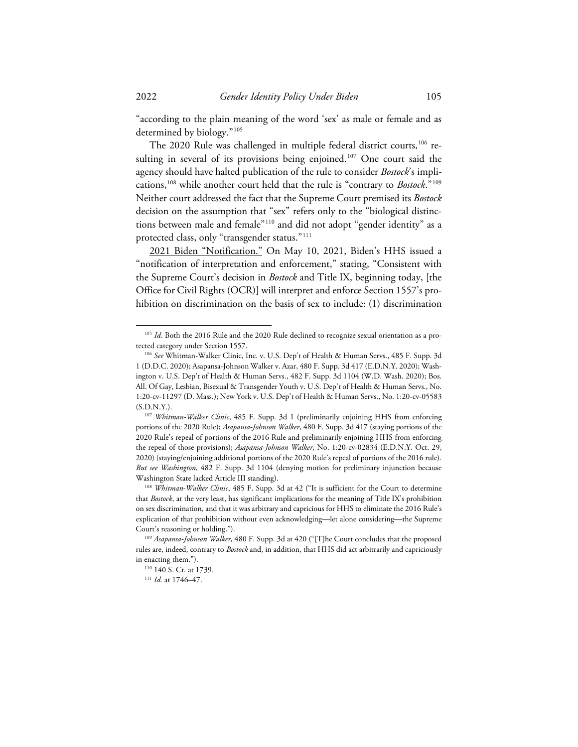"according to the plain meaning of the word 'sex' as male or female and as determined by biology."[105]

The 2020 Rule was challenged in multiple federal district courts,[106] resulting in several of its provisions being enjoined.[107] One court said the agency should have halted publication of the rule to consider *Bostock*'s implications,[108] while another court held that the rule is "contrary to *Bostock*."[109] Neither court addressed the fact that the Supreme Court premised its *Bostock* decision on the assumption that "sex" refers only to the "biological distinctions between male and female"[110] and did not adopt "gender identity" as a protected class, only "transgender status."[111]

<u>2021 Biden "Notification."</u> On May 10, 2021, Biden's HHS issued a "notification of interpretation and enforcement," stating, "Consistent with the Supreme Court's decision in *Bostock* and Title IX, beginning today, [the Office for Civil Rights (OCR)] will interpret and enforce Section 1557's prohibition on discrimination on the basis of sex to include: (1) discrimination

---

[105] *Id.* Both the 2016 Rule and the 2020 Rule declined to recognize sexual orientation as a protected category under Section 1557.

[106] *See* Whitman-Walker Clinic, Inc. v. U.S. Dep't of Health & Human Servs., 485 F. Supp. 3d 1 (D.D.C. 2020); Asapansa-Johnson Walker v. Azar, 480 F. Supp. 3d 417 (E.D.N.Y. 2020); Washington v. U.S. Dep't of Health & Human Servs., 482 F. Supp. 3d 1104 (W.D. Wash. 2020); Bos. All. Of Gay, Lesbian, Bisexual & Transgender Youth v. U.S. Dep't of Health & Human Servs., No. 1:20-cv-11297 (D. Mass.); New York v. U.S. Dep't of Health & Human Servs., No. 1:20-cv-05583 (S.D.N.Y.).

[107] *Whitman-Walker Clinic*, 485 F. Supp. 3d 1 (preliminarily enjoining HHS from enforcing portions of the 2020 Rule); *Asapansa-Johnson Walker*, 480 F. Supp. 3d 417 (staying portions of the 2020 Rule's repeal of portions of the 2016 Rule and preliminarily enjoining HHS from enforcing the repeal of those provisions); *Asapansa-Johnson Walker*, No. 1:20-cv-02834 (E.D.N.Y. Oct. 29, 2020) (staying/enjoining additional portions of the 2020 Rule's repeal of portions of the 2016 rule). *But see Washington*, 482 F. Supp. 3d 1104 (denying motion for preliminary injunction because Washington State lacked Article III standing).

[108] *Whitman-Walker Clinic*, 485 F. Supp. 3d at 42 ("It is sufficient for the Court to determine that *Bostock*, at the very least, has significant implications for the meaning of Title IX's prohibition on sex discrimination, and that it was arbitrary and capricious for HHS to eliminate the 2016 Rule's explication of that prohibition without even acknowledging—let alone considering—the Supreme Court's reasoning or holding.").

[109] *Asapansa-Johnson Walker*, 480 F. Supp. 3d at 420 ("[T]he Court concludes that the proposed rules are, indeed, contrary to *Bostock* and, in addition, that HHS did act arbitrarily and capriciously in enacting them.").

[110] 140 S. Ct. at 1739.

[111] *Id.* at 1746–47.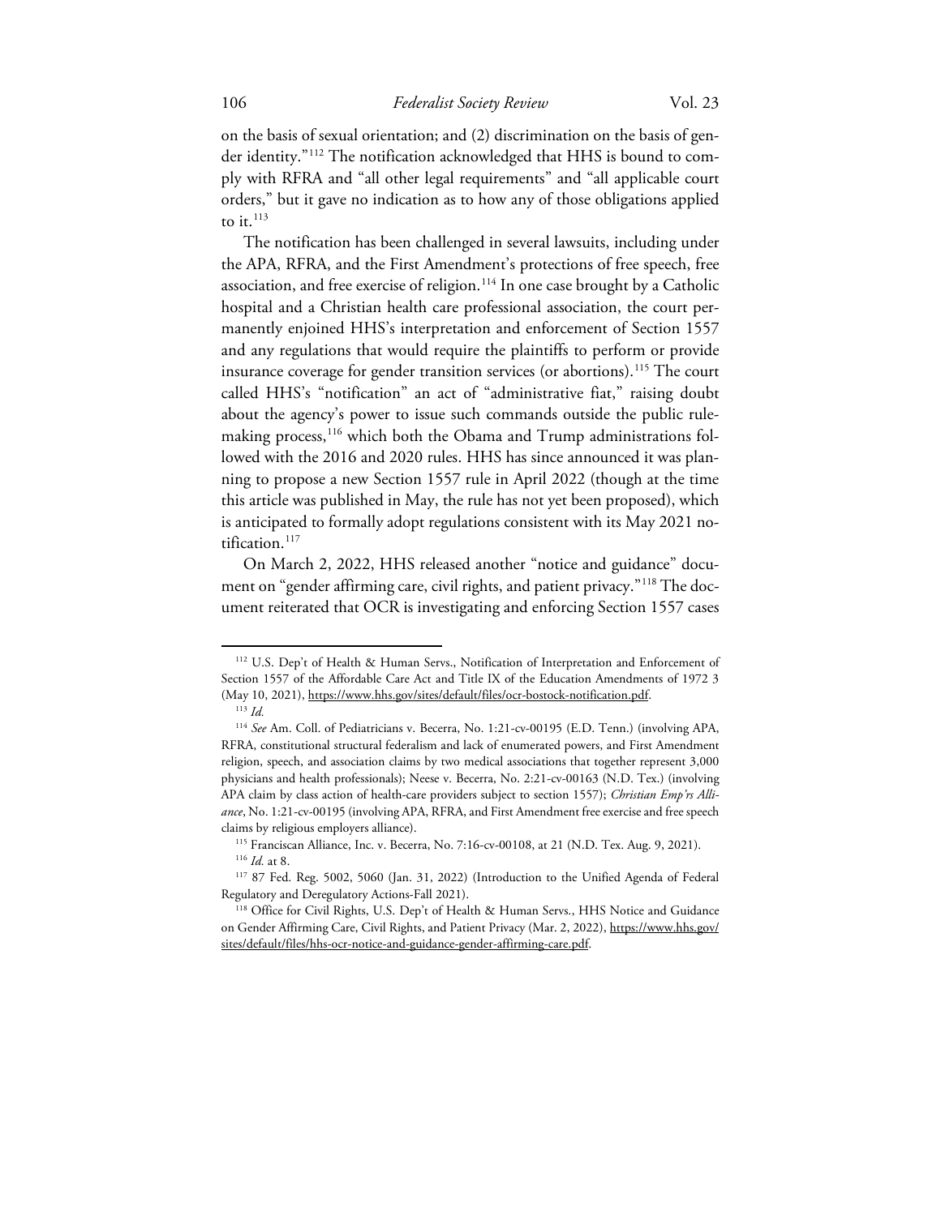on the basis of sexual orientation; and (2) discrimination on the basis of gender identity."[112] The notification acknowledged that HHS is bound to comply with RFRA and "all other legal requirements" and "all applicable court orders," but it gave no indication as to how any of those obligations applied to it.[113]

The notification has been challenged in several lawsuits, including under the APA, RFRA, and the First Amendment's protections of free speech, free association, and free exercise of religion.[114] In one case brought by a Catholic hospital and a Christian health care professional association, the court permanently enjoined HHS's interpretation and enforcement of Section 1557 and any regulations that would require the plaintiffs to perform or provide insurance coverage for gender transition services (or abortions).[115] The court called HHS's "notification" an act of "administrative fiat," raising doubt about the agency's power to issue such commands outside the public rulemaking process,[116] which both the Obama and Trump administrations followed with the 2016 and 2020 rules. HHS has since announced it was planning to propose a new Section 1557 rule in April 2022 (though at the time this article was published in May, the rule has not yet been proposed), which is anticipated to formally adopt regulations consistent with its May 2021 notification.[117]

On March 2, 2022, HHS released another "notice and guidance" document on "gender affirming care, civil rights, and patient privacy."[118] The document reiterated that OCR is investigating and enforcing Section 1557 cases

---

[112] U.S. Dep't of Health & Human Servs., Notification of Interpretation and Enforcement of Section 1557 of the Affordable Care Act and Title IX of the Education Amendments of 1972 3 (May 10, 2021), https://www.hhs.gov/sites/default/files/ocr-bostock-notification.pdf.

[113] *Id.*

[114] *See* Am. Coll. of Pediatricians v. Becerra, No. 1:21-cv-00195 (E.D. Tenn.) (involving APA, RFRA, constitutional structural federalism and lack of enumerated powers, and First Amendment religion, speech, and association claims by two medical associations that together represent 3,000 physicians and health professionals); Neese v. Becerra, No. 2:21-cv-00163 (N.D. Tex.) (involving APA claim by class action of health-care providers subject to section 1557); *Christian Emp'rs Alliance*, No. 1:21-cv-00195 (involving APA, RFRA, and First Amendment free exercise and free speech claims by religious employers alliance).

[115] Franciscan Alliance, Inc. v. Becerra, No. 7:16-cv-00108, at 21 (N.D. Tex. Aug. 9, 2021).

[116] *Id.* at 8.

[117] 87 Fed. Reg. 5002, 5060 (Jan. 31, 2022) (Introduction to the Unified Agenda of Federal Regulatory and Deregulatory Actions-Fall 2021).

[118] Office for Civil Rights, U.S. Dep't of Health & Human Servs., HHS Notice and Guidance on Gender Affirming Care, Civil Rights, and Patient Privacy (Mar. 2, 2022), https://www.hhs.gov/sites/default/files/hhs-ocr-notice-and-guidance-gender-affirming-care.pdf.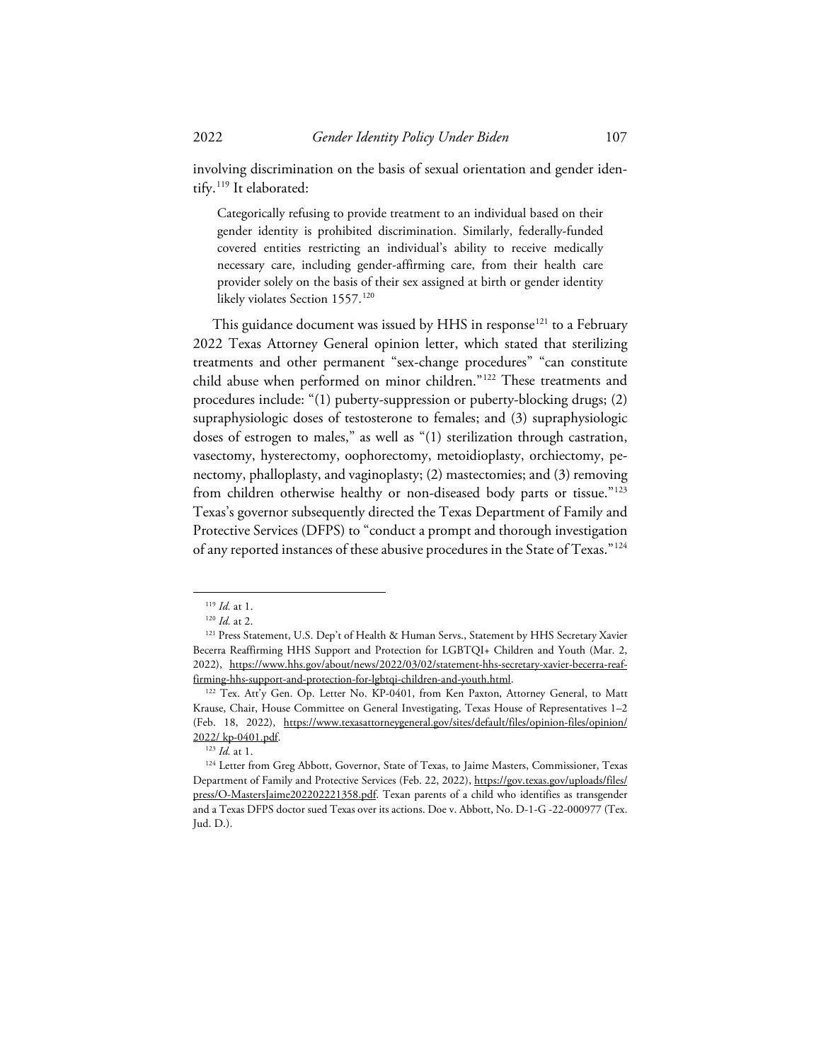involving discrimination on the basis of sexual orientation and gender identify.[119] It elaborated:

> Categorically refusing to provide treatment to an individual based on their gender identity is prohibited discrimination. Similarly, federally-funded covered entities restricting an individual's ability to receive medically necessary care, including gender-affirming care, from their health care provider solely on the basis of their sex assigned at birth or gender identity likely violates Section 1557.[120]

This guidance document was issued by HHS in response[121] to a February 2022 Texas Attorney General opinion letter, which stated that sterilizing treatments and other permanent "sex-change procedures" "can constitute child abuse when performed on minor children."[122] These treatments and procedures include: "(1) puberty-suppression or puberty-blocking drugs; (2) supraphysiologic doses of testosterone to females; and (3) supraphysiologic doses of estrogen to males," as well as "(1) sterilization through castration, vasectomy, hysterectomy, oophorectomy, metoidioplasty, orchiectomy, penectomy, phalloplasty, and vaginoplasty; (2) mastectomies; and (3) removing from children otherwise healthy or non-diseased body parts or tissue."[123] Texas's governor subsequently directed the Texas Department of Family and Protective Services (DFPS) to "conduct a prompt and thorough investigation of any reported instances of these abusive procedures in the State of Texas."[124]

---

[119] *Id.* at 1.

[120] *Id.* at 2.

[121] Press Statement, U.S. Dep't of Health & Human Servs., Statement by HHS Secretary Xavier Becerra Reaffirming HHS Support and Protection for LGBTQI+ Children and Youth (Mar. 2, 2022), https://www.hhs.gov/about/news/2022/03/02/statement-hhs-secretary-xavier-becerra-reaffirming-hhs-support-and-protection-for-lgbtqi-children-and-youth.html.

[122] Tex. Att'y Gen. Op. Letter No. KP-0401, from Ken Paxton, Attorney General, to Matt Krause, Chair, House Committee on General Investigating, Texas House of Representatives 1–2 (Feb. 18, 2022), https://www.texasattorneygeneral.gov/sites/default/files/opinion-files/opinion/2022/ kp-0401.pdf.

[123] *Id.* at 1.

[124] Letter from Greg Abbott, Governor, State of Texas, to Jaime Masters, Commissioner, Texas Department of Family and Protective Services (Feb. 22, 2022), https://gov.texas.gov/uploads/files/press/O-MastersJaime202202221358.pdf. Texan parents of a child who identifies as transgender and a Texas DFPS doctor sued Texas over its actions. Doe v. Abbott, No. D-1-G -22-000977 (Tex. Jud. D.).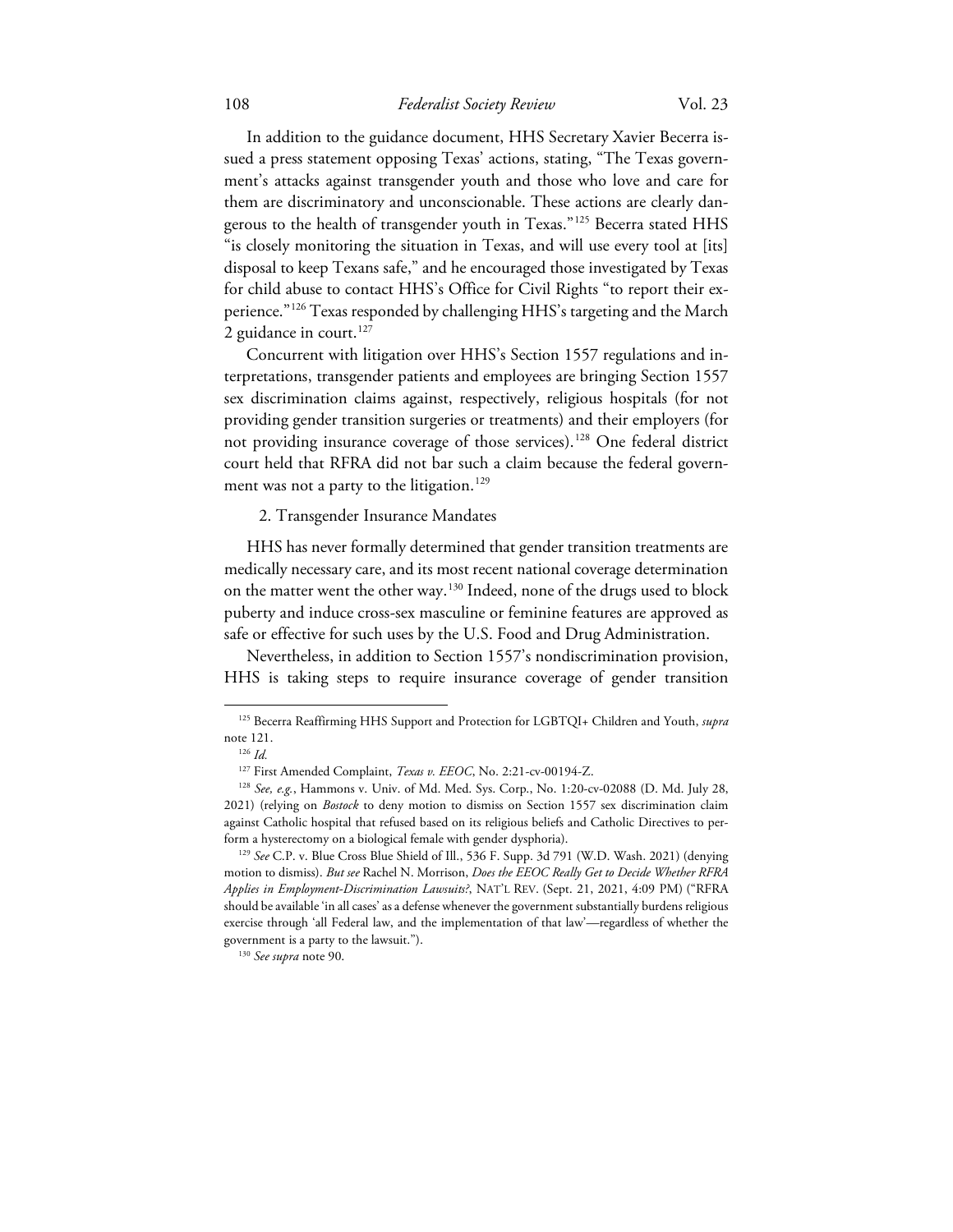In addition to the guidance document, HHS Secretary Xavier Becerra issued a press statement opposing Texas' actions, stating, "The Texas government's attacks against transgender youth and those who love and care for them are discriminatory and unconscionable. These actions are clearly dangerous to the health of transgender youth in Texas."[125] Becerra stated HHS "is closely monitoring the situation in Texas, and will use every tool at [its] disposal to keep Texans safe," and he encouraged those investigated by Texas for child abuse to contact HHS's Office for Civil Rights "to report their experience."[126] Texas responded by challenging HHS's targeting and the March 2 guidance in court.[127]

Concurrent with litigation over HHS's Section 1557 regulations and interpretations, transgender patients and employees are bringing Section 1557 sex discrimination claims against, respectively, religious hospitals (for not providing gender transition surgeries or treatments) and their employers (for not providing insurance coverage of those services).[128] One federal district court held that RFRA did not bar such a claim because the federal government was not a party to the litigation.[129]

2. Transgender Insurance Mandates

HHS has never formally determined that gender transition treatments are medically necessary care, and its most recent national coverage determination on the matter went the other way.[130] Indeed, none of the drugs used to block puberty and induce cross-sex masculine or feminine features are approved as safe or effective for such uses by the U.S. Food and Drug Administration.

Nevertheless, in addition to Section 1557's nondiscrimination provision, HHS is taking steps to require insurance coverage of gender transition

---

[125] Becerra Reaffirming HHS Support and Protection for LGBTQI+ Children and Youth, *supra* note 121.

[126] *Id.*

[127] First Amended Complaint, *Texas v. EEOC*, No. 2:21-cv-00194-Z.

[128] *See, e.g.*, Hammons v. Univ. of Md. Med. Sys. Corp., No. 1:20-cv-02088 (D. Md. July 28, 2021) (relying on *Bostock* to deny motion to dismiss on Section 1557 sex discrimination claim against Catholic hospital that refused based on its religious beliefs and Catholic Directives to perform a hysterectomy on a biological female with gender dysphoria).

[129] *See* C.P. v. Blue Cross Blue Shield of Ill., 536 F. Supp. 3d 791 (W.D. Wash. 2021) (denying motion to dismiss). *But see* Rachel N. Morrison, *Does the EEOC Really Get to Decide Whether RFRA Applies in Employment-Discrimination Lawsuits?*, NAT'L REV. (Sept. 21, 2021, 4:09 PM) ("RFRA should be available 'in all cases' as a defense whenever the government substantially burdens religious exercise through 'all Federal law, and the implementation of that law'—regardless of whether the government is a party to the lawsuit.").

[130] *See supra* note 90.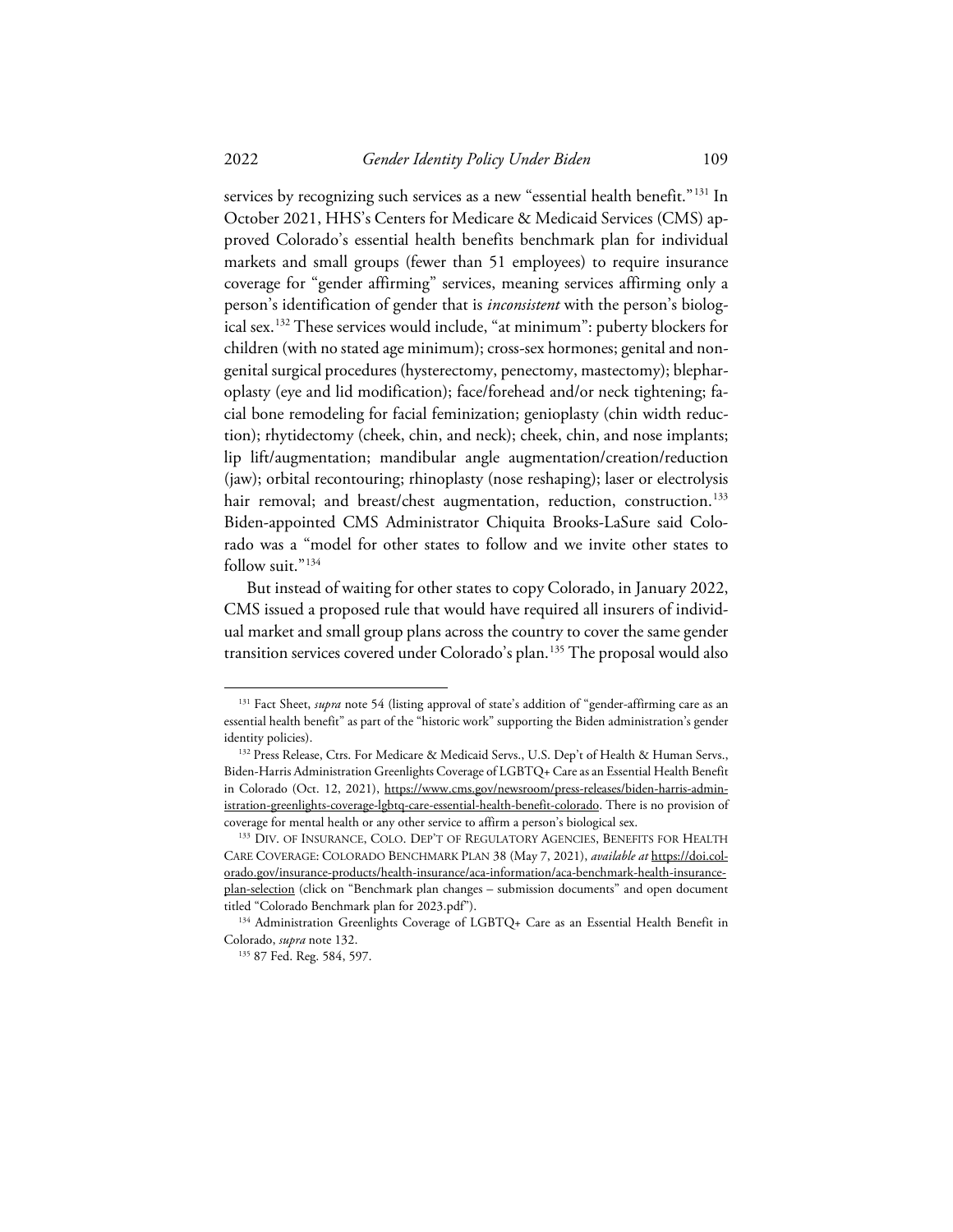services by recognizing such services as a new "essential health benefit."[131] In October 2021, HHS's Centers for Medicare & Medicaid Services (CMS) approved Colorado's essential health benefits benchmark plan for individual markets and small groups (fewer than 51 employees) to require insurance coverage for "gender affirming" services, meaning services affirming only a person's identification of gender that is *inconsistent* with the person's biological sex.[132] These services would include, "at minimum": puberty blockers for children (with no stated age minimum); cross-sex hormones; genital and non-genital surgical procedures (hysterectomy, penectomy, mastectomy); blepharoplasty (eye and lid modification); face/forehead and/or neck tightening; facial bone remodeling for facial feminization; genioplasty (chin width reduction); rhytidectomy (cheek, chin, and neck); cheek, chin, and nose implants; lip lift/augmentation; mandibular angle augmentation/creation/reduction (jaw); orbital recontouring; rhinoplasty (nose reshaping); laser or electrolysis hair removal; and breast/chest augmentation, reduction, construction.[133] Biden-appointed CMS Administrator Chiquita Brooks-LaSure said Colorado was a "model for other states to follow and we invite other states to follow suit."[134]

But instead of waiting for other states to copy Colorado, in January 2022, CMS issued a proposed rule that would have required all insurers of individual market and small group plans across the country to cover the same gender transition services covered under Colorado's plan.[135] The proposal would also

---

[131] Fact Sheet, *supra* note 54 (listing approval of state's addition of "gender-affirming care as an essential health benefit" as part of the "historic work" supporting the Biden administration's gender identity policies).

[132] Press Release, Ctrs. For Medicare & Medicaid Servs., U.S. Dep't of Health & Human Servs., Biden-Harris Administration Greenlights Coverage of LGBTQ+ Care as an Essential Health Benefit in Colorado (Oct. 12, 2021), https://www.cms.gov/newsroom/press-releases/biden-harris-administration-greenlights-coverage-lgbtq-care-essential-health-benefit-colorado. There is no provision of coverage for mental health or any other service to affirm a person's biological sex.

[133] DIV. OF INSURANCE, COLO. DEP'T OF REGULATORY AGENCIES, BENEFITS FOR HEALTH CARE COVERAGE: COLORADO BENCHMARK PLAN 38 (May 7, 2021), *available at* https://doi.colorado.gov/insurance-products/health-insurance/aca-information/aca-benchmark-health-insurance-plan-selection (click on "Benchmark plan changes – submission documents" and open document titled "Colorado Benchmark plan for 2023.pdf").

[134] Administration Greenlights Coverage of LGBTQ+ Care as an Essential Health Benefit in Colorado, *supra* note 132.

[135] 87 Fed. Reg. 584, 597.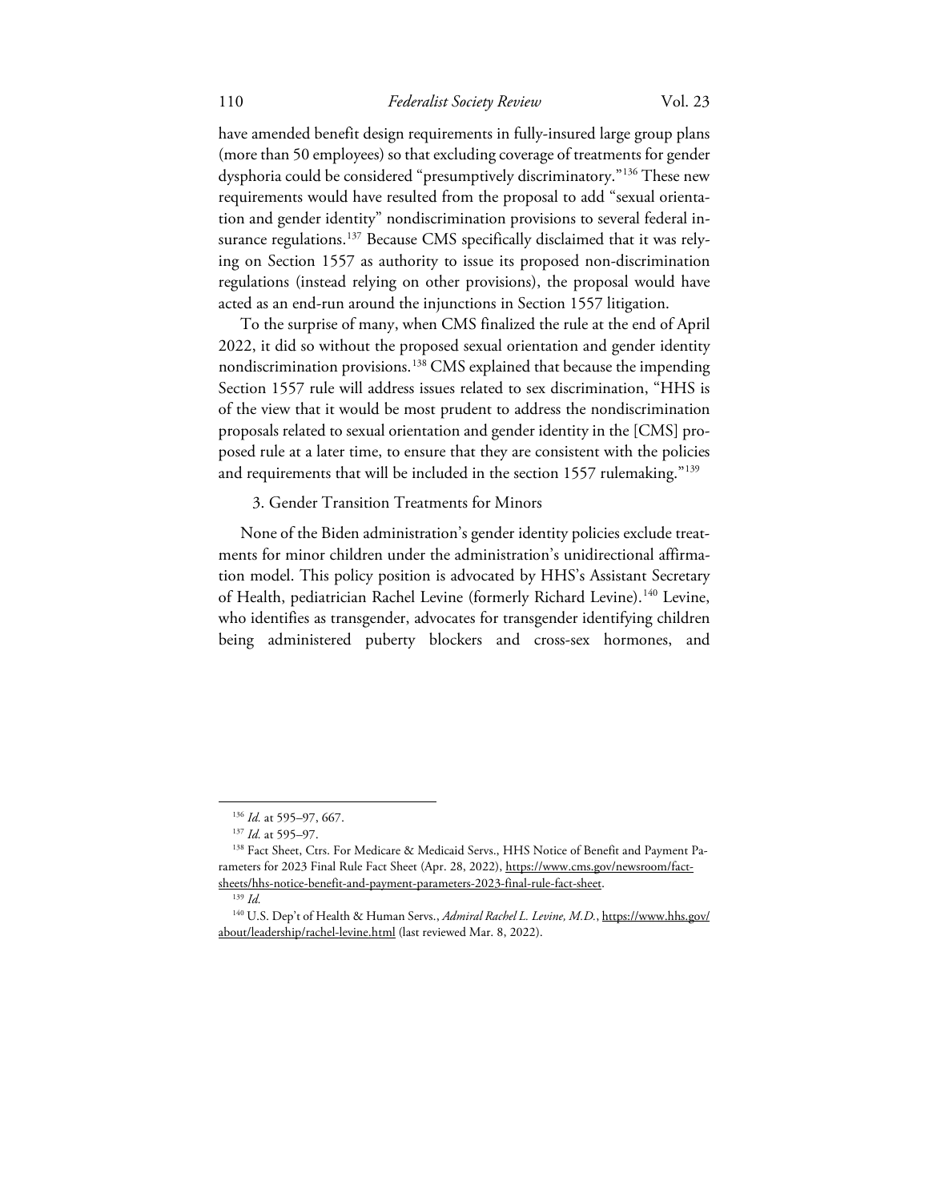have amended benefit design requirements in fully-insured large group plans (more than 50 employees) so that excluding coverage of treatments for gender dysphoria could be considered "presumptively discriminatory."[136] These new requirements would have resulted from the proposal to add "sexual orientation and gender identity" nondiscrimination provisions to several federal insurance regulations.[137] Because CMS specifically disclaimed that it was relying on Section 1557 as authority to issue its proposed non-discrimination regulations (instead relying on other provisions), the proposal would have acted as an end-run around the injunctions in Section 1557 litigation.

To the surprise of many, when CMS finalized the rule at the end of April 2022, it did so without the proposed sexual orientation and gender identity nondiscrimination provisions.[138] CMS explained that because the impending Section 1557 rule will address issues related to sex discrimination, "HHS is of the view that it would be most prudent to address the nondiscrimination proposals related to sexual orientation and gender identity in the [CMS] proposed rule at a later time, to ensure that they are consistent with the policies and requirements that will be included in the section 1557 rulemaking."[139]

### 3. Gender Transition Treatments for Minors

None of the Biden administration's gender identity policies exclude treatments for minor children under the administration's unidirectional affirmation model. This policy position is advocated by HHS's Assistant Secretary of Health, pediatrician Rachel Levine (formerly Richard Levine).[140] Levine, who identifies as transgender, advocates for transgender identifying children being administered puberty blockers and cross-sex hormones, and

---

[136] *Id.* at 595–97, 667.

[137] *Id.* at 595–97.

[138] Fact Sheet, Ctrs. For Medicare & Medicaid Servs., HHS Notice of Benefit and Payment Parameters for 2023 Final Rule Fact Sheet (Apr. 28, 2022), https://www.cms.gov/newsroom/fact-sheets/hhs-notice-benefit-and-payment-parameters-2023-final-rule-fact-sheet.

[139] *Id.*

[140] U.S. Dep't of Health & Human Servs., *Admiral Rachel L. Levine, M.D.*, https://www.hhs.gov/about/leadership/rachel-levine.html (last reviewed Mar. 8, 2022).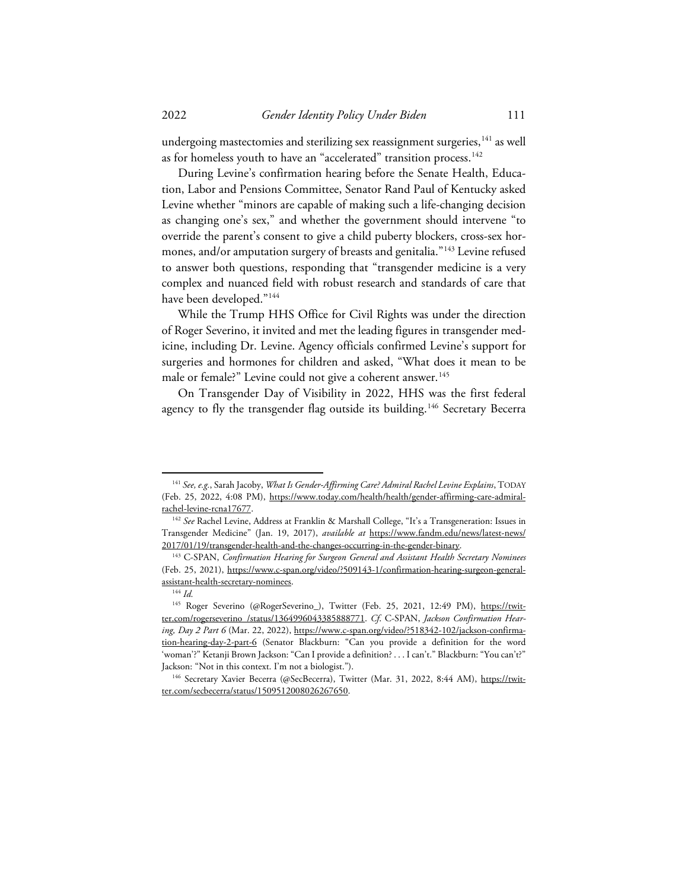undergoing mastectomies and sterilizing sex reassignment surgeries,[141] as well as for homeless youth to have an "accelerated" transition process.[142]

During Levine's confirmation hearing before the Senate Health, Education, Labor and Pensions Committee, Senator Rand Paul of Kentucky asked Levine whether "minors are capable of making such a life-changing decision as changing one's sex," and whether the government should intervene "to override the parent's consent to give a child puberty blockers, cross-sex hormones, and/or amputation surgery of breasts and genitalia."[143] Levine refused to answer both questions, responding that "transgender medicine is a very complex and nuanced field with robust research and standards of care that have been developed."[144]

While the Trump HHS Office for Civil Rights was under the direction of Roger Severino, it invited and met the leading figures in transgender medicine, including Dr. Levine. Agency officials confirmed Levine's support for surgeries and hormones for children and asked, "What does it mean to be male or female?" Levine could not give a coherent answer.[145]

On Transgender Day of Visibility in 2022, HHS was the first federal agency to fly the transgender flag outside its building.[146] Secretary Becerra

---

[141] *See, e.g.*, Sarah Jacoby, *What Is Gender-Affirming Care? Admiral Rachel Levine Explains*, TODAY (Feb. 25, 2022, 4:08 PM), https://www.today.com/health/health/gender-affirming-care-admiral-rachel-levine-rcna17677.

[142] *See* Rachel Levine, Address at Franklin & Marshall College, "It's a Transgeneration: Issues in Transgender Medicine" (Jan. 19, 2017), *available at* https://www.fandm.edu/news/latest-news/2017/01/19/transgender-health-and-the-changes-occurring-in-the-gender-binary.

[143] C-SPAN, *Confirmation Hearing for Surgeon General and Assistant Health Secretary Nominees* (Feb. 25, 2021), https://www.c-span.org/video/?509143-1/confirmation-hearing-surgeon-general-assistant-health-secretary-nominees.

[144] *Id.*

[145] Roger Severino (@RogerSeverino_), Twitter (Feb. 25, 2021, 12:49 PM), https://twitter.com/rogerseverino_/status/1364996043385888771. *Cf.* C-SPAN, *Jackson Confirmation Hearing, Day 2 Part 6* (Mar. 22, 2022), https://www.c-span.org/video/?518342-102/jackson-confirmation-hearing-day-2-part-6 (Senator Blackburn: "Can you provide a definition for the word 'woman'?" Ketanji Brown Jackson: "Can I provide a definition? . . . I can't." Blackburn: "You can't?" Jackson: "Not in this context. I'm not a biologist.").

[146] Secretary Xavier Becerra (@SecBecerra), Twitter (Mar. 31, 2022, 8:44 AM), https://twitter.com/secbecerra/status/1509512008026267650.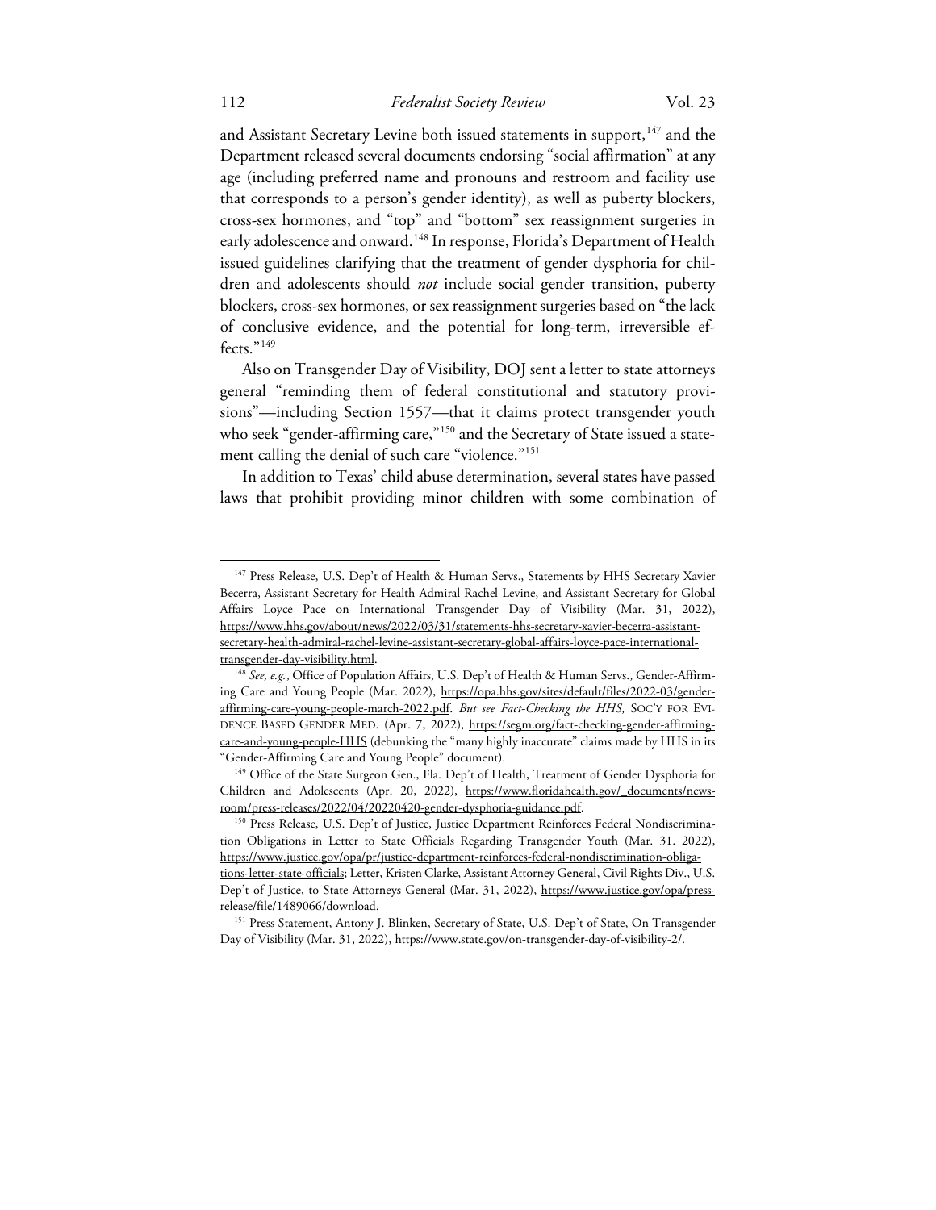and Assistant Secretary Levine both issued statements in support,[147] and the Department released several documents endorsing "social affirmation" at any age (including preferred name and pronouns and restroom and facility use that corresponds to a person's gender identity), as well as puberty blockers, cross-sex hormones, and "top" and "bottom" sex reassignment surgeries in early adolescence and onward.[148] In response, Florida's Department of Health issued guidelines clarifying that the treatment of gender dysphoria for children and adolescents should *not* include social gender transition, puberty blockers, cross-sex hormones, or sex reassignment surgeries based on "the lack of conclusive evidence, and the potential for long-term, irreversible effects."[149]

Also on Transgender Day of Visibility, DOJ sent a letter to state attorneys general "reminding them of federal constitutional and statutory provisions"—including Section 1557—that it claims protect transgender youth who seek "gender-affirming care,"[150] and the Secretary of State issued a statement calling the denial of such care "violence."[151]

In addition to Texas' child abuse determination, several states have passed laws that prohibit providing minor children with some combination of

---

[147] Press Release, U.S. Dep't of Health & Human Servs., Statements by HHS Secretary Xavier Becerra, Assistant Secretary for Health Admiral Rachel Levine, and Assistant Secretary for Global Affairs Loyce Pace on International Transgender Day of Visibility (Mar. 31, 2022), https://www.hhs.gov/about/news/2022/03/31/statements-hhs-secretary-xavier-becerra-assistant-secretary-health-admiral-rachel-levine-assistant-secretary-global-affairs-loyce-pace-international-transgender-day-visibility.html.

[148] *See, e.g.*, Office of Population Affairs, U.S. Dep't of Health & Human Servs., Gender-Affirming Care and Young People (Mar. 2022), https://opa.hhs.gov/sites/default/files/2022-03/gender-affirming-care-young-people-march-2022.pdf. *But see Fact-Checking the HHS*, Soc'y for Evidence Based Gender Med. (Apr. 7, 2022), https://segm.org/fact-checking-gender-affirming-care-and-young-people-HHS (debunking the "many highly inaccurate" claims made by HHS in its "Gender-Affirming Care and Young People" document).

[149] Office of the State Surgeon Gen., Fla. Dep't of Health, Treatment of Gender Dysphoria for Children and Adolescents (Apr. 20, 2022), https://www.floridahealth.gov/_documents/newsroom/press-releases/2022/04/20220420-gender-dysphoria-guidance.pdf.

[150] Press Release, U.S. Dep't of Justice, Justice Department Reinforces Federal Nondiscrimination Obligations in Letter to State Officials Regarding Transgender Youth (Mar. 31. 2022), https://www.justice.gov/opa/pr/justice-department-reinforces-federal-nondiscrimination-obligations-letter-state-officials; Letter, Kristen Clarke, Assistant Attorney General, Civil Rights Div., U.S. Dep't of Justice, to State Attorneys General (Mar. 31, 2022), https://www.justice.gov/opa/press-release/file/1489066/download.

[151] Press Statement, Antony J. Blinken, Secretary of State, U.S. Dep't of State, On Transgender Day of Visibility (Mar. 31, 2022), https://www.state.gov/on-transgender-day-of-visibility-2/.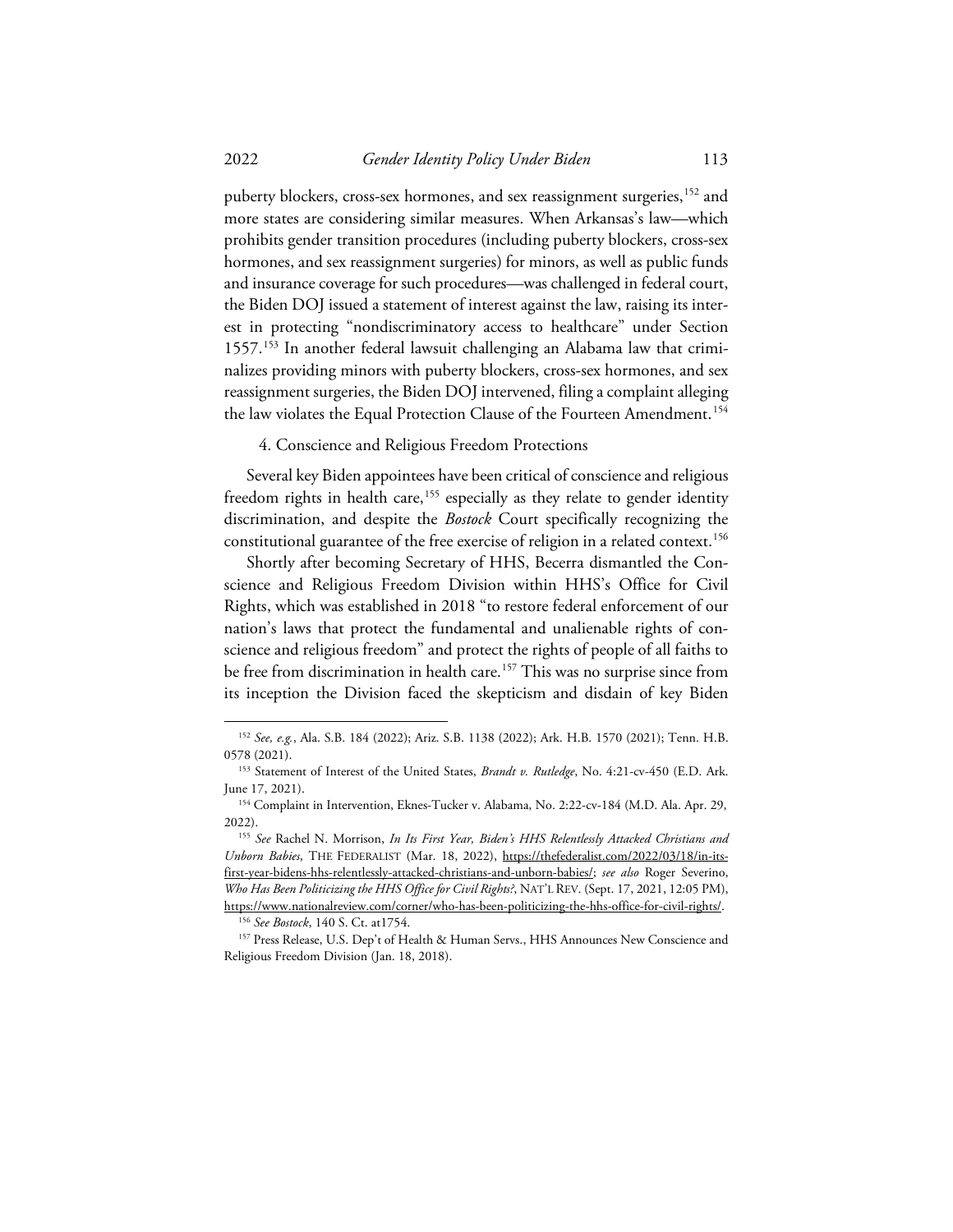puberty blockers, cross-sex hormones, and sex reassignment surgeries,[152] and more states are considering similar measures. When Arkansas's law—which prohibits gender transition procedures (including puberty blockers, cross-sex hormones, and sex reassignment surgeries) for minors, as well as public funds and insurance coverage for such procedures—was challenged in federal court, the Biden DOJ issued a statement of interest against the law, raising its interest in protecting "nondiscriminatory access to healthcare" under Section 1557.[153] In another federal lawsuit challenging an Alabama law that criminalizes providing minors with puberty blockers, cross-sex hormones, and sex reassignment surgeries, the Biden DOJ intervened, filing a complaint alleging the law violates the Equal Protection Clause of the Fourteen Amendment.[154]

#### 4. Conscience and Religious Freedom Protections

Several key Biden appointees have been critical of conscience and religious freedom rights in health care,[155] especially as they relate to gender identity discrimination, and despite the *Bostock* Court specifically recognizing the constitutional guarantee of the free exercise of religion in a related context.[156]

Shortly after becoming Secretary of HHS, Becerra dismantled the Conscience and Religious Freedom Division within HHS's Office for Civil Rights, which was established in 2018 "to restore federal enforcement of our nation's laws that protect the fundamental and unalienable rights of conscience and religious freedom" and protect the rights of people of all faiths to be free from discrimination in health care.[157] This was no surprise since from its inception the Division faced the skepticism and disdain of key Biden

---

[152] *See, e.g.*, Ala. S.B. 184 (2022); Ariz. S.B. 1138 (2022); Ark. H.B. 1570 (2021); Tenn. H.B. 0578 (2021).

[153] Statement of Interest of the United States, *Brandt v. Rutledge*, No. 4:21-cv-450 (E.D. Ark. June 17, 2021).

[154] Complaint in Intervention, Eknes-Tucker v. Alabama, No. 2:22-cv-184 (M.D. Ala. Apr. 29, 2022).

[155] *See* Rachel N. Morrison, *In Its First Year, Biden's HHS Relentlessly Attacked Christians and Unborn Babies*, THE FEDERALIST (Mar. 18, 2022), https://thefederalist.com/2022/03/18/in-its-first-year-bidens-hhs-relentlessly-attacked-christians-and-unborn-babies/; *see also* Roger Severino, *Who Has Been Politicizing the HHS Office for Civil Rights?*, NAT'L REV. (Sept. 17, 2021, 12:05 PM), https://www.nationalreview.com/corner/who-has-been-politicizing-the-hhs-office-for-civil-rights/.

[156] *See Bostock*, 140 S. Ct. at1754.

[157] Press Release, U.S. Dep't of Health & Human Servs., HHS Announces New Conscience and Religious Freedom Division (Jan. 18, 2018).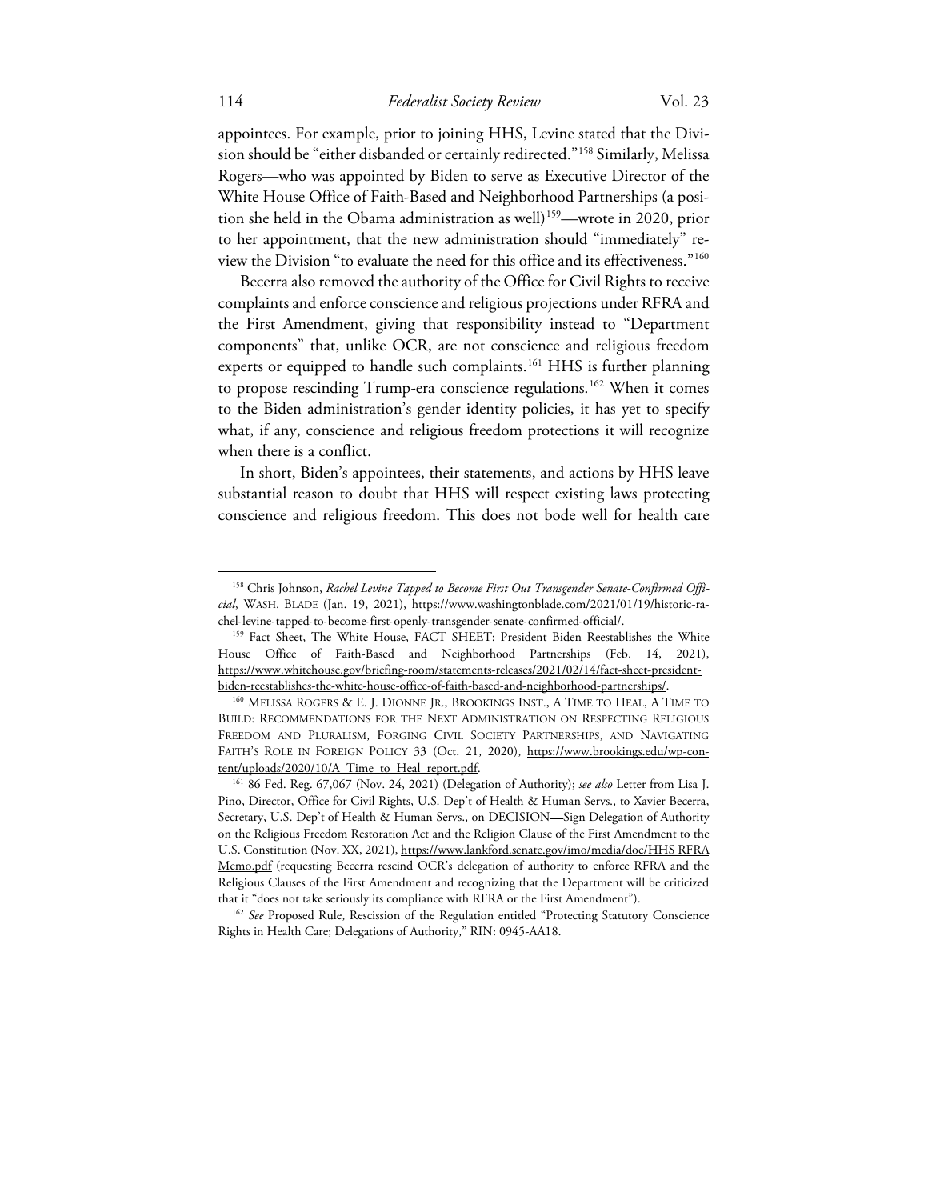appointees. For example, prior to joining HHS, Levine stated that the Division should be "either disbanded or certainly redirected."[158] Similarly, Melissa Rogers—who was appointed by Biden to serve as Executive Director of the White House Office of Faith-Based and Neighborhood Partnerships (a position she held in the Obama administration as well)[159]—wrote in 2020, prior to her appointment, that the new administration should "immediately" review the Division "to evaluate the need for this office and its effectiveness."[160]

Becerra also removed the authority of the Office for Civil Rights to receive complaints and enforce conscience and religious projections under RFRA and the First Amendment, giving that responsibility instead to "Department components" that, unlike OCR, are not conscience and religious freedom experts or equipped to handle such complaints.[161] HHS is further planning to propose rescinding Trump-era conscience regulations.[162] When it comes to the Biden administration's gender identity policies, it has yet to specify what, if any, conscience and religious freedom protections it will recognize when there is a conflict.

In short, Biden's appointees, their statements, and actions by HHS leave substantial reason to doubt that HHS will respect existing laws protecting conscience and religious freedom. This does not bode well for health care

---

[158] Chris Johnson, *Rachel Levine Tapped to Become First Out Transgender Senate-Confirmed Official*, WASH. BLADE (Jan. 19, 2021), https://www.washingtonblade.com/2021/01/19/historic-rachel-levine-tapped-to-become-first-openly-transgender-senate-confirmed-official/.

[159] Fact Sheet, The White House, FACT SHEET: President Biden Reestablishes the White House Office of Faith-Based and Neighborhood Partnerships (Feb. 14, 2021), https://www.whitehouse.gov/briefing-room/statements-releases/2021/02/14/fact-sheet-president-biden-reestablishes-the-white-house-office-of-faith-based-and-neighborhood-partnerships/.

[160] MELISSA ROGERS & E. J. DIONNE JR., BROOKINGS INST., A TIME TO HEAL, A TIME TO BUILD: RECOMMENDATIONS FOR THE NEXT ADMINISTRATION ON RESPECTING RELIGIOUS FREEDOM AND PLURALISM, FORGING CIVIL SOCIETY PARTNERSHIPS, AND NAVIGATING FAITH'S ROLE IN FOREIGN POLICY 33 (Oct. 21, 2020), https://www.brookings.edu/wp-content/uploads/2020/10/A_Time_to_Heal_report.pdf.

[161] 86 Fed. Reg. 67,067 (Nov. 24, 2021) (Delegation of Authority); *see also* Letter from Lisa J. Pino, Director, Office for Civil Rights, U.S. Dep't of Health & Human Servs., to Xavier Becerra, Secretary, U.S. Dep't of Health & Human Servs., on DECISION—Sign Delegation of Authority on the Religious Freedom Restoration Act and the Religion Clause of the First Amendment to the U.S. Constitution (Nov. XX, 2021), https://www.lankford.senate.gov/imo/media/doc/HHS RFRA Memo.pdf (requesting Becerra rescind OCR's delegation of authority to enforce RFRA and the Religious Clauses of the First Amendment and recognizing that the Department will be criticized that it "does not take seriously its compliance with RFRA or the First Amendment").

[162] *See* Proposed Rule, Rescission of the Regulation entitled "Protecting Statutory Conscience Rights in Health Care; Delegations of Authority," RIN: 0945-AA18.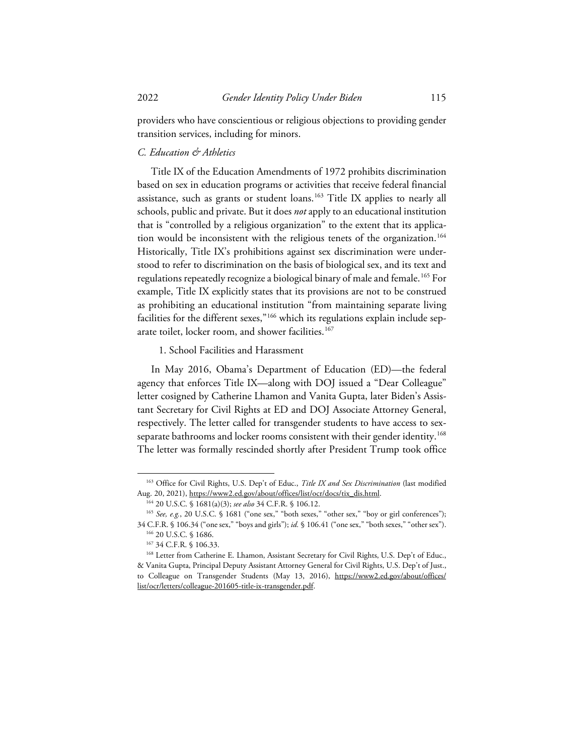providers who have conscientious or religious objections to providing gender transition services, including for minors.

### *C. Education & Athletics*

Title IX of the Education Amendments of 1972 prohibits discrimination based on sex in education programs or activities that receive federal financial assistance, such as grants or student loans.[163] Title IX applies to nearly all schools, public and private. But it does *not* apply to an educational institution that is "controlled by a religious organization" to the extent that its application would be inconsistent with the religious tenets of the organization.[164] Historically, Title IX's prohibitions against sex discrimination were understood to refer to discrimination on the basis of biological sex, and its text and regulations repeatedly recognize a biological binary of male and female.[165] For example, Title IX explicitly states that its provisions are not to be construed as prohibiting an educational institution "from maintaining separate living facilities for the different sexes,"[166] which its regulations explain include separate toilet, locker room, and shower facilities.[167]

#### 1. School Facilities and Harassment

In May 2016, Obama's Department of Education (ED)—the federal agency that enforces Title IX—along with DOJ issued a "Dear Colleague" letter cosigned by Catherine Lhamon and Vanita Gupta, later Biden's Assistant Secretary for Civil Rights at ED and DOJ Associate Attorney General, respectively. The letter called for transgender students to have access to sex-separate bathrooms and locker rooms consistent with their gender identity.[168] The letter was formally rescinded shortly after President Trump took office

---

[163] Office for Civil Rights, U.S. Dep't of Educ., *Title IX and Sex Discrimination* (last modified Aug. 20, 2021), https://www2.ed.gov/about/offices/list/ocr/docs/tix_dis.html.

[164] 20 U.S.C. § 1681(a)(3); *see also* 34 C.F.R. § 106.12.

[165] *See, e.g.*, 20 U.S.C. § 1681 ("one sex," "both sexes," "other sex," "boy or girl conferences"); 34 C.F.R. § 106.34 ("one sex," "boys and girls"); *id.* § 106.41 ("one sex," "both sexes," "other sex").

[166] 20 U.S.C. § 1686.

[167] 34 C.F.R. § 106.33.

[168] Letter from Catherine E. Lhamon, Assistant Secretary for Civil Rights, U.S. Dep't of Educ., & Vanita Gupta, Principal Deputy Assistant Attorney General for Civil Rights, U.S. Dep't of Just., to Colleague on Transgender Students (May 13, 2016), https://www2.ed.gov/about/offices/list/ocr/letters/colleague-201605-title-ix-transgender.pdf.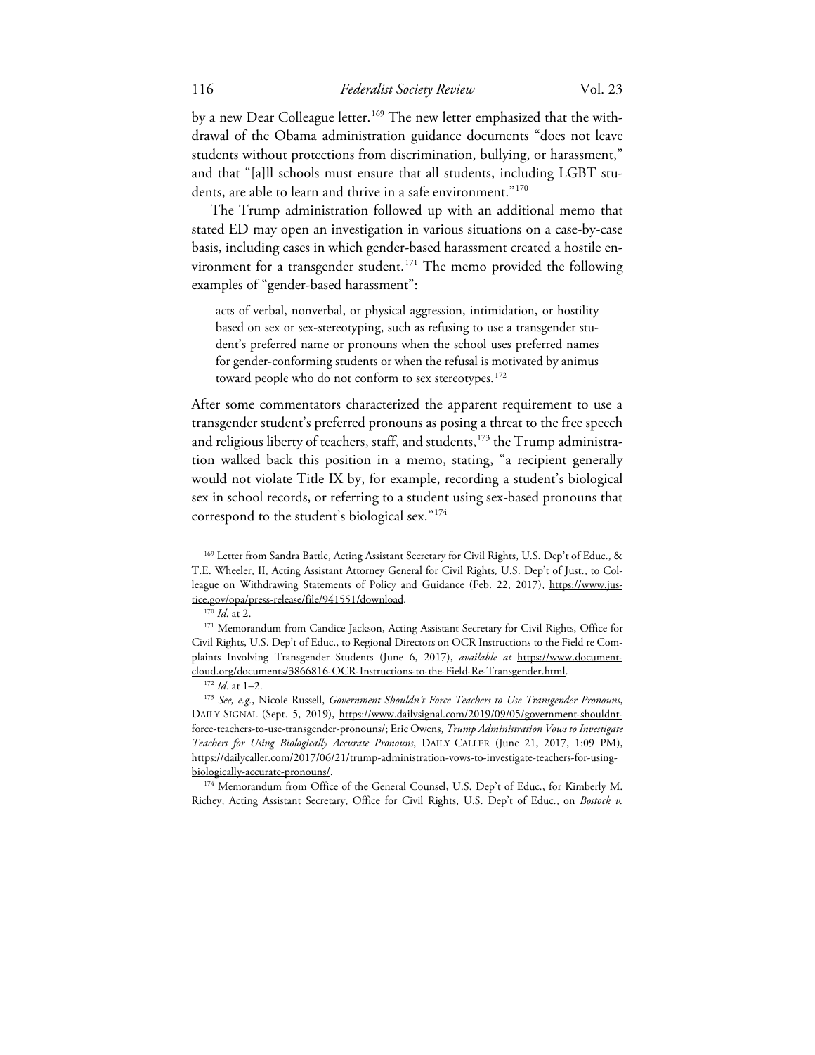by a new Dear Colleague letter.[169] The new letter emphasized that the withdrawal of the Obama administration guidance documents "does not leave students without protections from discrimination, bullying, or harassment," and that "[a]ll schools must ensure that all students, including LGBT students, are able to learn and thrive in a safe environment."[170]

The Trump administration followed up with an additional memo that stated ED may open an investigation in various situations on a case-by-case basis, including cases in which gender-based harassment created a hostile environment for a transgender student.[171] The memo provided the following examples of "gender-based harassment":

> acts of verbal, nonverbal, or physical aggression, intimidation, or hostility based on sex or sex-stereotyping, such as refusing to use a transgender student's preferred name or pronouns when the school uses preferred names for gender-conforming students or when the refusal is motivated by animus toward people who do not conform to sex stereotypes.[172]

After some commentators characterized the apparent requirement to use a transgender student's preferred pronouns as posing a threat to the free speech and religious liberty of teachers, staff, and students,[173] the Trump administration walked back this position in a memo, stating, "a recipient generally would not violate Title IX by, for example, recording a student's biological sex in school records, or referring to a student using sex-based pronouns that correspond to the student's biological sex."[174]

---

[169] Letter from Sandra Battle, Acting Assistant Secretary for Civil Rights, U.S. Dep't of Educ., & T.E. Wheeler, II, Acting Assistant Attorney General for Civil Rights, U.S. Dep't of Just., to Colleague on Withdrawing Statements of Policy and Guidance (Feb. 22, 2017), https://www.justice.gov/opa/press-release/file/941551/download.

[170] *Id.* at 2.

[171] Memorandum from Candice Jackson, Acting Assistant Secretary for Civil Rights, Office for Civil Rights, U.S. Dep't of Educ., to Regional Directors on OCR Instructions to the Field re Complaints Involving Transgender Students (June 6, 2017), *available at* https://www.documentcloud.org/documents/3866816-OCR-Instructions-to-the-Field-Re-Transgender.html.

[172] *Id.* at 1–2.

[173] *See, e.g.*, Nicole Russell, *Government Shouldn't Force Teachers to Use Transgender Pronouns*, DAILY SIGNAL (Sept. 5, 2019), https://www.dailysignal.com/2019/09/05/government-shouldnt-force-teachers-to-use-transgender-pronouns/; Eric Owens, *Trump Administration Vows to Investigate Teachers for Using Biologically Accurate Pronouns*, DAILY CALLER (June 21, 2017, 1:09 PM), https://dailycaller.com/2017/06/21/trump-administration-vows-to-investigate-teachers-for-using-biologically-accurate-pronouns/.

[174] Memorandum from Office of the General Counsel, U.S. Dep't of Educ., for Kimberly M. Richey, Acting Assistant Secretary, Office for Civil Rights, U.S. Dep't of Educ., on *Bostock v.*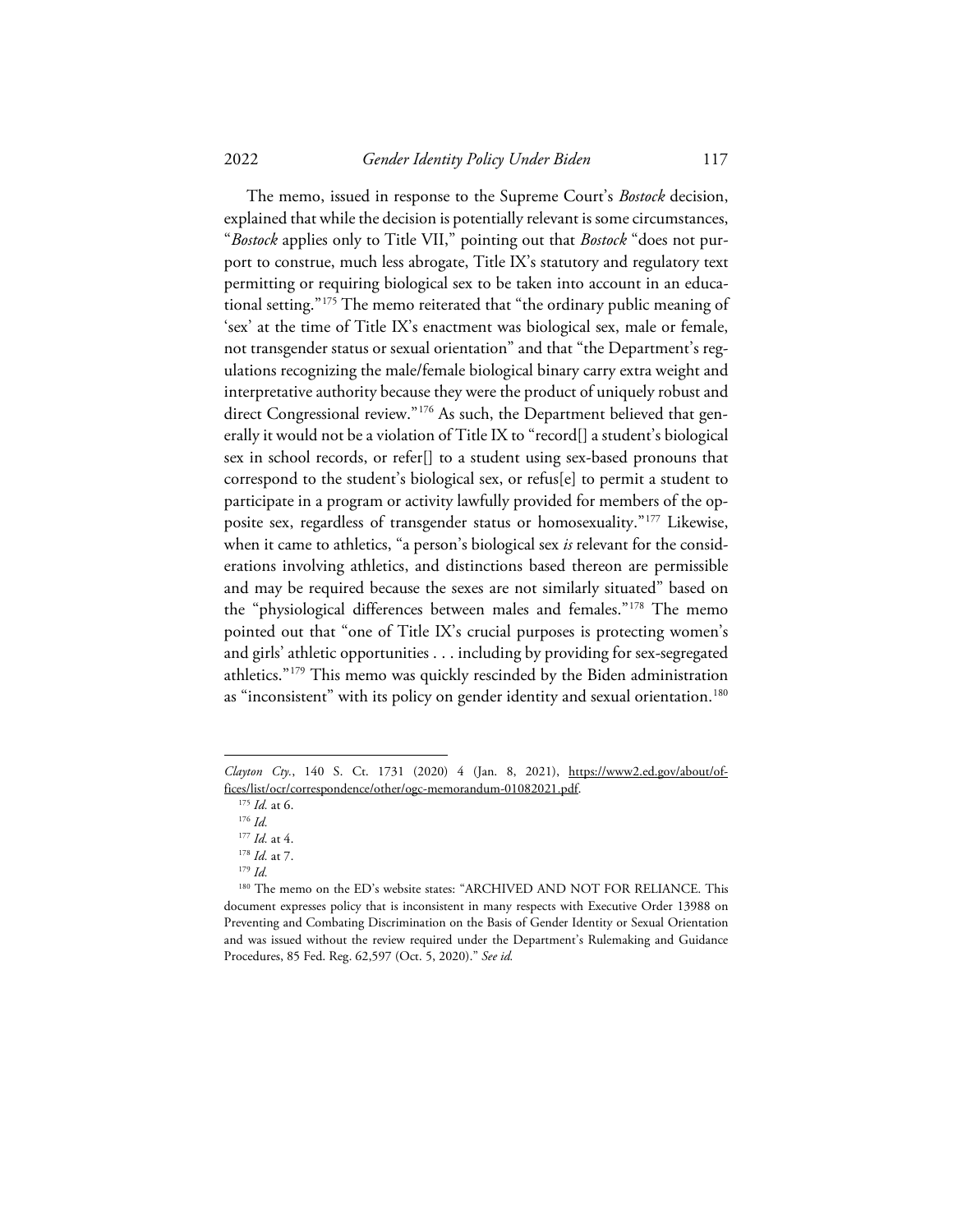The memo, issued in response to the Supreme Court's *Bostock* decision, explained that while the decision is potentially relevant is some circumstances, "*Bostock* applies only to Title VII," pointing out that *Bostock* "does not purport to construe, much less abrogate, Title IX's statutory and regulatory text permitting or requiring biological sex to be taken into account in an educational setting."[175] The memo reiterated that "the ordinary public meaning of 'sex' at the time of Title IX's enactment was biological sex, male or female, not transgender status or sexual orientation" and that "the Department's regulations recognizing the male/female biological binary carry extra weight and interpretative authority because they were the product of uniquely robust and direct Congressional review."[176] As such, the Department believed that generally it would not be a violation of Title IX to "record[] a student's biological sex in school records, or refer[] to a student using sex-based pronouns that correspond to the student's biological sex, or refus[e] to permit a student to participate in a program or activity lawfully provided for members of the opposite sex, regardless of transgender status or homosexuality."[177] Likewise, when it came to athletics, "a person's biological sex *is* relevant for the considerations involving athletics, and distinctions based thereon are permissible and may be required because the sexes are not similarly situated" based on the "physiological differences between males and females."[178] The memo pointed out that "one of Title IX's crucial purposes is protecting women's and girls' athletic opportunities . . . including by providing for sex-segregated athletics."[179] This memo was quickly rescinded by the Biden administration as "inconsistent" with its policy on gender identity and sexual orientation.[180]

---

*Clayton Cty.*, 140 S. Ct. 1731 (2020) 4 (Jan. 8, 2021), https://www2.ed.gov/about/offices/list/ocr/correspondence/other/ogc-memorandum-01082021.pdf.

[175] *Id.* at 6.

[176] *Id.*

[177] *Id.* at 4.

[178] *Id.* at 7.

[179] *Id.*

[180] The memo on the ED's website states: "ARCHIVED AND NOT FOR RELIANCE. This document expresses policy that is inconsistent in many respects with Executive Order 13988 on Preventing and Combating Discrimination on the Basis of Gender Identity or Sexual Orientation and was issued without the review required under the Department's Rulemaking and Guidance Procedures, 85 Fed. Reg. 62,597 (Oct. 5, 2020)." *See id.*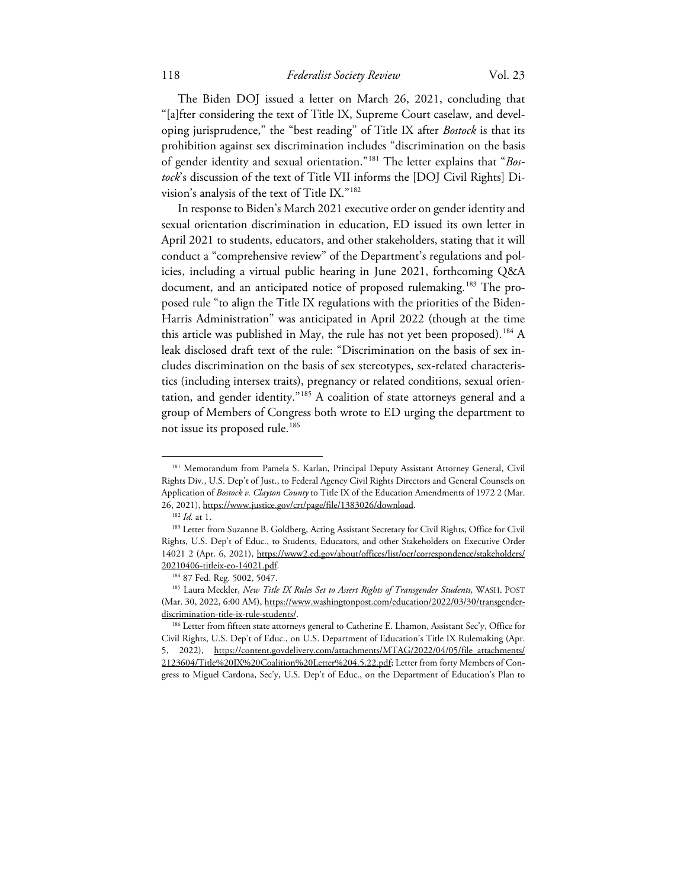The Biden DOJ issued a letter on March 26, 2021, concluding that "[a]fter considering the text of Title IX, Supreme Court caselaw, and developing jurisprudence," the "best reading" of Title IX after *Bostock* is that its prohibition against sex discrimination includes "discrimination on the basis of gender identity and sexual orientation."[181] The letter explains that "*Bostock*'s discussion of the text of Title VII informs the [DOJ Civil Rights] Division's analysis of the text of Title IX."[182]

In response to Biden's March 2021 executive order on gender identity and sexual orientation discrimination in education, ED issued its own letter in April 2021 to students, educators, and other stakeholders, stating that it will conduct a "comprehensive review" of the Department's regulations and policies, including a virtual public hearing in June 2021, forthcoming Q&A document, and an anticipated notice of proposed rulemaking.[183] The proposed rule "to align the Title IX regulations with the priorities of the Biden-Harris Administration" was anticipated in April 2022 (though at the time this article was published in May, the rule has not yet been proposed).[184] A leak disclosed draft text of the rule: "Discrimination on the basis of sex includes discrimination on the basis of sex stereotypes, sex-related characteristics (including intersex traits), pregnancy or related conditions, sexual orientation, and gender identity."[185] A coalition of state attorneys general and a group of Members of Congress both wrote to ED urging the department to not issue its proposed rule.[186]

---

[181] Memorandum from Pamela S. Karlan, Principal Deputy Assistant Attorney General, Civil Rights Div., U.S. Dep't of Just., to Federal Agency Civil Rights Directors and General Counsels on Application of *Bostock v. Clayton County* to Title IX of the Education Amendments of 1972 2 (Mar. 26, 2021), https://www.justice.gov/crt/page/file/1383026/download.

[182] *Id.* at 1.

[183] Letter from Suzanne B. Goldberg, Acting Assistant Secretary for Civil Rights, Office for Civil Rights, U.S. Dep't of Educ., to Students, Educators, and other Stakeholders on Executive Order 14021 2 (Apr. 6, 2021), https://www2.ed.gov/about/offices/list/ocr/correspondence/stakeholders/20210406-titleix-eo-14021.pdf.

[184] 87 Fed. Reg. 5002, 5047.

[185] Laura Meckler, *New Title IX Rules Set to Assert Rights of Transgender Students*, WASH. POST (Mar. 30, 2022, 6:00 AM), https://www.washingtonpost.com/education/2022/03/30/transgender-discrimination-title-ix-rule-students/.

[186] Letter from fifteen state attorneys general to Catherine E. Lhamon, Assistant Sec'y, Office for Civil Rights, U.S. Dep't of Educ., on U.S. Department of Education's Title IX Rulemaking (Apr. 5, 2022), https://content.govdelivery.com/attachments/MTAG/2022/04/05/file_attachments/2123604/Title%20IX%20Coalition%20Letter%204.5.22.pdf; Letter from forty Members of Congress to Miguel Cardona, Sec'y, U.S. Dep't of Educ., on the Department of Education's Plan to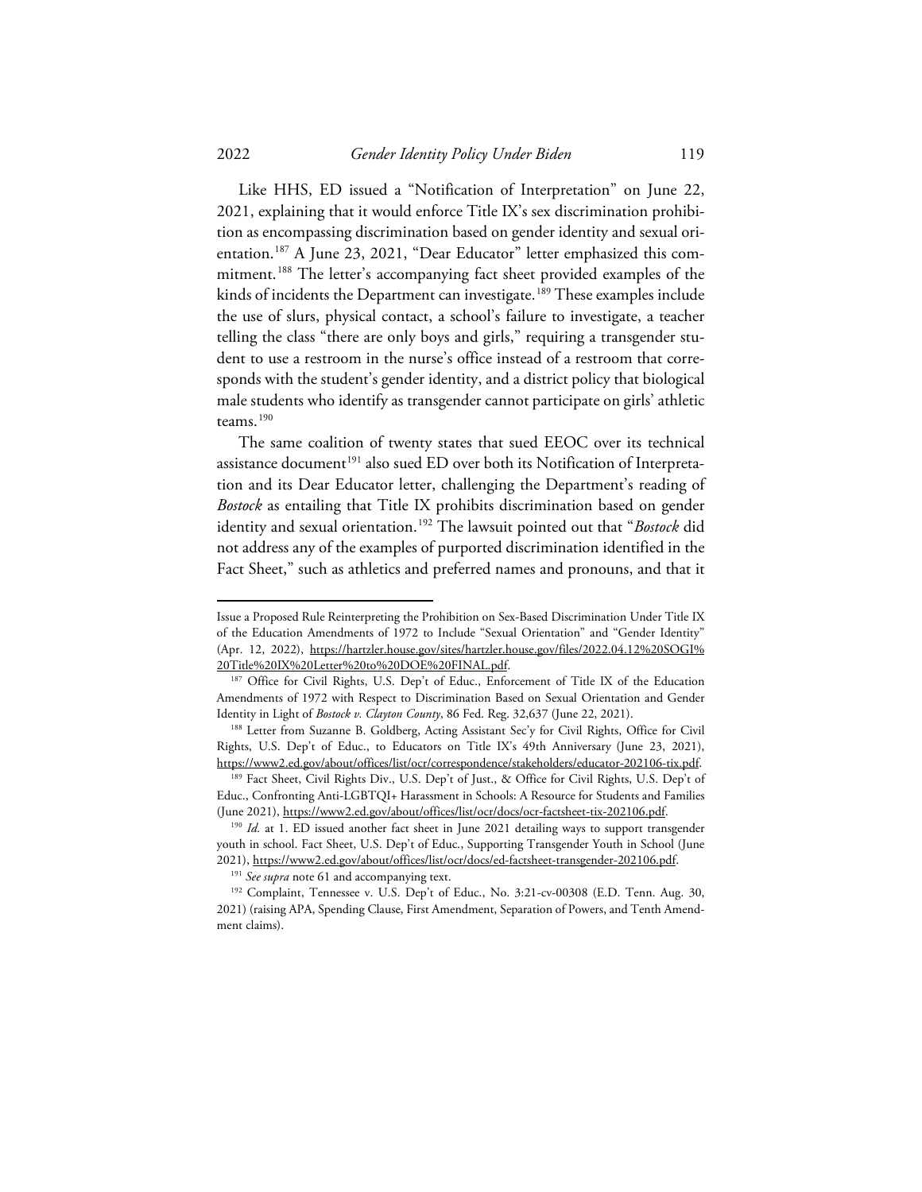Like HHS, ED issued a "Notification of Interpretation" on June 22, 2021, explaining that it would enforce Title IX's sex discrimination prohibition as encompassing discrimination based on gender identity and sexual orientation.[187] A June 23, 2021, "Dear Educator" letter emphasized this commitment.[188] The letter's accompanying fact sheet provided examples of the kinds of incidents the Department can investigate.[189] These examples include the use of slurs, physical contact, a school's failure to investigate, a teacher telling the class "there are only boys and girls," requiring a transgender student to use a restroom in the nurse's office instead of a restroom that corresponds with the student's gender identity, and a district policy that biological male students who identify as transgender cannot participate on girls' athletic teams.[190]

The same coalition of twenty states that sued EEOC over its technical assistance document[191] also sued ED over both its Notification of Interpretation and its Dear Educator letter, challenging the Department's reading of *Bostock* as entailing that Title IX prohibits discrimination based on gender identity and sexual orientation.[192] The lawsuit pointed out that "*Bostock* did not address any of the examples of purported discrimination identified in the Fact Sheet," such as athletics and preferred names and pronouns, and that it

---

Issue a Proposed Rule Reinterpreting the Prohibition on Sex-Based Discrimination Under Title IX of the Education Amendments of 1972 to Include "Sexual Orientation" and "Gender Identity" (Apr. 12, 2022), https://hartzler.house.gov/sites/hartzler.house.gov/files/2022.04.12%20SOGI%20Title%20IX%20Letter%20to%20DOE%20FINAL.pdf.

[187] Office for Civil Rights, U.S. Dep't of Educ., Enforcement of Title IX of the Education Amendments of 1972 with Respect to Discrimination Based on Sexual Orientation and Gender Identity in Light of *Bostock v. Clayton County*, 86 Fed. Reg. 32,637 (June 22, 2021).

[188] Letter from Suzanne B. Goldberg, Acting Assistant Sec'y for Civil Rights, Office for Civil Rights, U.S. Dep't of Educ., to Educators on Title IX's 49th Anniversary (June 23, 2021), https://www2.ed.gov/about/offices/list/ocr/correspondence/stakeholders/educator-202106-tix.pdf.

[189] Fact Sheet, Civil Rights Div., U.S. Dep't of Just., & Office for Civil Rights, U.S. Dep't of Educ., Confronting Anti-LGBTQI+ Harassment in Schools: A Resource for Students and Families (June 2021), https://www2.ed.gov/about/offices/list/ocr/docs/ocr-factsheet-tix-202106.pdf.

[190] *Id.* at 1. ED issued another fact sheet in June 2021 detailing ways to support transgender youth in school. Fact Sheet, U.S. Dep't of Educ., Supporting Transgender Youth in School (June 2021), https://www2.ed.gov/about/offices/list/ocr/docs/ed-factsheet-transgender-202106.pdf.

[191] *See supra* note 61 and accompanying text.

[192] Complaint, Tennessee v. U.S. Dep't of Educ., No. 3:21-cv-00308 (E.D. Tenn. Aug. 30, 2021) (raising APA, Spending Clause, First Amendment, Separation of Powers, and Tenth Amendment claims).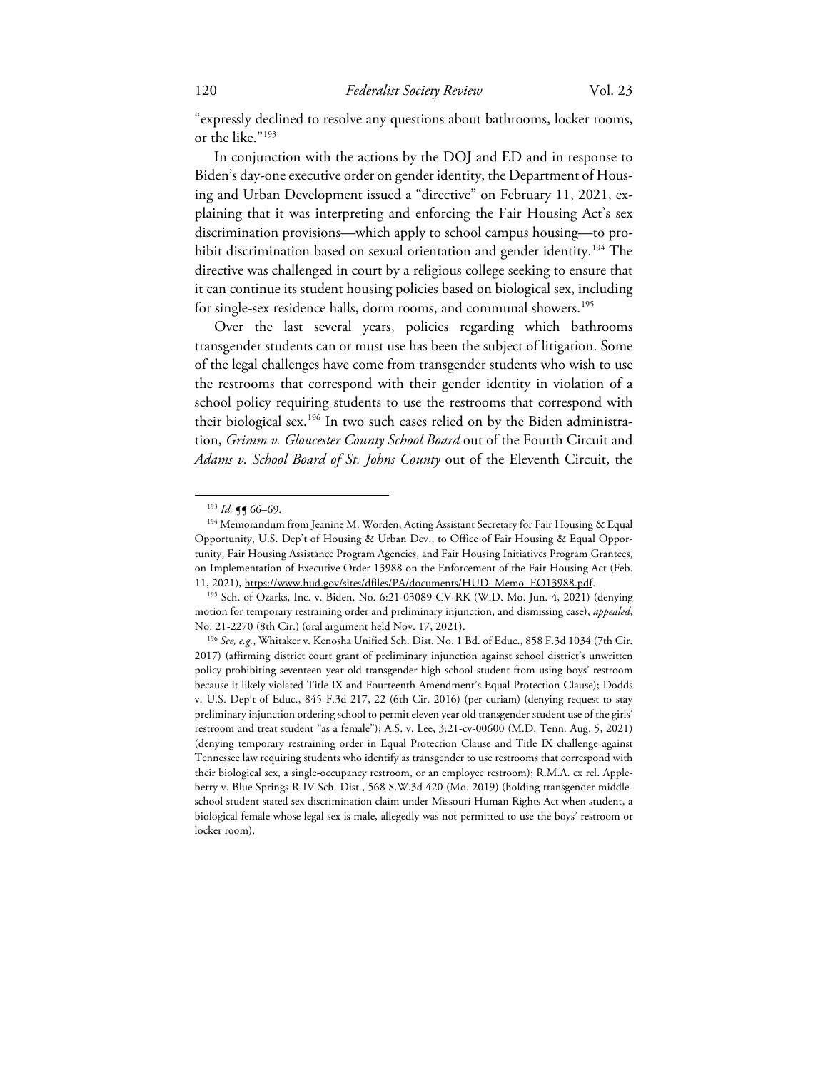"expressly declined to resolve any questions about bathrooms, locker rooms, or the like."[193]

In conjunction with the actions by the DOJ and ED and in response to Biden's day-one executive order on gender identity, the Department of Housing and Urban Development issued a "directive" on February 11, 2021, explaining that it was interpreting and enforcing the Fair Housing Act's sex discrimination provisions—which apply to school campus housing—to prohibit discrimination based on sexual orientation and gender identity.[194] The directive was challenged in court by a religious college seeking to ensure that it can continue its student housing policies based on biological sex, including for single-sex residence halls, dorm rooms, and communal showers.[195]

Over the last several years, policies regarding which bathrooms transgender students can or must use has been the subject of litigation. Some of the legal challenges have come from transgender students who wish to use the restrooms that correspond with their gender identity in violation of a school policy requiring students to use the restrooms that correspond with their biological sex.[196] In two such cases relied on by the Biden administration, *Grimm v. Gloucester County School Board* out of the Fourth Circuit and *Adams v. School Board of St. Johns County* out of the Eleventh Circuit, the

---

[193] *Id.* ¶¶ 66–69.

[194] Memorandum from Jeanine M. Worden, Acting Assistant Secretary for Fair Housing & Equal Opportunity, U.S. Dep't of Housing & Urban Dev., to Office of Fair Housing & Equal Opportunity, Fair Housing Assistance Program Agencies, and Fair Housing Initiatives Program Grantees, on Implementation of Executive Order 13988 on the Enforcement of the Fair Housing Act (Feb. 11, 2021), https://www.hud.gov/sites/dfiles/PA/documents/HUD_Memo_EO13988.pdf.

[195] Sch. of Ozarks, Inc. v. Biden, No. 6:21-03089-CV-RK (W.D. Mo. Jun. 4, 2021) (denying motion for temporary restraining order and preliminary injunction, and dismissing case), *appealed*, No. 21-2270 (8th Cir.) (oral argument held Nov. 17, 2021).

[196] *See, e.g.*, Whitaker v. Kenosha Unified Sch. Dist. No. 1 Bd. of Educ., 858 F.3d 1034 (7th Cir. 2017) (affirming district court grant of preliminary injunction against school district's unwritten policy prohibiting seventeen year old transgender high school student from using boys' restroom because it likely violated Title IX and Fourteenth Amendment's Equal Protection Clause); Dodds v. U.S. Dep't of Educ., 845 F.3d 217, 22 (6th Cir. 2016) (per curiam) (denying request to stay preliminary injunction ordering school to permit eleven year old transgender student use of the girls' restroom and treat student "as a female"); A.S. v. Lee, 3:21-cv-00600 (M.D. Tenn. Aug. 5, 2021) (denying temporary restraining order in Equal Protection Clause and Title IX challenge against Tennessee law requiring students who identify as transgender to use restrooms that correspond with their biological sex, a single-occupancy restroom, or an employee restroom); R.M.A. ex rel. Appleberry v. Blue Springs R-IV Sch. Dist., 568 S.W.3d 420 (Mo. 2019) (holding transgender middle-school student stated sex discrimination claim under Missouri Human Rights Act when student, a biological female whose legal sex is male, allegedly was not permitted to use the boys' restroom or locker room).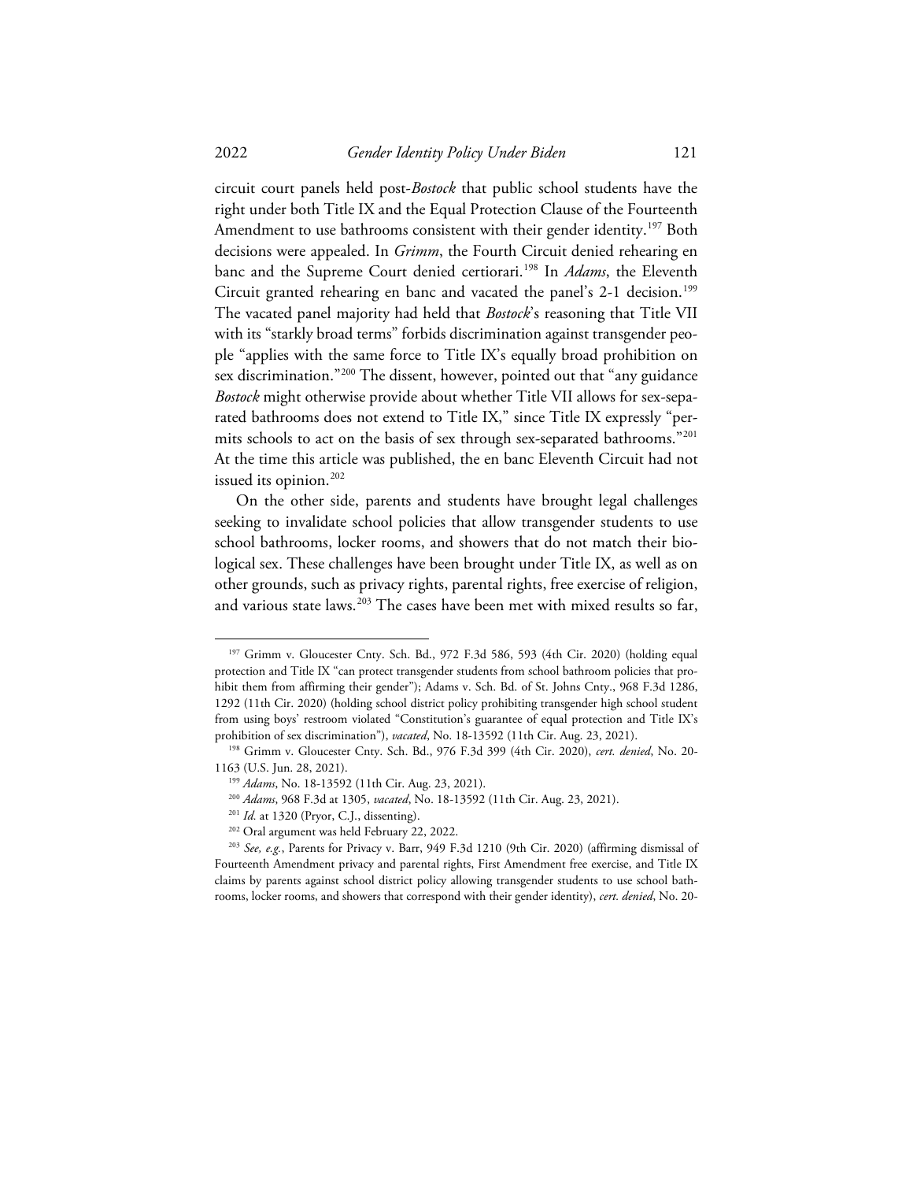circuit court panels held post-*Bostock* that public school students have the right under both Title IX and the Equal Protection Clause of the Fourteenth Amendment to use bathrooms consistent with their gender identity.[197] Both decisions were appealed. In *Grimm*, the Fourth Circuit denied rehearing en banc and the Supreme Court denied certiorari.[198] In *Adams*, the Eleventh Circuit granted rehearing en banc and vacated the panel's 2-1 decision.[199] The vacated panel majority had held that *Bostock*'s reasoning that Title VII with its "starkly broad terms" forbids discrimination against transgender people "applies with the same force to Title IX's equally broad prohibition on sex discrimination."[200] The dissent, however, pointed out that "any guidance *Bostock* might otherwise provide about whether Title VII allows for sex-separated bathrooms does not extend to Title IX," since Title IX expressly "permits schools to act on the basis of sex through sex-separated bathrooms."[201] At the time this article was published, the en banc Eleventh Circuit had not issued its opinion.[202]

On the other side, parents and students have brought legal challenges seeking to invalidate school policies that allow transgender students to use school bathrooms, locker rooms, and showers that do not match their biological sex. These challenges have been brought under Title IX, as well as on other grounds, such as privacy rights, parental rights, free exercise of religion, and various state laws.[203] The cases have been met with mixed results so far,

---

[197] Grimm v. Gloucester Cnty. Sch. Bd., 972 F.3d 586, 593 (4th Cir. 2020) (holding equal protection and Title IX "can protect transgender students from school bathroom policies that prohibit them from affirming their gender"); Adams v. Sch. Bd. of St. Johns Cnty., 968 F.3d 1286, 1292 (11th Cir. 2020) (holding school district policy prohibiting transgender high school student from using boys' restroom violated "Constitution's guarantee of equal protection and Title IX's prohibition of sex discrimination"), *vacated*, No. 18-13592 (11th Cir. Aug. 23, 2021).

[198] Grimm v. Gloucester Cnty. Sch. Bd., 976 F.3d 399 (4th Cir. 2020), *cert. denied*, No. 20-1163 (U.S. Jun. 28, 2021).

[199] *Adams*, No. 18-13592 (11th Cir. Aug. 23, 2021).

[200] *Adams*, 968 F.3d at 1305, *vacated*, No. 18-13592 (11th Cir. Aug. 23, 2021).

[201] *Id.* at 1320 (Pryor, C.J., dissenting).

[202] Oral argument was held February 22, 2022.

[203] *See, e.g.*, Parents for Privacy v. Barr, 949 F.3d 1210 (9th Cir. 2020) (affirming dismissal of Fourteenth Amendment privacy and parental rights, First Amendment free exercise, and Title IX claims by parents against school district policy allowing transgender students to use school bathrooms, locker rooms, and showers that correspond with their gender identity), *cert. denied*, No. 20-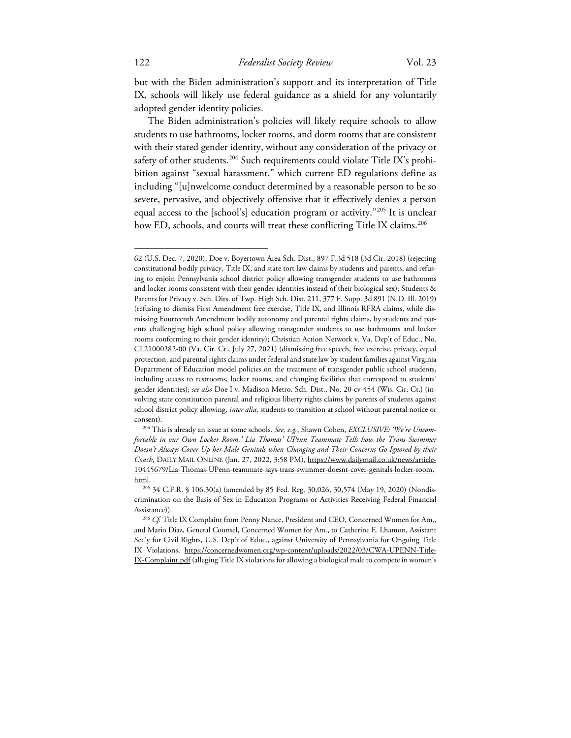but with the Biden administration's support and its interpretation of Title IX, schools will likely use federal guidance as a shield for any voluntarily adopted gender identity policies.

The Biden administration's policies will likely require schools to allow students to use bathrooms, locker rooms, and dorm rooms that are consistent with their stated gender identity, without any consideration of the privacy or safety of other students.[204] Such requirements could violate Title IX's prohibition against "sexual harassment," which current ED regulations define as including "[u]nwelcome conduct determined by a reasonable person to be so severe, pervasive, and objectively offensive that it effectively denies a person equal access to the [school's] education program or activity."[205] It is unclear how ED, schools, and courts will treat these conflicting Title IX claims.[206]

---

62 (U.S. Dec. 7, 2020); Doe v. Boyertown Area Sch. Dist., 897 F.3d 518 (3d Cir. 2018) (rejecting constitutional bodily privacy, Title IX, and state tort law claims by students and parents, and refusing to enjoin Pennsylvania school district policy allowing transgender students to use bathrooms and locker rooms consistent with their gender identities instead of their biological sex); Students & Parents for Privacy v. Sch. Dirs. of Twp. High Sch. Dist. 211, 377 F. Supp. 3d 891 (N.D. Ill. 2019) (refusing to dismiss First Amendment free exercise, Title IX, and Illinois RFRA claims, while dismissing Fourteenth Amendment bodily autonomy and parental rights claims, by students and parents challenging high school policy allowing transgender students to use bathrooms and locker rooms conforming to their gender identity); Christian Action Network v. Va. Dep't of Educ., No. CL21000282-00 (Va. Cir. Ct., July 27, 2021) (dismissing free speech, free exercise, privacy, equal protection, and parental rights claims under federal and state law by student families against Virginia Department of Education model policies on the treatment of transgender public school students, including access to restrooms, locker rooms, and changing facilities that correspond to students' gender identities); *see also* Doe I v. Madison Metro. Sch. Dist., No. 20-cv-454 (Wis. Cir. Ct.) (involving state constitution parental and religious liberty rights claims by parents of students against school district policy allowing, *inter alia*, students to transition at school without parental notice or consent).

[204] This is already an issue at some schools. *See, e.g.*, Shawn Cohen, *EXCLUSIVE: 'We're Uncomfortable in our Own Locker Room.' Lia Thomas' UPenn Teammate Tells how the Trans Swimmer Doesn't Always Cover Up her Male Genitals when Changing and Their Concerns Go Ignored by their Coach*, DAILY MAIL ONLINE (Jan. 27, 2022, 3:58 PM), https://www.dailymail.co.uk/news/article-10445679/Lia-Thomas-UPenn-teammate-says-trans-swimmer-doesnt-cover-genitals-locker-room.html.

[205] 34 C.F.R. § 106.30(a) (amended by 85 Fed. Reg. 30,026, 30,574 (May 19, 2020) (Nondiscrimination on the Basis of Sex in Education Programs or Activities Receiving Federal Financial Assistance)).

[206] *Cf.* Title IX Complaint from Penny Nance, President and CEO, Concerned Women for Am., and Mario Diaz, General Counsel, Concerned Women for Am., to Catherine E. Lhamon, Assistant Sec'y for Civil Rights, U.S. Dep't of Educ., against University of Pennsylvania for Ongoing Title IX Violations, https://concernedwomen.org/wp-content/uploads/2022/03/CWA-UPENN-Title-IX-Complaint.pdf (alleging Title IX violations for allowing a biological male to compete in women's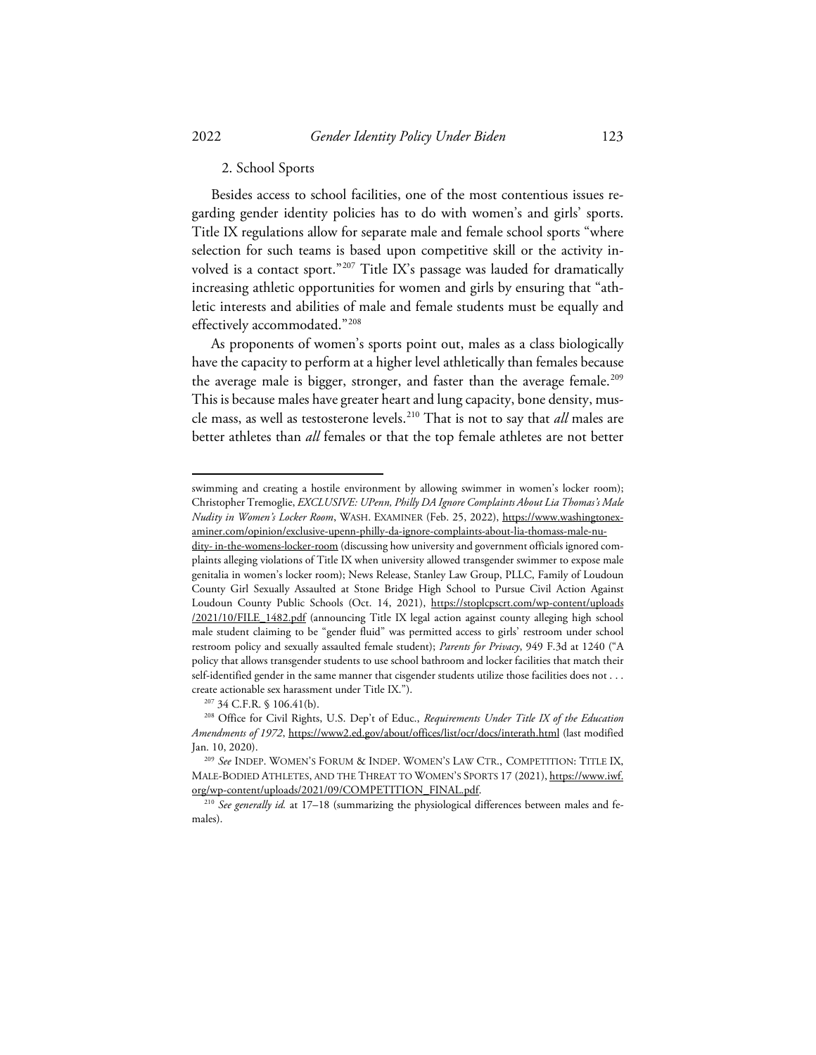### 2. School Sports

Besides access to school facilities, one of the most contentious issues regarding gender identity policies has to do with women's and girls' sports. Title IX regulations allow for separate male and female school sports "where selection for such teams is based upon competitive skill or the activity involved is a contact sport."[207] Title IX's passage was lauded for dramatically increasing athletic opportunities for women and girls by ensuring that "athletic interests and abilities of male and female students must be equally and effectively accommodated."[208]

As proponents of women's sports point out, males as a class biologically have the capacity to perform at a higher level athletically than females because the average male is bigger, stronger, and faster than the average female.[209] This is because males have greater heart and lung capacity, bone density, muscle mass, as well as testosterone levels.[210] That is not to say that *all* males are better athletes than *all* females or that the top female athletes are not better

---

swimming and creating a hostile environment by allowing swimmer in women's locker room); Christopher Tremoglie, *EXCLUSIVE: UPenn, Philly DA Ignore Complaints About Lia Thomas's Male Nudity in Women's Locker Room*, WASH. EXAMINER (Feb. 25, 2022), https://www.washingtonexaminer.com/opinion/exclusive-upenn-philly-da-ignore-complaints-about-lia-thomass-male-nudity- in-the-womens-locker-room (discussing how university and government officials ignored complaints alleging violations of Title IX when university allowed transgender swimmer to expose male genitalia in women's locker room); News Release, Stanley Law Group, PLLC, Family of Loudoun County Girl Sexually Assaulted at Stone Bridge High School to Pursue Civil Action Against Loudoun County Public Schools (Oct. 14, 2021), https://stoplcpscrt.com/wp-content/uploads/2021/10/FILE_1482.pdf (announcing Title IX legal action against county alleging high school male student claiming to be "gender fluid" was permitted access to girls' restroom under school restroom policy and sexually assaulted female student); *Parents for Privacy*, 949 F.3d at 1240 ("A policy that allows transgender students to use school bathroom and locker facilities that match their self-identified gender in the same manner that cisgender students utilize those facilities does not . . . create actionable sex harassment under Title IX.").

[207] 34 C.F.R. § 106.41(b).

[208] Office for Civil Rights, U.S. Dep't of Educ., *Requirements Under Title IX of the Education Amendments of 1972*, https://www2.ed.gov/about/offices/list/ocr/docs/interath.html (last modified Jan. 10, 2020).

[209] *See* INDEP. WOMEN'S FORUM & INDEP. WOMEN'S LAW CTR., COMPETITION: TITLE IX, MALE-BODIED ATHLETES, AND THE THREAT TO WOMEN'S SPORTS 17 (2021), https://www.iwf.org/wp-content/uploads/2021/09/COMPETITION_FINAL.pdf.

[210] *See generally id.* at 17–18 (summarizing the physiological differences between males and females).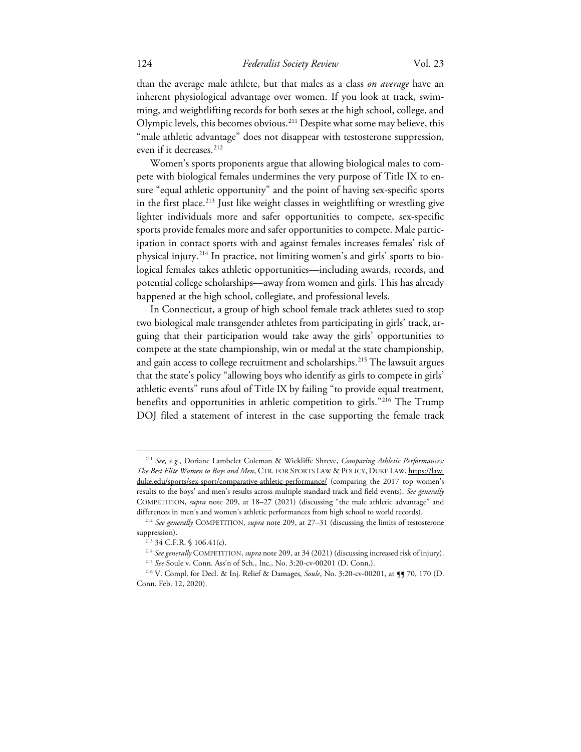than the average male athlete, but that males as a class *on average* have an inherent physiological advantage over women. If you look at track, swimming, and weightlifting records for both sexes at the high school, college, and Olympic levels, this becomes obvious.[211] Despite what some may believe, this "male athletic advantage" does not disappear with testosterone suppression, even if it decreases.[212]

Women's sports proponents argue that allowing biological males to compete with biological females undermines the very purpose of Title IX to ensure "equal athletic opportunity" and the point of having sex-specific sports in the first place.[213] Just like weight classes in weightlifting or wrestling give lighter individuals more and safer opportunities to compete, sex-specific sports provide females more and safer opportunities to compete. Male participation in contact sports with and against females increases females' risk of physical injury.[214] In practice, not limiting women's and girls' sports to biological females takes athletic opportunities—including awards, records, and potential college scholarships—away from women and girls. This has already happened at the high school, collegiate, and professional levels.

In Connecticut, a group of high school female track athletes sued to stop two biological male transgender athletes from participating in girls' track, arguing that their participation would take away the girls' opportunities to compete at the state championship, win or medal at the state championship, and gain access to college recruitment and scholarships.[215] The lawsuit argues that the state's policy "allowing boys who identify as girls to compete in girls' athletic events" runs afoul of Title IX by failing "to provide equal treatment, benefits and opportunities in athletic competition to girls."[216] The Trump DOJ filed a statement of interest in the case supporting the female track

---

[211] *See, e.g.*, Doriane Lambelet Coleman & Wickliffe Shreve, *Comparing Athletic Performances: The Best Elite Women to Boys and Men*, Ctr. for Sports Law & Policy, Duke Law, https://law.duke.edu/sports/sex-sport/comparative-athletic-performance/ (comparing the 2017 top women's results to the boys' and men's results across multiple standard track and field events). *See generally* Competition, *supra* note 209, at 18–27 (2021) (discussing "the male athletic advantage" and differences in men's and women's athletic performances from high school to world records).

[212] *See generally* Competition, *supra* note 209, at 27–31 (discussing the limits of testosterone suppression).

[213] 34 C.F.R. § 106.41(c).

[214] *See generally* Competition, *supra* note 209, at 34 (2021) (discussing increased risk of injury).

[215] *See* Soule v. Conn. Ass'n of Sch., Inc., No. 3:20-cv-00201 (D. Conn.).

[216] V. Compl. for Decl. & Inj. Relief & Damages, *Soule*, No. 3:20-cv-00201, at ¶¶ 70, 170 (D. Conn. Feb. 12, 2020).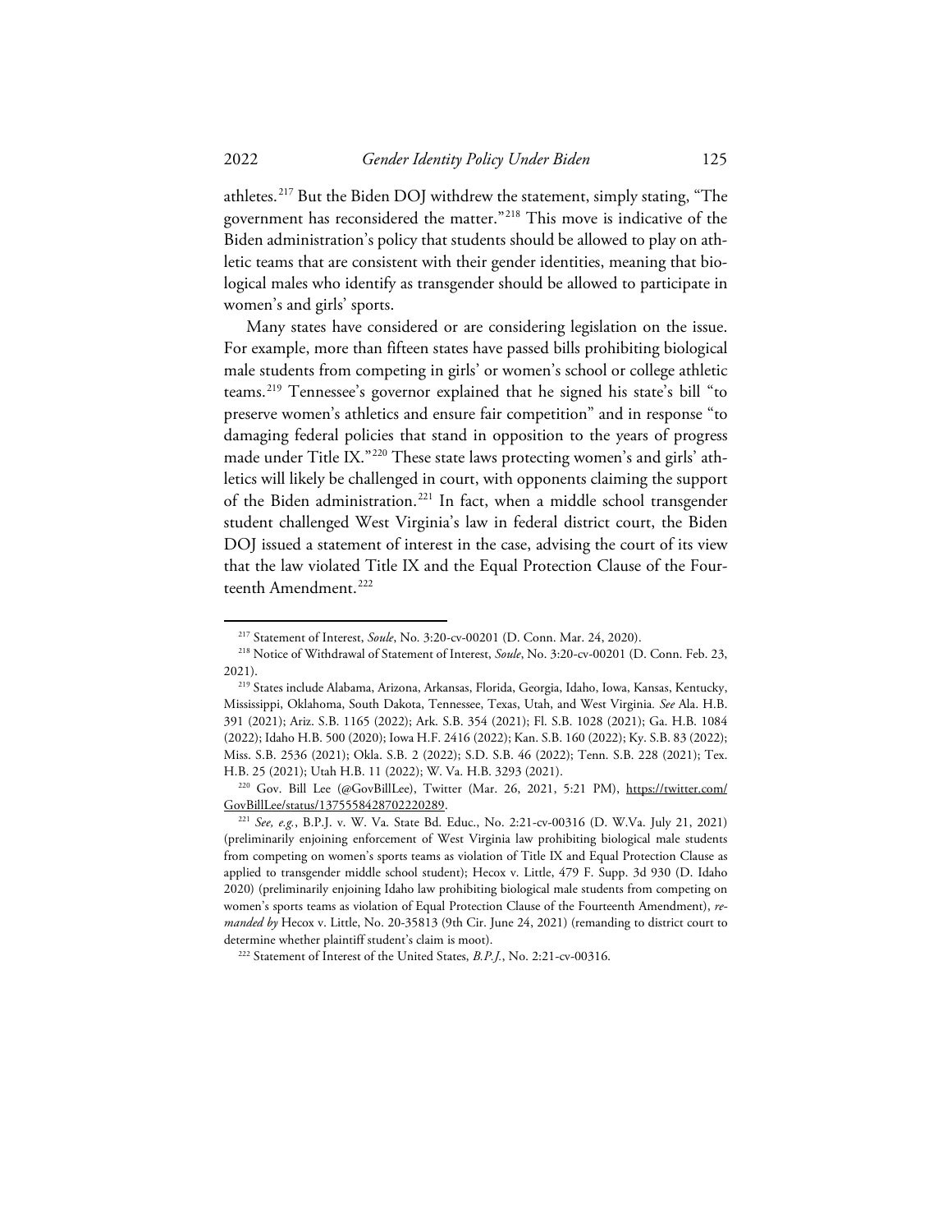athletes.[217] But the Biden DOJ withdrew the statement, simply stating, "The government has reconsidered the matter."[218] This move is indicative of the Biden administration's policy that students should be allowed to play on athletic teams that are consistent with their gender identities, meaning that biological males who identify as transgender should be allowed to participate in women's and girls' sports.

Many states have considered or are considering legislation on the issue. For example, more than fifteen states have passed bills prohibiting biological male students from competing in girls' or women's school or college athletic teams.[219] Tennessee's governor explained that he signed his state's bill "to preserve women's athletics and ensure fair competition" and in response "to damaging federal policies that stand in opposition to the years of progress made under Title IX."[220] These state laws protecting women's and girls' athletics will likely be challenged in court, with opponents claiming the support of the Biden administration.[221] In fact, when a middle school transgender student challenged West Virginia's law in federal district court, the Biden DOJ issued a statement of interest in the case, advising the court of its view that the law violated Title IX and the Equal Protection Clause of the Fourteenth Amendment.[222]

---

[217] Statement of Interest, *Soule*, No. 3:20-cv-00201 (D. Conn. Mar. 24, 2020).

[218] Notice of Withdrawal of Statement of Interest, *Soule*, No. 3:20-cv-00201 (D. Conn. Feb. 23, 2021).

[219] States include Alabama, Arizona, Arkansas, Florida, Georgia, Idaho, Iowa, Kansas, Kentucky, Mississippi, Oklahoma, South Dakota, Tennessee, Texas, Utah, and West Virginia. *See* Ala. H.B. 391 (2021); Ariz. S.B. 1165 (2022); Ark. S.B. 354 (2021); Fl. S.B. 1028 (2021); Ga. H.B. 1084 (2022); Idaho H.B. 500 (2020); Iowa H.F. 2416 (2022); Kan. S.B. 160 (2022); Ky. S.B. 83 (2022); Miss. S.B. 2536 (2021); Okla. S.B. 2 (2022); S.D. S.B. 46 (2022); Tenn. S.B. 228 (2021); Tex. H.B. 25 (2021); Utah H.B. 11 (2022); W. Va. H.B. 3293 (2021).

[220] Gov. Bill Lee (@GovBillLee), Twitter (Mar. 26, 2021, 5:21 PM), https://twitter.com/GovBillLee/status/1375558428702220289.

[221] *See, e.g.*, B.P.J. v. W. Va. State Bd. Educ., No. 2:21-cv-00316 (D. W.Va. July 21, 2021) (preliminarily enjoining enforcement of West Virginia law prohibiting biological male students from competing on women's sports teams as violation of Title IX and Equal Protection Clause as applied to transgender middle school student); Hecox v. Little, 479 F. Supp. 3d 930 (D. Idaho 2020) (preliminarily enjoining Idaho law prohibiting biological male students from competing on women's sports teams as violation of Equal Protection Clause of the Fourteenth Amendment), *remanded by* Hecox v. Little, No. 20-35813 (9th Cir. June 24, 2021) (remanding to district court to determine whether plaintiff student's claim is moot).

[222] Statement of Interest of the United States, *B.P.J.*, No. 2:21-cv-00316.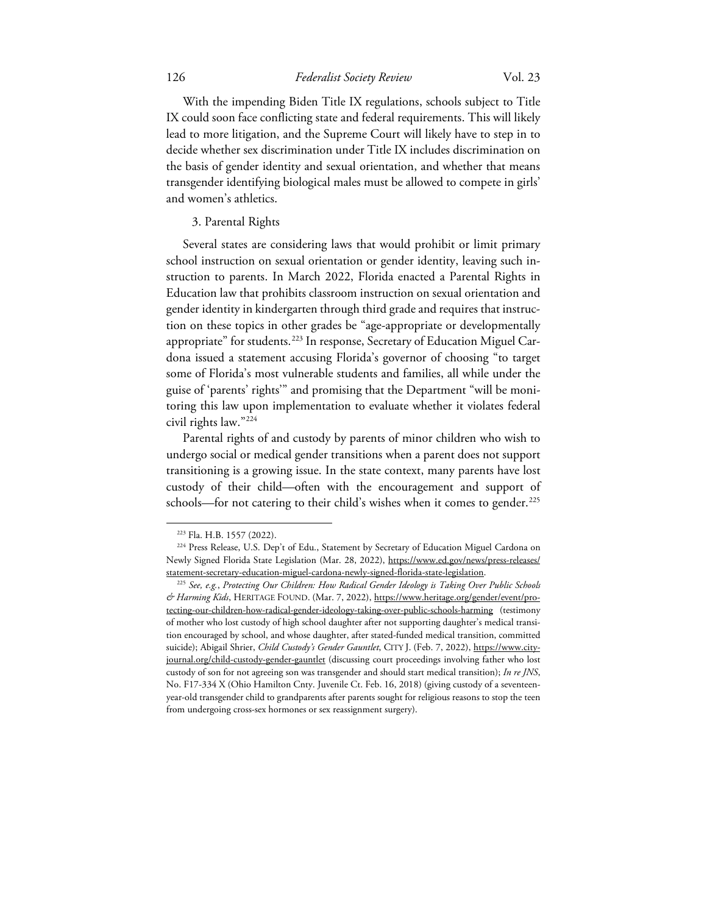With the impending Biden Title IX regulations, schools subject to Title IX could soon face conflicting state and federal requirements. This will likely lead to more litigation, and the Supreme Court will likely have to step in to decide whether sex discrimination under Title IX includes discrimination on the basis of gender identity and sexual orientation, and whether that means transgender identifying biological males must be allowed to compete in girls' and women's athletics.

### 3. Parental Rights

Several states are considering laws that would prohibit or limit primary school instruction on sexual orientation or gender identity, leaving such instruction to parents. In March 2022, Florida enacted a Parental Rights in Education law that prohibits classroom instruction on sexual orientation and gender identity in kindergarten through third grade and requires that instruction on these topics in other grades be "age-appropriate or developmentally appropriate" for students.[223] In response, Secretary of Education Miguel Cardona issued a statement accusing Florida's governor of choosing "to target some of Florida's most vulnerable students and families, all while under the guise of 'parents' rights'" and promising that the Department "will be monitoring this law upon implementation to evaluate whether it violates federal civil rights law."[224]

Parental rights of and custody by parents of minor children who wish to undergo social or medical gender transitions when a parent does not support transitioning is a growing issue. In the state context, many parents have lost custody of their child—often with the encouragement and support of schools—for not catering to their child's wishes when it comes to gender.[225]

---

[223] Fla. H.B. 1557 (2022).

[224] Press Release, U.S. Dep't of Edu., Statement by Secretary of Education Miguel Cardona on Newly Signed Florida State Legislation (Mar. 28, 2022), https://www.ed.gov/news/press-releases/statement-secretary-education-miguel-cardona-newly-signed-florida-state-legislation.

[225] *See, e.g.*, *Protecting Our Children: How Radical Gender Ideology is Taking Over Public Schools & Harming Kids*, HERITAGE FOUND. (Mar. 7, 2022), https://www.heritage.org/gender/event/protecting-our-children-how-radical-gender-ideology-taking-over-public-schools-harming (testimony of mother who lost custody of high school daughter after not supporting daughter's medical transition encouraged by school, and whose daughter, after stated-funded medical transition, committed suicide); Abigail Shrier, *Child Custody's Gender Gauntlet*, CITY J. (Feb. 7, 2022), https://www.city-journal.org/child-custody-gender-gauntlet (discussing court proceedings involving father who lost custody of son for not agreeing son was transgender and should start medical transition); *In re JNS*, No. F17-334 X (Ohio Hamilton Cnty. Juvenile Ct. Feb. 16, 2018) (giving custody of a seventeen-year-old transgender child to grandparents after parents sought for religious reasons to stop the teen from undergoing cross-sex hormones or sex reassignment surgery).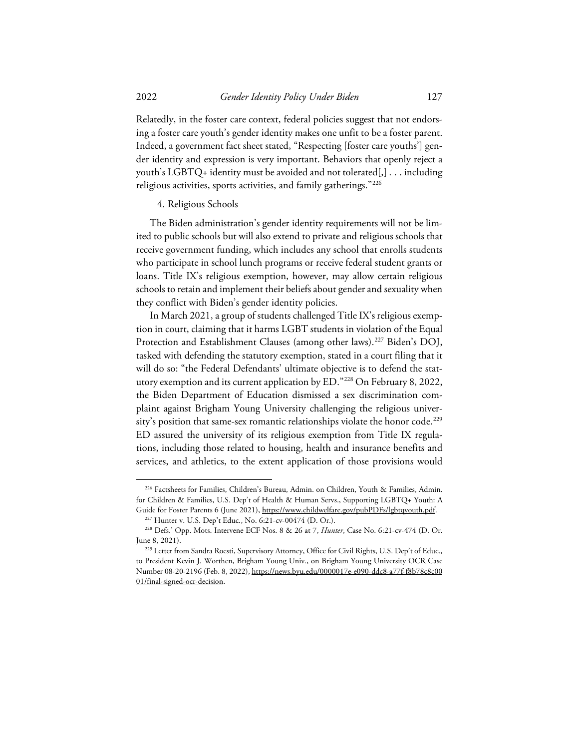Relatedly, in the foster care context, federal policies suggest that not endorsing a foster care youth's gender identity makes one unfit to be a foster parent. Indeed, a government fact sheet stated, "Respecting [foster care youths'] gender identity and expression is very important. Behaviors that openly reject a youth's LGBTQ+ identity must be avoided and not tolerated[,] . . . including religious activities, sports activities, and family gatherings."[226]

4. Religious Schools

The Biden administration's gender identity requirements will not be limited to public schools but will also extend to private and religious schools that receive government funding, which includes any school that enrolls students who participate in school lunch programs or receive federal student grants or loans. Title IX's religious exemption, however, may allow certain religious schools to retain and implement their beliefs about gender and sexuality when they conflict with Biden's gender identity policies.

In March 2021, a group of students challenged Title IX's religious exemption in court, claiming that it harms LGBT students in violation of the Equal Protection and Establishment Clauses (among other laws).[227] Biden's DOJ, tasked with defending the statutory exemption, stated in a court filing that it will do so: "the Federal Defendants' ultimate objective is to defend the statutory exemption and its current application by ED."[228] On February 8, 2022, the Biden Department of Education dismissed a sex discrimination complaint against Brigham Young University challenging the religious university's position that same-sex romantic relationships violate the honor code.[229] ED assured the university of its religious exemption from Title IX regulations, including those related to housing, health and insurance benefits and services, and athletics, to the extent application of those provisions would

[226] Factsheets for Families, Children's Bureau, Admin. on Children, Youth & Families, Admin. for Children & Families, U.S. Dep't of Health & Human Servs., Supporting LGBTQ+ Youth: A Guide for Foster Parents 6 (June 2021), https://www.childwelfare.gov/pubPDFs/lgbtqyouth.pdf.

[227] Hunter v. U.S. Dep't Educ., No. 6:21-cv-00474 (D. Or.).

[228] Defs.' Opp. Mots. Intervene ECF Nos. 8 & 26 at 7, *Hunter*, Case No. 6:21-cv-474 (D. Or. June 8, 2021).

[229] Letter from Sandra Roesti, Supervisory Attorney, Office for Civil Rights, U.S. Dep't of Educ., to President Kevin J. Worthen, Brigham Young Univ., on Brigham Young University OCR Case Number 08-20-2196 (Feb. 8, 2022), https://news.byu.edu/0000017e-e090-ddc8-a77f-f8b78c8c0001/final-signed-ocr-decision.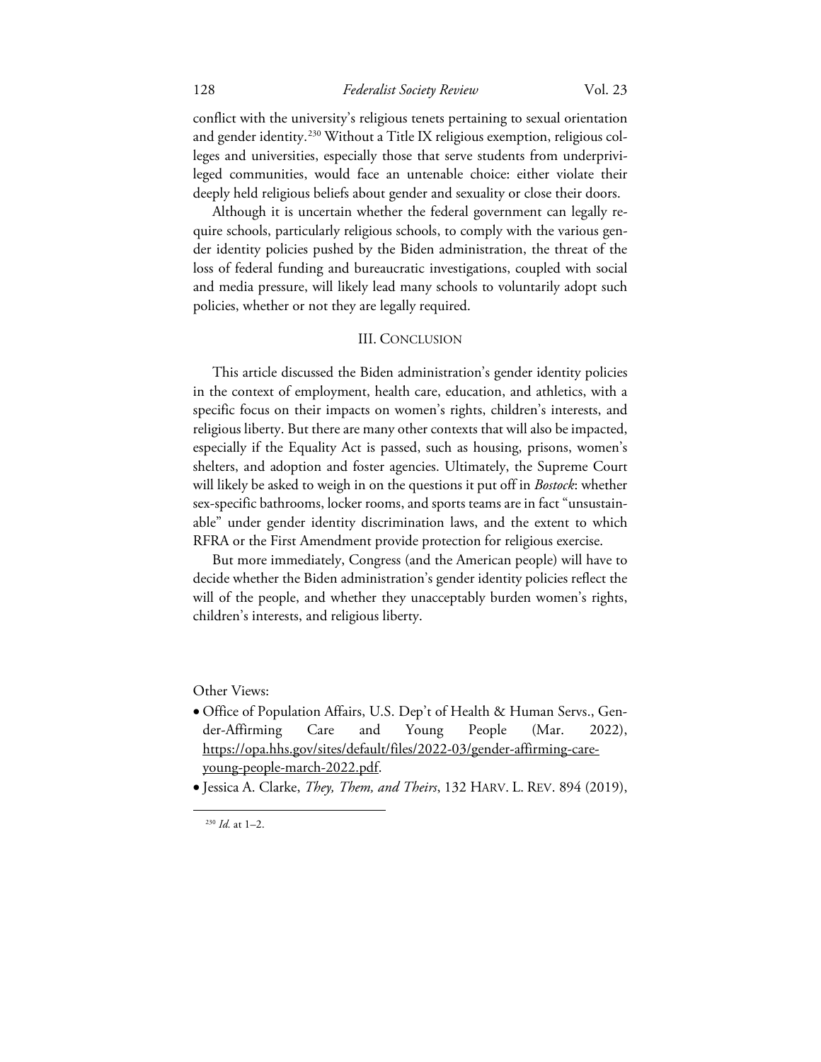conflict with the university's religious tenets pertaining to sexual orientation and gender identity.[230] Without a Title IX religious exemption, religious colleges and universities, especially those that serve students from underprivileged communities, would face an untenable choice: either violate their deeply held religious beliefs about gender and sexuality or close their doors.

Although it is uncertain whether the federal government can legally require schools, particularly religious schools, to comply with the various gender identity policies pushed by the Biden administration, the threat of the loss of federal funding and bureaucratic investigations, coupled with social and media pressure, will likely lead many schools to voluntarily adopt such policies, whether or not they are legally required.

## III. Conclusion

This article discussed the Biden administration's gender identity policies in the context of employment, health care, education, and athletics, with a specific focus on their impacts on women's rights, children's interests, and religious liberty. But there are many other contexts that will also be impacted, especially if the Equality Act is passed, such as housing, prisons, women's shelters, and adoption and foster agencies. Ultimately, the Supreme Court will likely be asked to weigh in on the questions it put off in *Bostock*: whether sex-specific bathrooms, locker rooms, and sports teams are in fact "unsustainable" under gender identity discrimination laws, and the extent to which RFRA or the First Amendment provide protection for religious exercise.

But more immediately, Congress (and the American people) will have to decide whether the Biden administration's gender identity policies reflect the will of the people, and whether they unacceptably burden women's rights, children's interests, and religious liberty.

Other Views:

- Office of Population Affairs, U.S. Dep't of Health & Human Servs., Gender-Affirming Care and Young People (Mar. 2022), https://opa.hhs.gov/sites/default/files/2022-03/gender-affirming-care-young-people-march-2022.pdf.
- Jessica A. Clarke, *They, Them, and Theirs*, 132 Harv. L. Rev. 894 (2019),

---

[230] *Id.* at 1–2.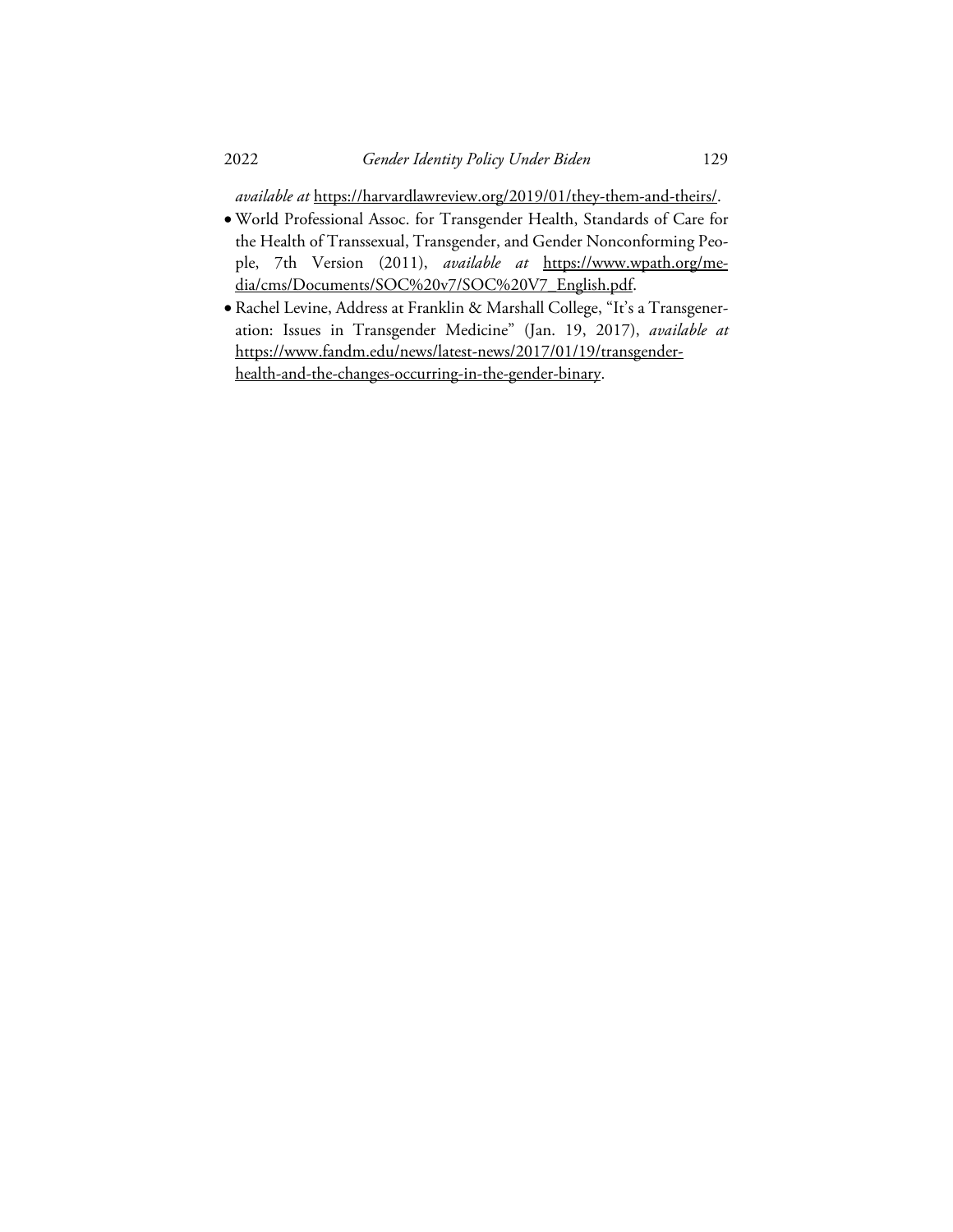*available at* https://harvardlawreview.org/2019/01/they-them-and-theirs/.

- World Professional Assoc. for Transgender Health, Standards of Care for the Health of Transsexual, Transgender, and Gender Nonconforming People, 7th Version (2011), *available at* https://www.wpath.org/media/cms/Documents/SOC%20v7/SOC%20V7_English.pdf.
- Rachel Levine, Address at Franklin & Marshall College, "It's a Transgeneration: Issues in Transgender Medicine" (Jan. 19, 2017), *available at* https://www.fandm.edu/news/latest-news/2017/01/19/transgender-health-and-the-changes-occurring-in-the-gender-binary.